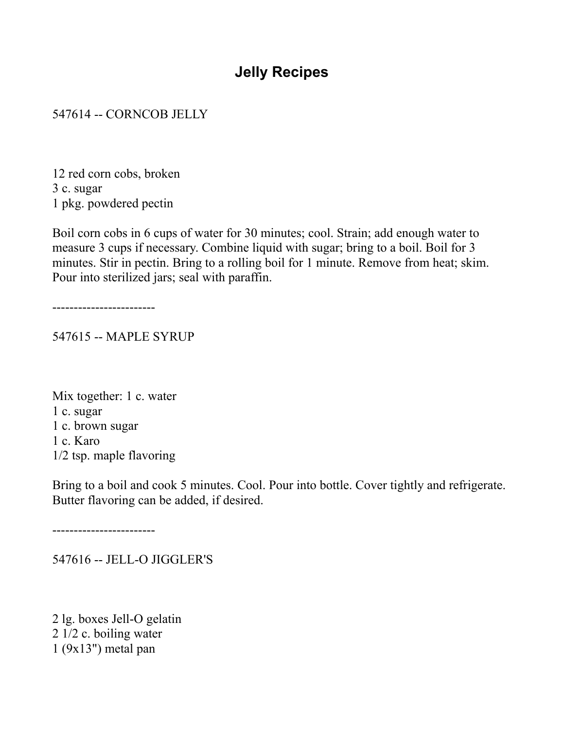# Jelly Recipes

547614 -- CORNCOB JELLY

12 red corn cobs, broken
3 c. sugar
1 pkg. powdered pectin

Boil corn cobs in 6 cups of water for 30 minutes; cool. Strain; add enough water to measure 3 cups if necessary. Combine liquid with sugar; bring to a boil. Boil for 3 minutes. Stir in pectin. Bring to a rolling boil for 1 minute. Remove from heat; skim. Pour into sterilized jars; seal with paraffin.

------------------------

547615 -- MAPLE SYRUP

Mix together: 1 c. water
1 c. sugar
1 c. brown sugar
1 c. Karo
1/2 tsp. maple flavoring

Bring to a boil and cook 5 minutes. Cool. Pour into bottle. Cover tightly and refrigerate. Butter flavoring can be added, if desired.

------------------------

547616 -- JELL-O JIGGLER'S

2 lg. boxes Jell-O gelatin
2 1/2 c. boiling water
1 (9x13") metal pan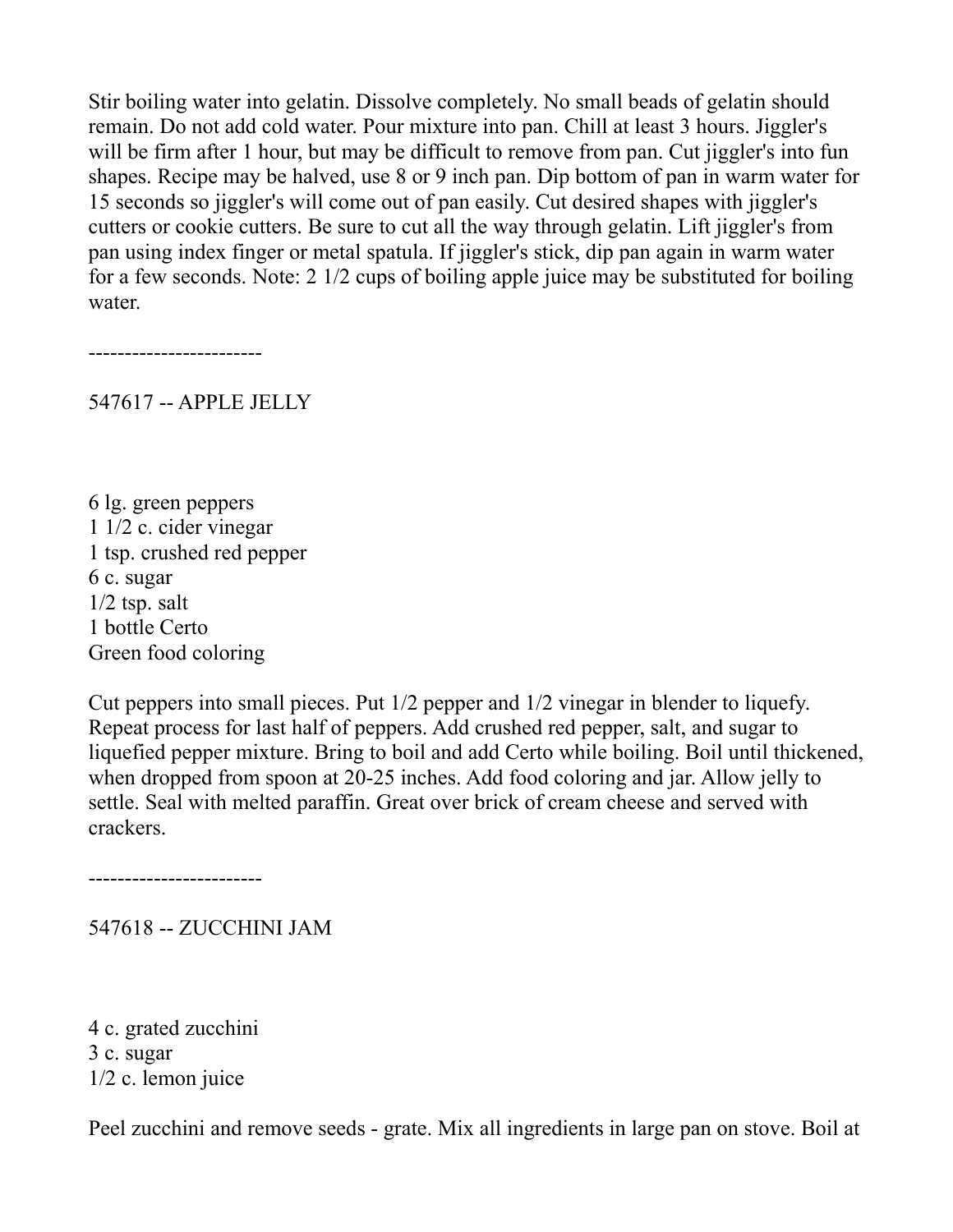Stir boiling water into gelatin. Dissolve completely. No small beads of gelatin should remain. Do not add cold water. Pour mixture into pan. Chill at least 3 hours. Jiggler's will be firm after 1 hour, but may be difficult to remove from pan. Cut jiggler's into fun shapes. Recipe may be halved, use 8 or 9 inch pan. Dip bottom of pan in warm water for 15 seconds so jiggler's will come out of pan easily. Cut desired shapes with jiggler's cutters or cookie cutters. Be sure to cut all the way through gelatin. Lift jiggler's from pan using index finger or metal spatula. If jiggler's stick, dip pan again in warm water for a few seconds. Note: 2 1/2 cups of boiling apple juice may be substituted for boiling water.

------------------------

## 547617 -- APPLE JELLY

6 lg. green peppers
1 1/2 c. cider vinegar
1 tsp. crushed red pepper
6 c. sugar
1/2 tsp. salt
1 bottle Certo
Green food coloring

Cut peppers into small pieces. Put 1/2 pepper and 1/2 vinegar in blender to liquefy. Repeat process for last half of peppers. Add crushed red pepper, salt, and sugar to liquefied pepper mixture. Bring to boil and add Certo while boiling. Boil until thickened, when dropped from spoon at 20-25 inches. Add food coloring and jar. Allow jelly to settle. Seal with melted paraffin. Great over brick of cream cheese and served with crackers.

------------------------

## 547618 -- ZUCCHINI JAM

4 c. grated zucchini
3 c. sugar
1/2 c. lemon juice

Peel zucchini and remove seeds - grate. Mix all ingredients in large pan on stove. Boil at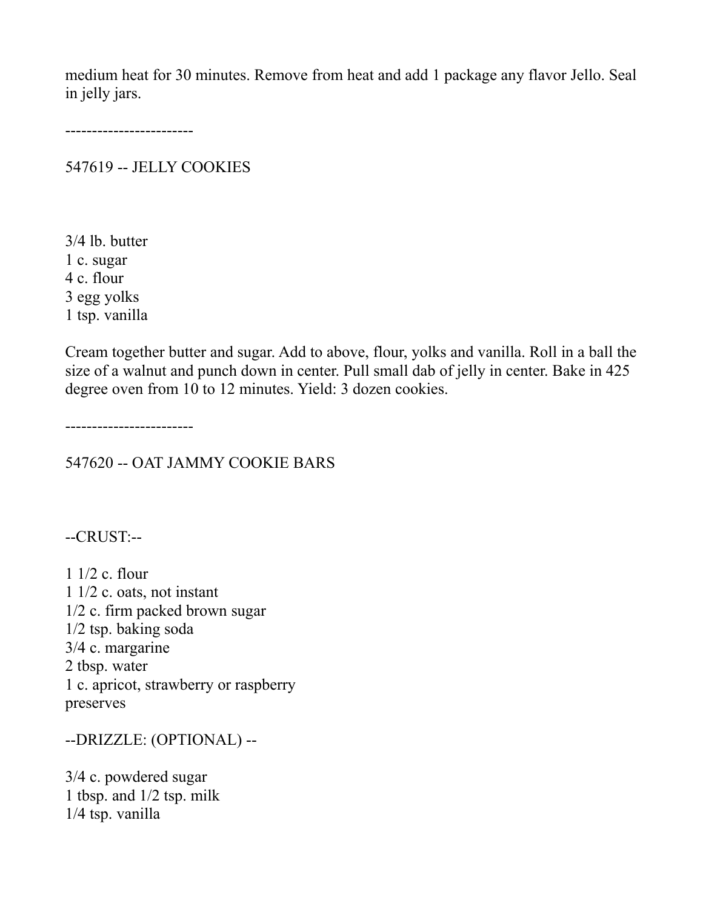medium heat for 30 minutes. Remove from heat and add 1 package any flavor Jello. Seal in jelly jars.

------------------------

## 547619 -- JELLY COOKIES

3/4 lb. butter
1 c. sugar
4 c. flour
3 egg yolks
1 tsp. vanilla

Cream together butter and sugar. Add to above, flour, yolks and vanilla. Roll in a ball the size of a walnut and punch down in center. Pull small dab of jelly in center. Bake in 425 degree oven from 10 to 12 minutes. Yield: 3 dozen cookies.

------------------------

## 547620 -- OAT JAMMY COOKIE BARS

--CRUST:--

1 1/2 c. flour
1 1/2 c. oats, not instant
1/2 c. firm packed brown sugar
1/2 tsp. baking soda
3/4 c. margarine
2 tbsp. water
1 c. apricot, strawberry or raspberry preserves

--DRIZZLE: (OPTIONAL) --

3/4 c. powdered sugar
1 tbsp. and 1/2 tsp. milk
1/4 tsp. vanilla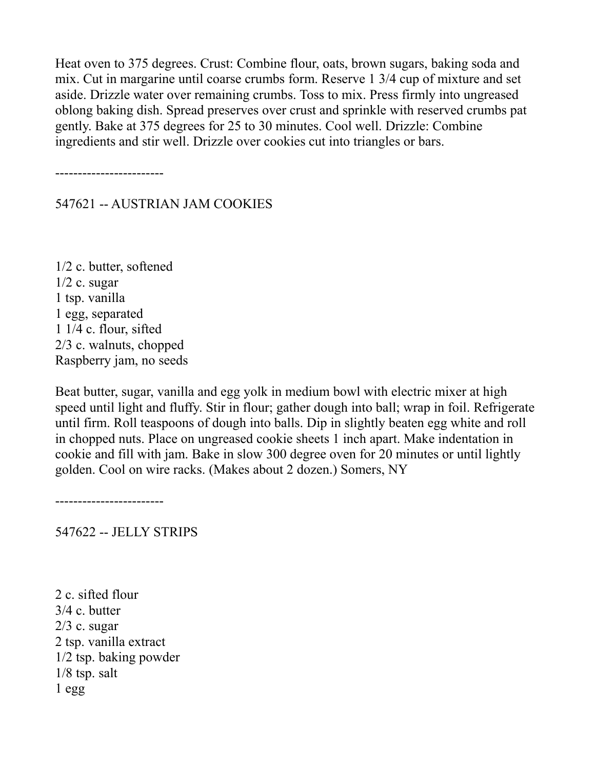Heat oven to 375 degrees. Crust: Combine flour, oats, brown sugars, baking soda and mix. Cut in margarine until coarse crumbs form. Reserve 1 3/4 cup of mixture and set aside. Drizzle water over remaining crumbs. Toss to mix. Press firmly into ungreased oblong baking dish. Spread preserves over crust and sprinkle with reserved crumbs pat gently. Bake at 375 degrees for 25 to 30 minutes. Cool well. Drizzle: Combine ingredients and stir well. Drizzle over cookies cut into triangles or bars.

------------------------

## 547621 -- AUSTRIAN JAM COOKIES

1/2 c. butter, softened  
1/2 c. sugar  
1 tsp. vanilla  
1 egg, separated  
1 1/4 c. flour, sifted  
2/3 c. walnuts, chopped  
Raspberry jam, no seeds

Beat butter, sugar, vanilla and egg yolk in medium bowl with electric mixer at high speed until light and fluffy. Stir in flour; gather dough into ball; wrap in foil. Refrigerate until firm. Roll teaspoons of dough into balls. Dip in slightly beaten egg white and roll in chopped nuts. Place on ungreased cookie sheets 1 inch apart. Make indentation in cookie and fill with jam. Bake in slow 300 degree oven for 20 minutes or until lightly golden. Cool on wire racks. (Makes about 2 dozen.) Somers, NY

------------------------

## 547622 -- JELLY STRIPS

2 c. sifted flour  
3/4 c. butter  
2/3 c. sugar  
2 tsp. vanilla extract  
1/2 tsp. baking powder  
1/8 tsp. salt  
1 egg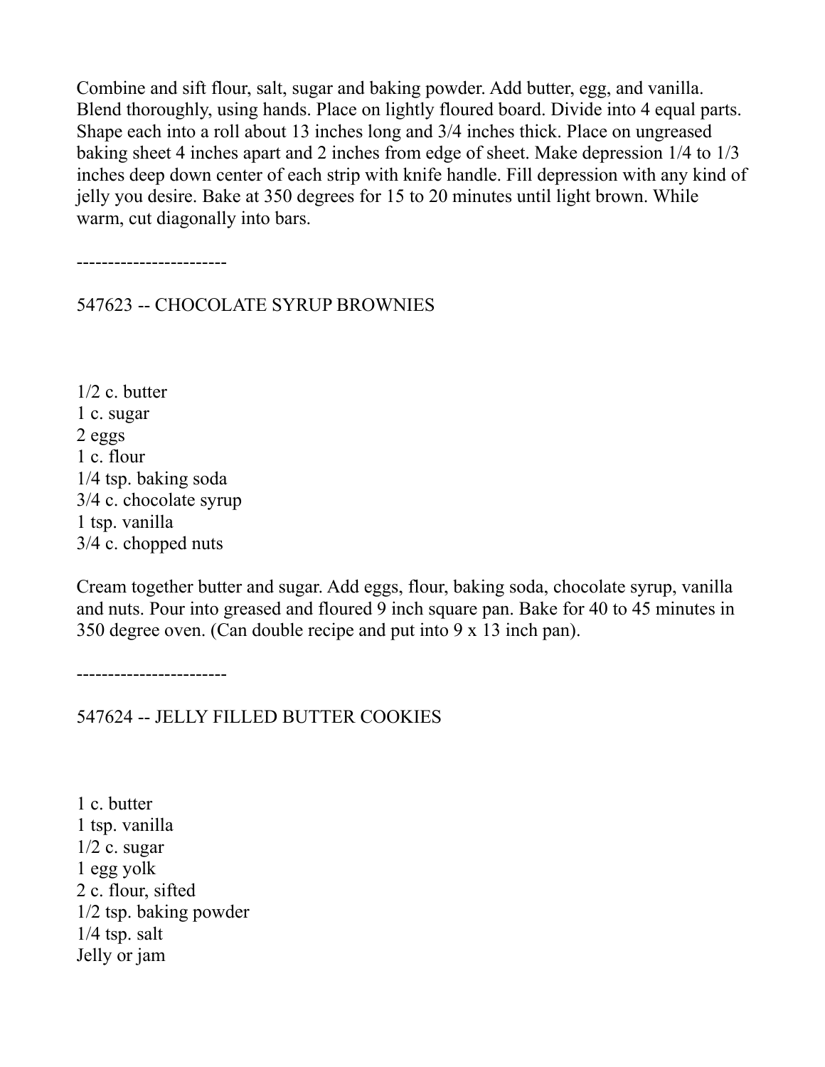Combine and sift flour, salt, sugar and baking powder. Add butter, egg, and vanilla. Blend thoroughly, using hands. Place on lightly floured board. Divide into 4 equal parts. Shape each into a roll about 13 inches long and 3/4 inches thick. Place on ungreased baking sheet 4 inches apart and 2 inches from edge of sheet. Make depression 1/4 to 1/3 inches deep down center of each strip with knife handle. Fill depression with any kind of jelly you desire. Bake at 350 degrees for 15 to 20 minutes until light brown. While warm, cut diagonally into bars.

------------------------

## 547623 -- CHOCOLATE SYRUP BROWNIES

1/2 c. butter
1 c. sugar
2 eggs
1 c. flour
1/4 tsp. baking soda
3/4 c. chocolate syrup
1 tsp. vanilla
3/4 c. chopped nuts

Cream together butter and sugar. Add eggs, flour, baking soda, chocolate syrup, vanilla and nuts. Pour into greased and floured 9 inch square pan. Bake for 40 to 45 minutes in 350 degree oven. (Can double recipe and put into 9 x 13 inch pan).

------------------------

## 547624 -- JELLY FILLED BUTTER COOKIES

1 c. butter
1 tsp. vanilla
1/2 c. sugar
1 egg yolk
2 c. flour, sifted
1/2 tsp. baking powder
1/4 tsp. salt
Jelly or jam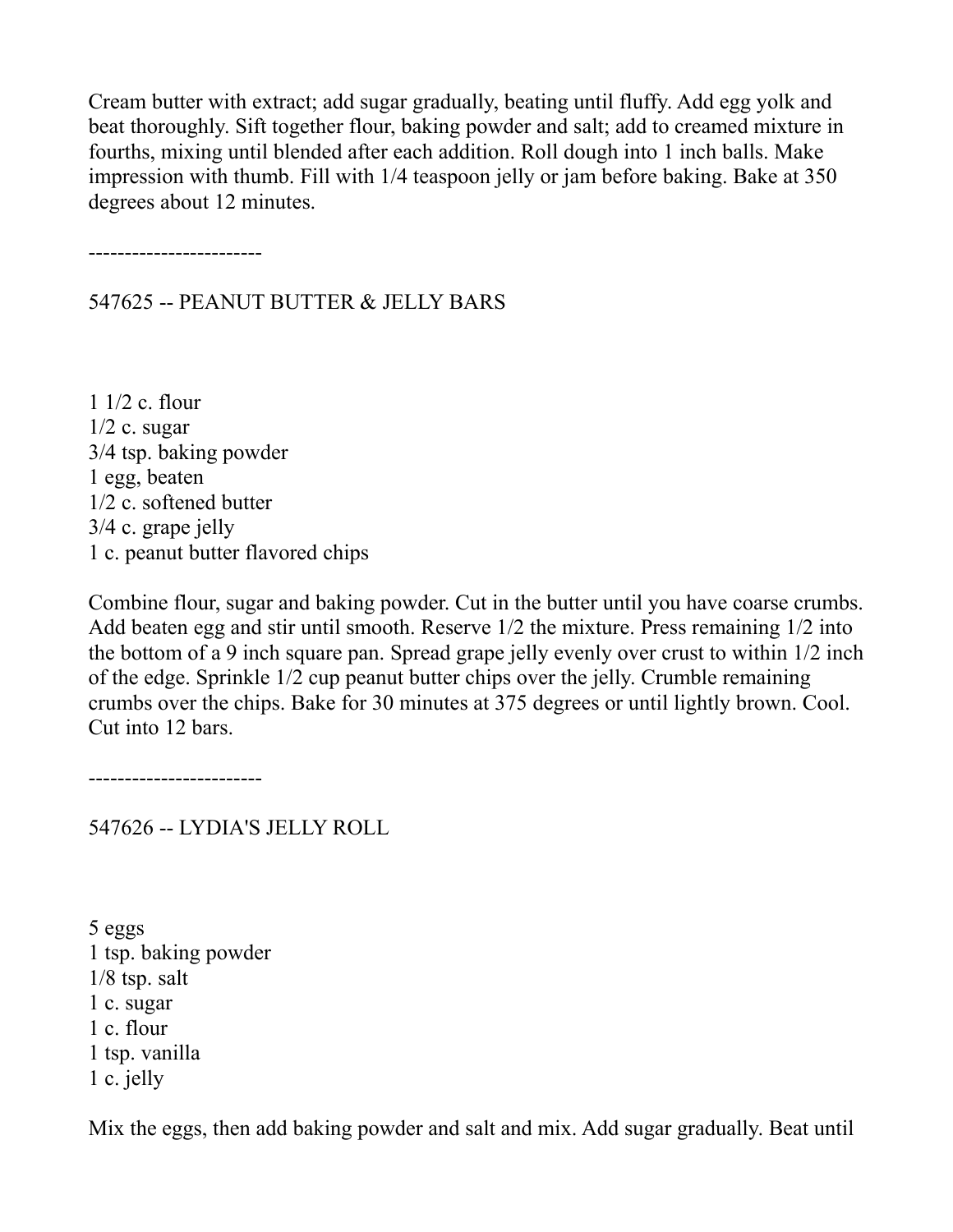Cream butter with extract; add sugar gradually, beating until fluffy. Add egg yolk and beat thoroughly. Sift together flour, baking powder and salt; add to creamed mixture in fourths, mixing until blended after each addition. Roll dough into 1 inch balls. Make impression with thumb. Fill with 1/4 teaspoon jelly or jam before baking. Bake at 350 degrees about 12 minutes.

------------------------

## 547625 -- PEANUT BUTTER & JELLY BARS

1 1/2 c. flour
1/2 c. sugar
3/4 tsp. baking powder
1 egg, beaten
1/2 c. softened butter
3/4 c. grape jelly
1 c. peanut butter flavored chips

Combine flour, sugar and baking powder. Cut in the butter until you have coarse crumbs. Add beaten egg and stir until smooth. Reserve 1/2 the mixture. Press remaining 1/2 into the bottom of a 9 inch square pan. Spread grape jelly evenly over crust to within 1/2 inch of the edge. Sprinkle 1/2 cup peanut butter chips over the jelly. Crumble remaining crumbs over the chips. Bake for 30 minutes at 375 degrees or until lightly brown. Cool. Cut into 12 bars.

------------------------

## 547626 -- LYDIA'S JELLY ROLL

5 eggs
1 tsp. baking powder
1/8 tsp. salt
1 c. sugar
1 c. flour
1 tsp. vanilla
1 c. jelly

Mix the eggs, then add baking powder and salt and mix. Add sugar gradually. Beat until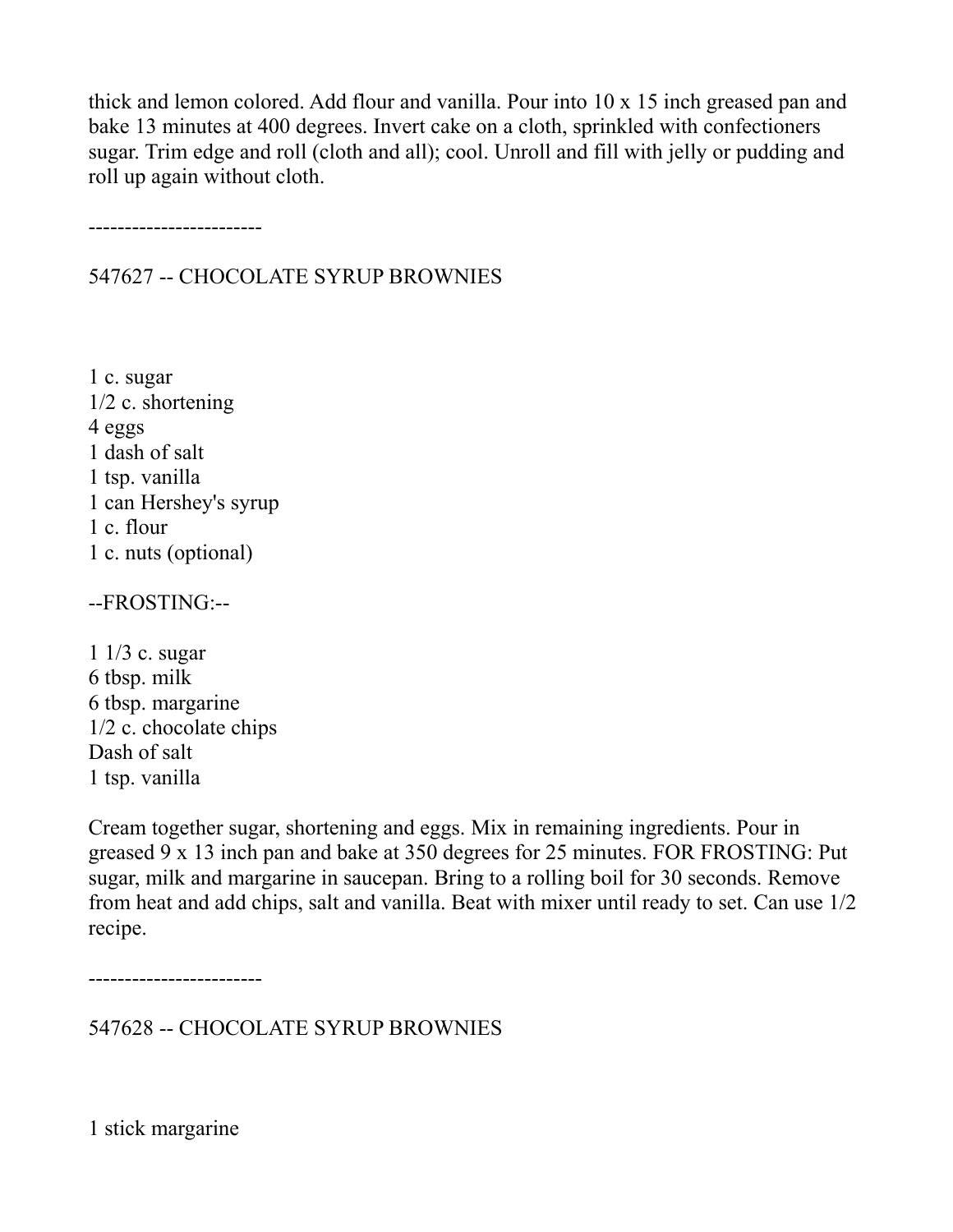thick and lemon colored. Add flour and vanilla. Pour into 10 x 15 inch greased pan and bake 13 minutes at 400 degrees. Invert cake on a cloth, sprinkled with confectioners sugar. Trim edge and roll (cloth and all); cool. Unroll and fill with jelly or pudding and roll up again without cloth.

------------------------

547627 -- CHOCOLATE SYRUP BROWNIES

1 c. sugar
1/2 c. shortening
4 eggs
1 dash of salt
1 tsp. vanilla
1 can Hershey's syrup
1 c. flour
1 c. nuts (optional)

--FROSTING:--

1 1/3 c. sugar
6 tbsp. milk
6 tbsp. margarine
1/2 c. chocolate chips
Dash of salt
1 tsp. vanilla

Cream together sugar, shortening and eggs. Mix in remaining ingredients. Pour in greased 9 x 13 inch pan and bake at 350 degrees for 25 minutes. FOR FROSTING: Put sugar, milk and margarine in saucepan. Bring to a rolling boil for 30 seconds. Remove from heat and add chips, salt and vanilla. Beat with mixer until ready to set. Can use 1/2 recipe.

------------------------

547628 -- CHOCOLATE SYRUP BROWNIES

1 stick margarine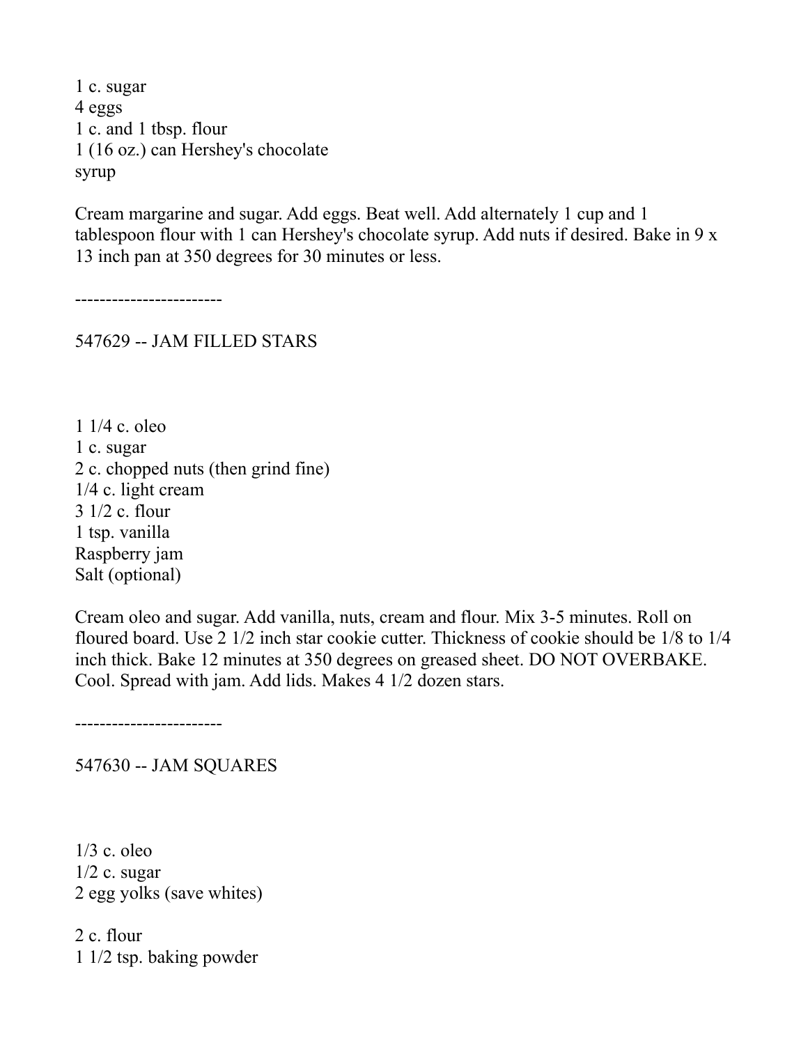1 c. sugar
4 eggs
1 c. and 1 tbsp. flour
1 (16 oz.) can Hershey's chocolate syrup

Cream margarine and sugar. Add eggs. Beat well. Add alternately 1 cup and 1 tablespoon flour with 1 can Hershey's chocolate syrup. Add nuts if desired. Bake in 9 x 13 inch pan at 350 degrees for 30 minutes or less.

------------------------

547629 -- JAM FILLED STARS

1 1/4 c. oleo
1 c. sugar
2 c. chopped nuts (then grind fine)
1/4 c. light cream
3 1/2 c. flour
1 tsp. vanilla
Raspberry jam
Salt (optional)

Cream oleo and sugar. Add vanilla, nuts, cream and flour. Mix 3-5 minutes. Roll on floured board. Use 2 1/2 inch star cookie cutter. Thickness of cookie should be 1/8 to 1/4 inch thick. Bake 12 minutes at 350 degrees on greased sheet. DO NOT OVERBAKE. Cool. Spread with jam. Add lids. Makes 4 1/2 dozen stars.

------------------------

547630 -- JAM SQUARES

1/3 c. oleo
1/2 c. sugar
2 egg yolks (save whites)

2 c. flour
1 1/2 tsp. baking powder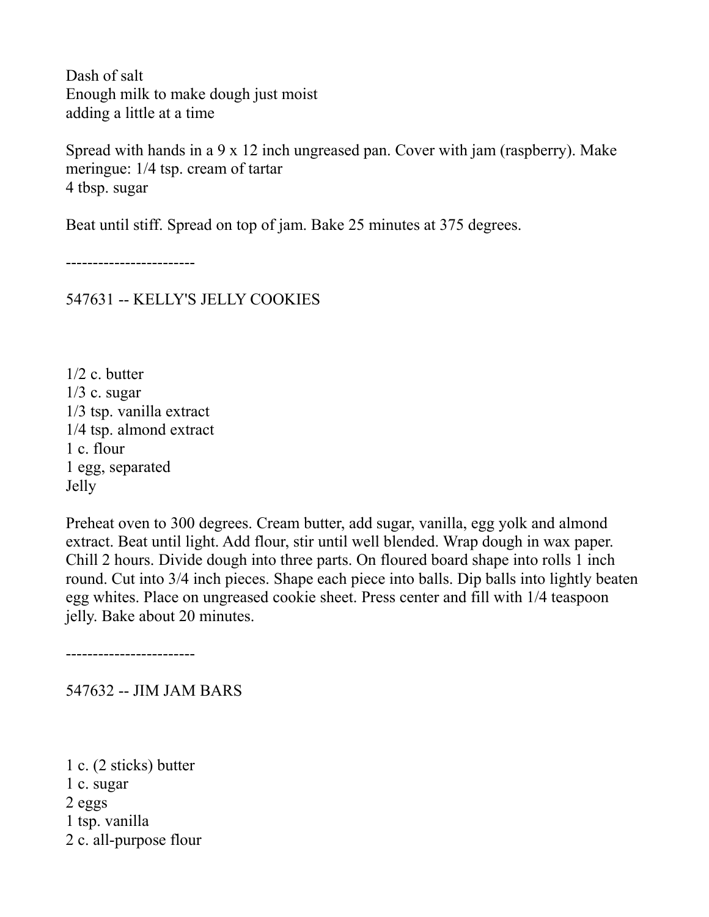Dash of salt
Enough milk to make dough just moist
adding a little at a time

Spread with hands in a 9 x 12 inch ungreased pan. Cover with jam (raspberry). Make meringue: 1/4 tsp. cream of tartar
4 tbsp. sugar

Beat until stiff. Spread on top of jam. Bake 25 minutes at 375 degrees.

------------------------

547631 -- KELLY'S JELLY COOKIES

1/2 c. butter
1/3 c. sugar
1/3 tsp. vanilla extract
1/4 tsp. almond extract
1 c. flour
1 egg, separated
Jelly

Preheat oven to 300 degrees. Cream butter, add sugar, vanilla, egg yolk and almond extract. Beat until light. Add flour, stir until well blended. Wrap dough in wax paper. Chill 2 hours. Divide dough into three parts. On floured board shape into rolls 1 inch round. Cut into 3/4 inch pieces. Shape each piece into balls. Dip balls into lightly beaten egg whites. Place on ungreased cookie sheet. Press center and fill with 1/4 teaspoon jelly. Bake about 20 minutes.

------------------------

547632 -- JIM JAM BARS

1 c. (2 sticks) butter
1 c. sugar
2 eggs
1 tsp. vanilla
2 c. all-purpose flour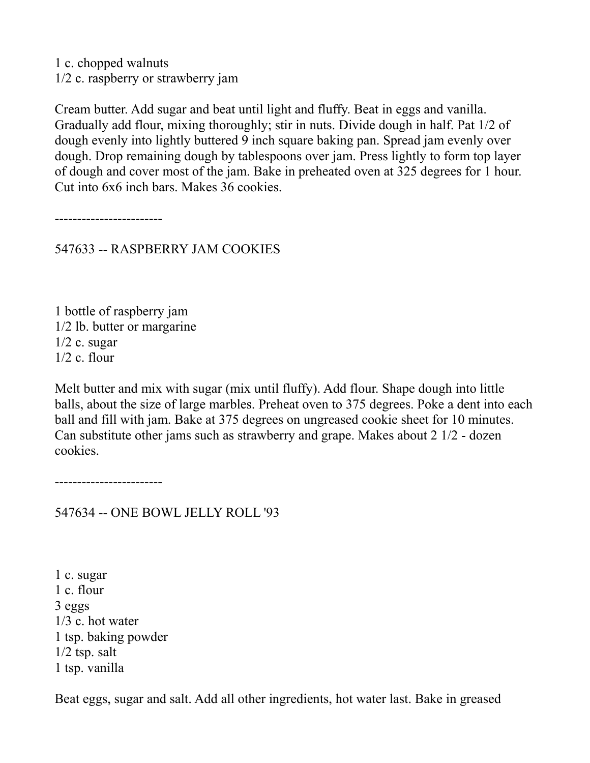1 c. chopped walnuts
1/2 c. raspberry or strawberry jam

Cream butter. Add sugar and beat until light and fluffy. Beat in eggs and vanilla. Gradually add flour, mixing thoroughly; stir in nuts. Divide dough in half. Pat 1/2 of dough evenly into lightly buttered 9 inch square baking pan. Spread jam evenly over dough. Drop remaining dough by tablespoons over jam. Press lightly to form top layer of dough and cover most of the jam. Bake in preheated oven at 325 degrees for 1 hour. Cut into 6x6 inch bars. Makes 36 cookies.

------------------------

547633 -- RASPBERRY JAM COOKIES

1 bottle of raspberry jam
1/2 lb. butter or margarine
1/2 c. sugar
1/2 c. flour

Melt butter and mix with sugar (mix until fluffy). Add flour. Shape dough into little balls, about the size of large marbles. Preheat oven to 375 degrees. Poke a dent into each ball and fill with jam. Bake at 375 degrees on ungreased cookie sheet for 10 minutes. Can substitute other jams such as strawberry and grape. Makes about 2 1/2 - dozen cookies.

------------------------

547634 -- ONE BOWL JELLY ROLL '93

1 c. sugar
1 c. flour
3 eggs
1/3 c. hot water
1 tsp. baking powder
1/2 tsp. salt
1 tsp. vanilla

Beat eggs, sugar and salt. Add all other ingredients, hot water last. Bake in greased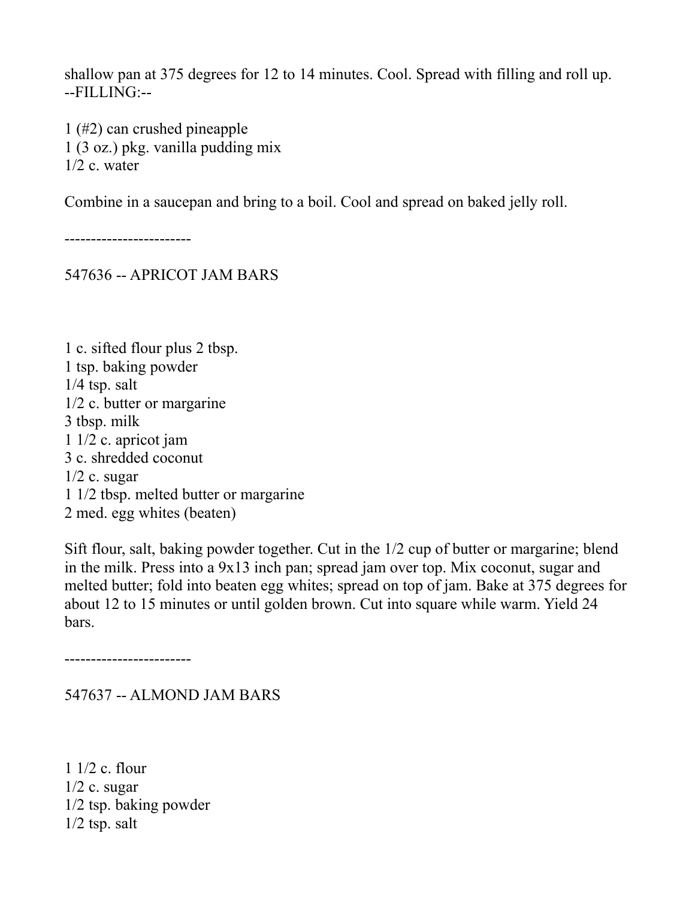shallow pan at 375 degrees for 12 to 14 minutes. Cool. Spread with filling and roll up.
--FILLING:--

1 (#2) can crushed pineapple
1 (3 oz.) pkg. vanilla pudding mix
1/2 c. water

Combine in a saucepan and bring to a boil. Cool and spread on baked jelly roll.

------------------------

547636 -- APRICOT JAM BARS

1 c. sifted flour plus 2 tbsp.
1 tsp. baking powder
1/4 tsp. salt
1/2 c. butter or margarine
3 tbsp. milk
1 1/2 c. apricot jam
3 c. shredded coconut
1/2 c. sugar
1 1/2 tbsp. melted butter or margarine
2 med. egg whites (beaten)

Sift flour, salt, baking powder together. Cut in the 1/2 cup of butter or margarine; blend in the milk. Press into a 9x13 inch pan; spread jam over top. Mix coconut, sugar and melted butter; fold into beaten egg whites; spread on top of jam. Bake at 375 degrees for about 12 to 15 minutes or until golden brown. Cut into square while warm. Yield 24 bars.

------------------------

547637 -- ALMOND JAM BARS

1 1/2 c. flour
1/2 c. sugar
1/2 tsp. baking powder
1/2 tsp. salt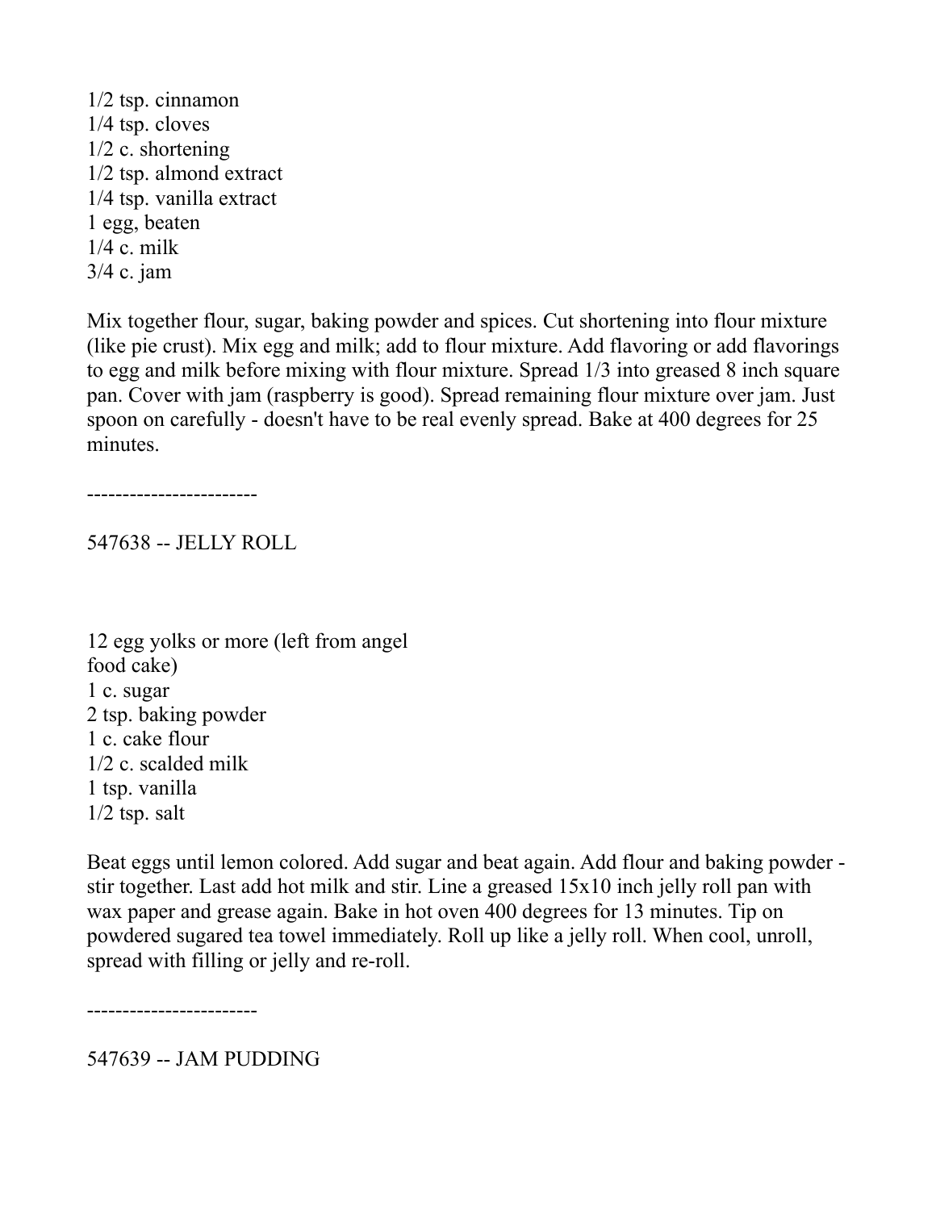1/2 tsp. cinnamon
1/4 tsp. cloves
1/2 c. shortening
1/2 tsp. almond extract
1/4 tsp. vanilla extract
1 egg, beaten
1/4 c. milk
3/4 c. jam

Mix together flour, sugar, baking powder and spices. Cut shortening into flour mixture (like pie crust). Mix egg and milk; add to flour mixture. Add flavoring or add flavorings to egg and milk before mixing with flour mixture. Spread 1/3 into greased 8 inch square pan. Cover with jam (raspberry is good). Spread remaining flour mixture over jam. Just spoon on carefully - doesn't have to be real evenly spread. Bake at 400 degrees for 25 minutes.

------------------------

547638 -- JELLY ROLL

12 egg yolks or more (left from angel food cake)
1 c. sugar
2 tsp. baking powder
1 c. cake flour
1/2 c. scalded milk
1 tsp. vanilla
1/2 tsp. salt

Beat eggs until lemon colored. Add sugar and beat again. Add flour and baking powder - stir together. Last add hot milk and stir. Line a greased 15x10 inch jelly roll pan with wax paper and grease again. Bake in hot oven 400 degrees for 13 minutes. Tip on powdered sugared tea towel immediately. Roll up like a jelly roll. When cool, unroll, spread with filling or jelly and re-roll.

------------------------

547639 -- JAM PUDDING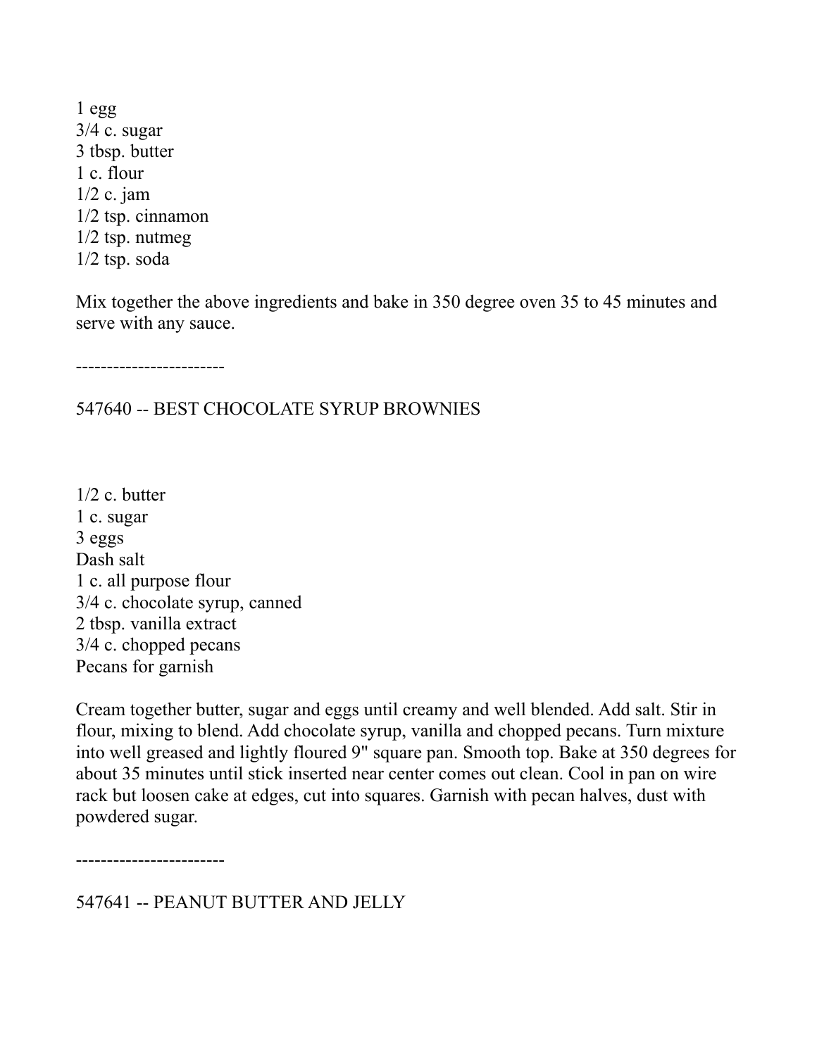1 egg
3/4 c. sugar
3 tbsp. butter
1 c. flour
1/2 c. jam
1/2 tsp. cinnamon
1/2 tsp. nutmeg
1/2 tsp. soda

Mix together the above ingredients and bake in 350 degree oven 35 to 45 minutes and serve with any sauce.

------------------------

## 547640 -- BEST CHOCOLATE SYRUP BROWNIES

1/2 c. butter
1 c. sugar
3 eggs
Dash salt
1 c. all purpose flour
3/4 c. chocolate syrup, canned
2 tbsp. vanilla extract
3/4 c. chopped pecans
Pecans for garnish

Cream together butter, sugar and eggs until creamy and well blended. Add salt. Stir in flour, mixing to blend. Add chocolate syrup, vanilla and chopped pecans. Turn mixture into well greased and lightly floured 9" square pan. Smooth top. Bake at 350 degrees for about 35 minutes until stick inserted near center comes out clean. Cool in pan on wire rack but loosen cake at edges, cut into squares. Garnish with pecan halves, dust with powdered sugar.

------------------------

## 547641 -- PEANUT BUTTER AND JELLY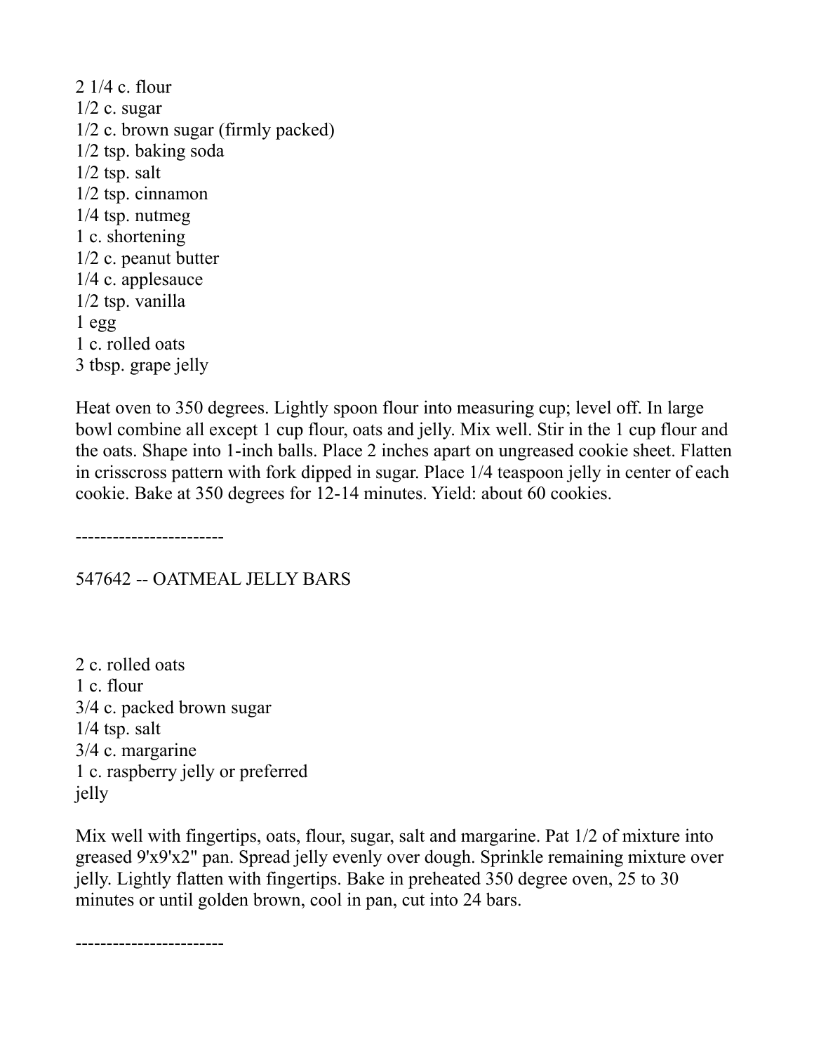2 1/4 c. flour
1/2 c. sugar
1/2 c. brown sugar (firmly packed)
1/2 tsp. baking soda
1/2 tsp. salt
1/2 tsp. cinnamon
1/4 tsp. nutmeg
1 c. shortening
1/2 c. peanut butter
1/4 c. applesauce
1/2 tsp. vanilla
1 egg
1 c. rolled oats
3 tbsp. grape jelly

Heat oven to 350 degrees. Lightly spoon flour into measuring cup; level off. In large bowl combine all except 1 cup flour, oats and jelly. Mix well. Stir in the 1 cup flour and the oats. Shape into 1-inch balls. Place 2 inches apart on ungreased cookie sheet. Flatten in crisscross pattern with fork dipped in sugar. Place 1/4 teaspoon jelly in center of each cookie. Bake at 350 degrees for 12-14 minutes. Yield: about 60 cookies.

------------------------

547642 -- OATMEAL JELLY BARS

2 c. rolled oats
1 c. flour
3/4 c. packed brown sugar
1/4 tsp. salt
3/4 c. margarine
1 c. raspberry jelly or preferred
jelly

Mix well with fingertips, oats, flour, sugar, salt and margarine. Pat 1/2 of mixture into greased 9'x9'x2" pan. Spread jelly evenly over dough. Sprinkle remaining mixture over jelly. Lightly flatten with fingertips. Bake in preheated 350 degree oven, 25 to 30 minutes or until golden brown, cool in pan, cut into 24 bars.

------------------------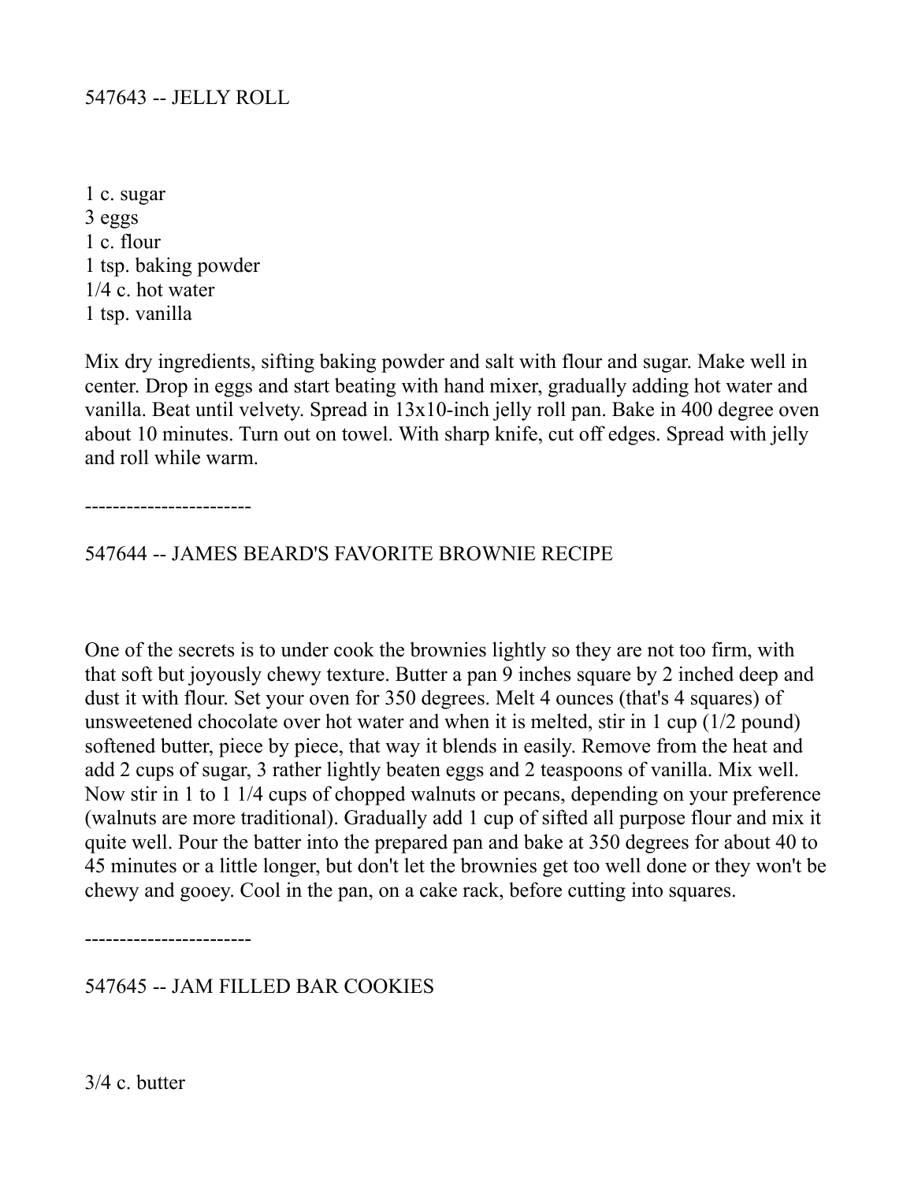## 547643 -- JELLY ROLL

1 c. sugar
3 eggs
1 c. flour
1 tsp. baking powder
1/4 c. hot water
1 tsp. vanilla

Mix dry ingredients, sifting baking powder and salt with flour and sugar. Make well in center. Drop in eggs and start beating with hand mixer, gradually adding hot water and vanilla. Beat until velvety. Spread in 13x10-inch jelly roll pan. Bake in 400 degree oven about 10 minutes. Turn out on towel. With sharp knife, cut off edges. Spread with jelly and roll while warm.

------------------------

## 547644 -- JAMES BEARD'S FAVORITE BROWNIE RECIPE

One of the secrets is to under cook the brownies lightly so they are not too firm, with that soft but joyously chewy texture. Butter a pan 9 inches square by 2 inched deep and dust it with flour. Set your oven for 350 degrees. Melt 4 ounces (that's 4 squares) of unsweetened chocolate over hot water and when it is melted, stir in 1 cup (1/2 pound) softened butter, piece by piece, that way it blends in easily. Remove from the heat and add 2 cups of sugar, 3 rather lightly beaten eggs and 2 teaspoons of vanilla. Mix well. Now stir in 1 to 1 1/4 cups of chopped walnuts or pecans, depending on your preference (walnuts are more traditional). Gradually add 1 cup of sifted all purpose flour and mix it quite well. Pour the batter into the prepared pan and bake at 350 degrees for about 40 to 45 minutes or a little longer, but don't let the brownies get too well done or they won't be chewy and gooey. Cool in the pan, on a cake rack, before cutting into squares.

------------------------

## 547645 -- JAM FILLED BAR COOKIES

3/4 c. butter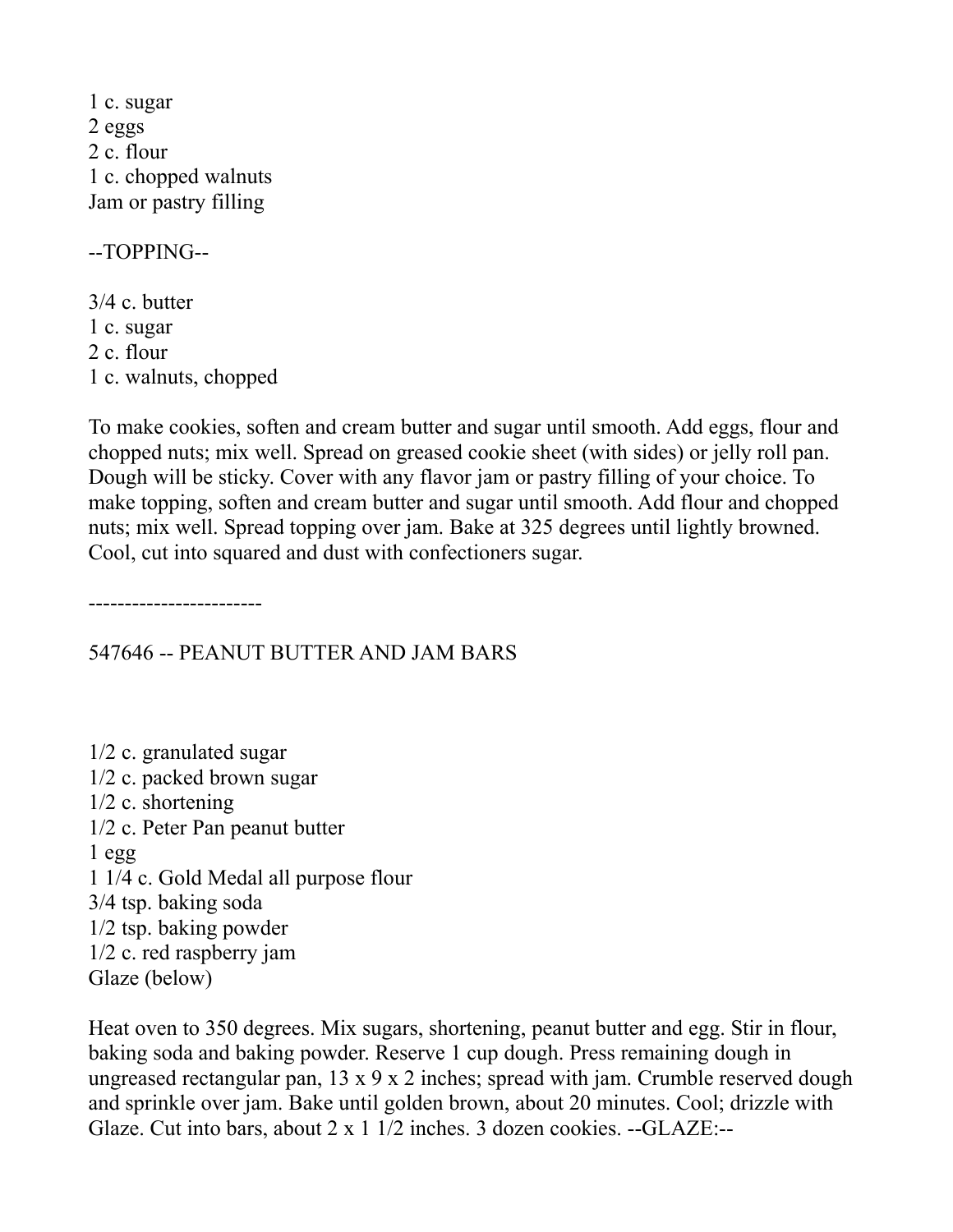1 c. sugar
2 eggs
2 c. flour
1 c. chopped walnuts
Jam or pastry filling

--TOPPING--

3/4 c. butter
1 c. sugar
2 c. flour
1 c. walnuts, chopped

To make cookies, soften and cream butter and sugar until smooth. Add eggs, flour and chopped nuts; mix well. Spread on greased cookie sheet (with sides) or jelly roll pan. Dough will be sticky. Cover with any flavor jam or pastry filling of your choice. To make topping, soften and cream butter and sugar until smooth. Add flour and chopped nuts; mix well. Spread topping over jam. Bake at 325 degrees until lightly browned. Cool, cut into squared and dust with confectioners sugar.

------------------------

547646 -- PEANUT BUTTER AND JAM BARS

1/2 c. granulated sugar
1/2 c. packed brown sugar
1/2 c. shortening
1/2 c. Peter Pan peanut butter
1 egg
1 1/4 c. Gold Medal all purpose flour
3/4 tsp. baking soda
1/2 tsp. baking powder
1/2 c. red raspberry jam
Glaze (below)

Heat oven to 350 degrees. Mix sugars, shortening, peanut butter and egg. Stir in flour, baking soda and baking powder. Reserve 1 cup dough. Press remaining dough in ungreased rectangular pan, 13 x 9 x 2 inches; spread with jam. Crumble reserved dough and sprinkle over jam. Bake until golden brown, about 20 minutes. Cool; drizzle with Glaze. Cut into bars, about 2 x 1 1/2 inches. 3 dozen cookies. --GLAZE:--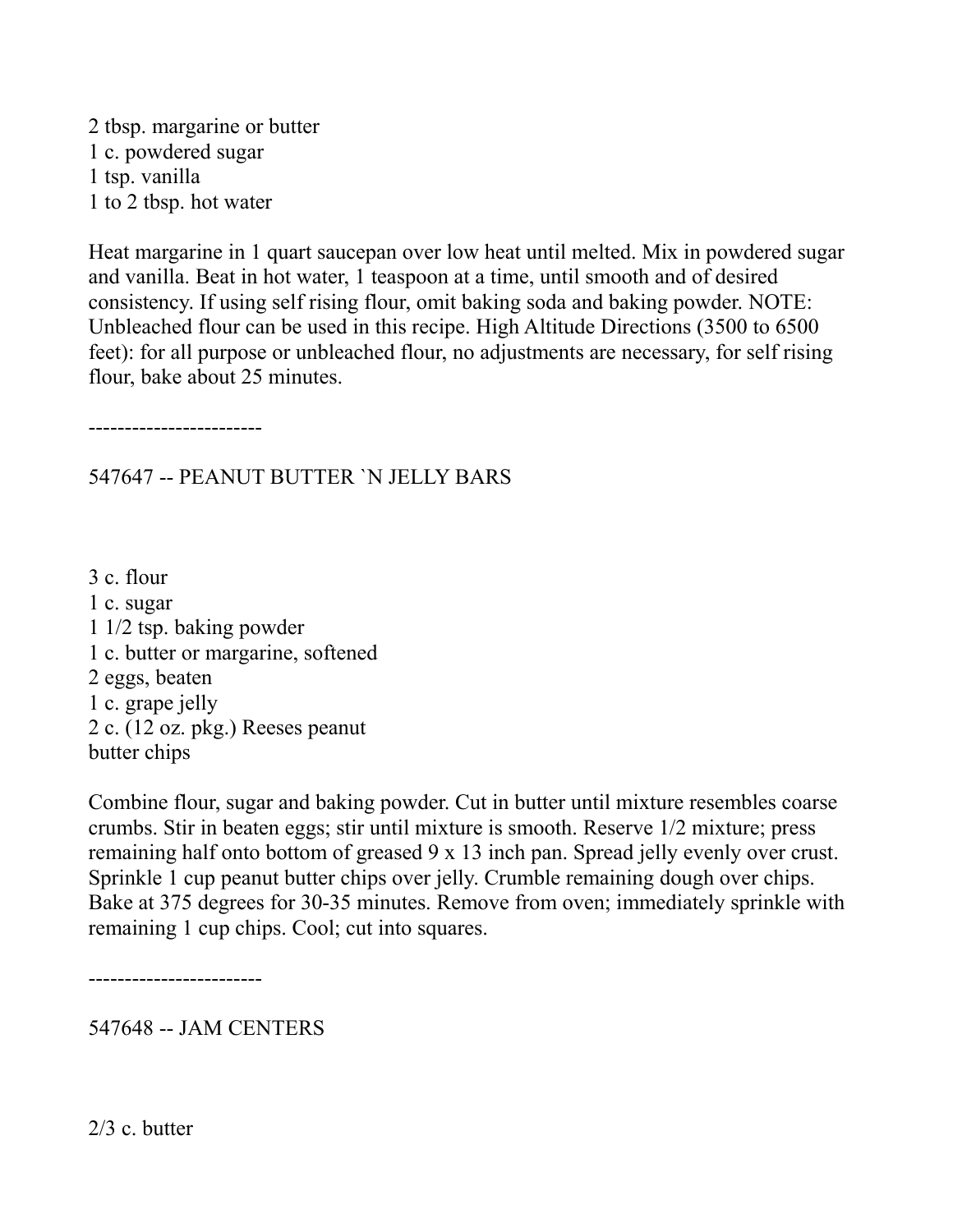2 tbsp. margarine or butter
1 c. powdered sugar
1 tsp. vanilla
1 to 2 tbsp. hot water

Heat margarine in 1 quart saucepan over low heat until melted. Mix in powdered sugar and vanilla. Beat in hot water, 1 teaspoon at a time, until smooth and of desired consistency. If using self rising flour, omit baking soda and baking powder. NOTE: Unbleached flour can be used in this recipe. High Altitude Directions (3500 to 6500 feet): for all purpose or unbleached flour, no adjustments are necessary, for self rising flour, bake about 25 minutes.

------------------------

## 547647 -- PEANUT BUTTER `N JELLY BARS

3 c. flour
1 c. sugar
1 1/2 tsp. baking powder
1 c. butter or margarine, softened
2 eggs, beaten
1 c. grape jelly
2 c. (12 oz. pkg.) Reeses peanut butter chips

Combine flour, sugar and baking powder. Cut in butter until mixture resembles coarse crumbs. Stir in beaten eggs; stir until mixture is smooth. Reserve 1/2 mixture; press remaining half onto bottom of greased 9 x 13 inch pan. Spread jelly evenly over crust. Sprinkle 1 cup peanut butter chips over jelly. Crumble remaining dough over chips. Bake at 375 degrees for 30-35 minutes. Remove from oven; immediately sprinkle with remaining 1 cup chips. Cool; cut into squares.

------------------------

## 547648 -- JAM CENTERS

2/3 c. butter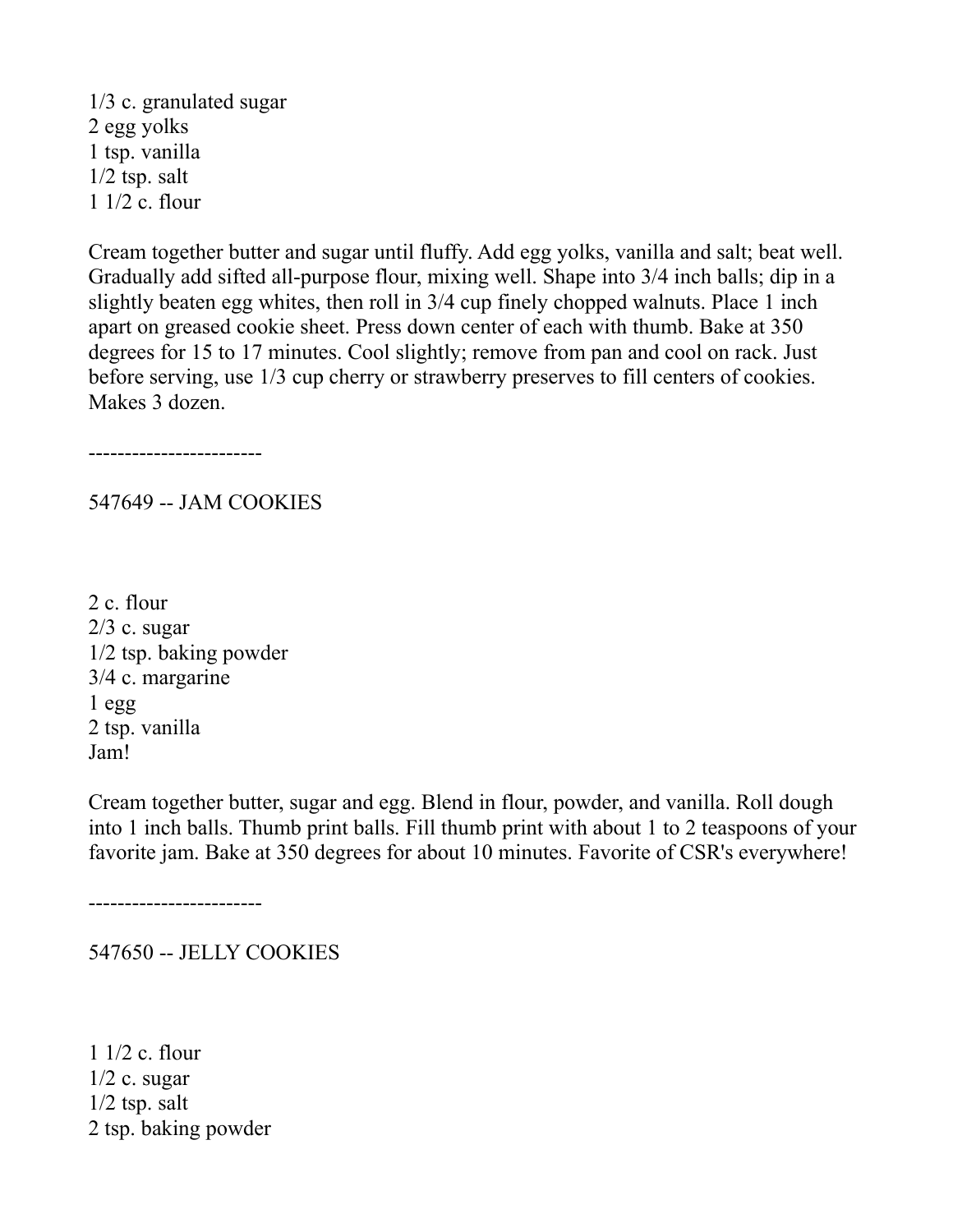1/3 c. granulated sugar
2 egg yolks
1 tsp. vanilla
1/2 tsp. salt
1 1/2 c. flour

Cream together butter and sugar until fluffy. Add egg yolks, vanilla and salt; beat well. Gradually add sifted all-purpose flour, mixing well. Shape into 3/4 inch balls; dip in a slightly beaten egg whites, then roll in 3/4 cup finely chopped walnuts. Place 1 inch apart on greased cookie sheet. Press down center of each with thumb. Bake at 350 degrees for 15 to 17 minutes. Cool slightly; remove from pan and cool on rack. Just before serving, use 1/3 cup cherry or strawberry preserves to fill centers of cookies. Makes 3 dozen.

------------------------

## 547649 -- JAM COOKIES

2 c. flour
2/3 c. sugar
1/2 tsp. baking powder
3/4 c. margarine
1 egg
2 tsp. vanilla
Jam!

Cream together butter, sugar and egg. Blend in flour, powder, and vanilla. Roll dough into 1 inch balls. Thumb print balls. Fill thumb print with about 1 to 2 teaspoons of your favorite jam. Bake at 350 degrees for about 10 minutes. Favorite of CSR's everywhere!

------------------------

## 547650 -- JELLY COOKIES

1 1/2 c. flour
1/2 c. sugar
1/2 tsp. salt
2 tsp. baking powder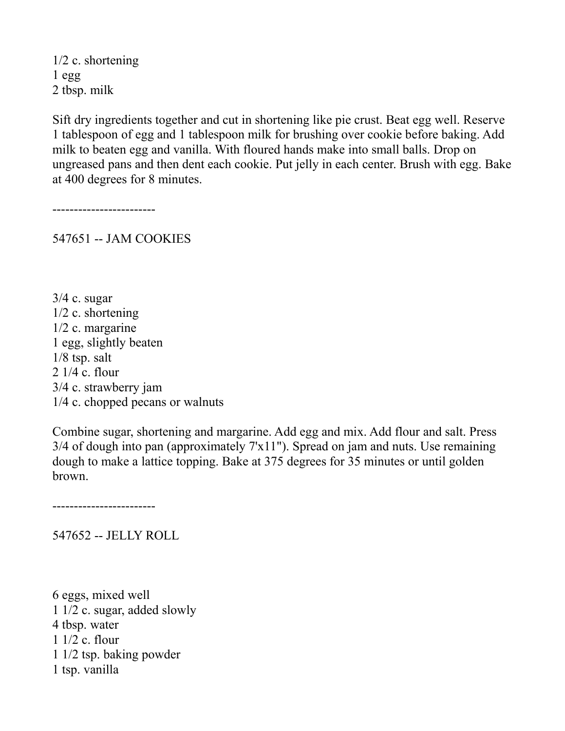1/2 c. shortening
1 egg
2 tbsp. milk

Sift dry ingredients together and cut in shortening like pie crust. Beat egg well. Reserve 1 tablespoon of egg and 1 tablespoon milk for brushing over cookie before baking. Add milk to beaten egg and vanilla. With floured hands make into small balls. Drop on ungreased pans and then dent each cookie. Put jelly in each center. Brush with egg. Bake at 400 degrees for 8 minutes.

------------------------

## 547651 -- JAM COOKIES

3/4 c. sugar
1/2 c. shortening
1/2 c. margarine
1 egg, slightly beaten
1/8 tsp. salt
2 1/4 c. flour
3/4 c. strawberry jam
1/4 c. chopped pecans or walnuts

Combine sugar, shortening and margarine. Add egg and mix. Add flour and salt. Press 3/4 of dough into pan (approximately 7'x11"). Spread on jam and nuts. Use remaining dough to make a lattice topping. Bake at 375 degrees for 35 minutes or until golden brown.

------------------------

## 547652 -- JELLY ROLL

6 eggs, mixed well
1 1/2 c. sugar, added slowly
4 tbsp. water
1 1/2 c. flour
1 1/2 tsp. baking powder
1 tsp. vanilla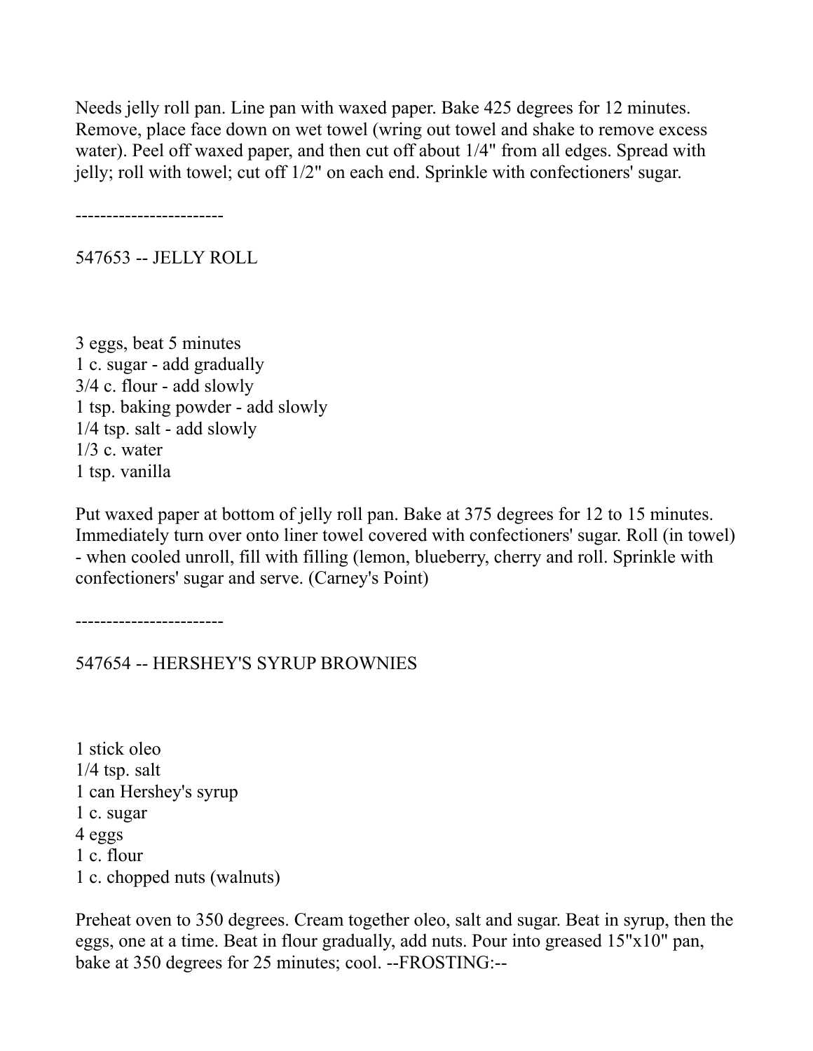Needs jelly roll pan. Line pan with waxed paper. Bake 425 degrees for 12 minutes. Remove, place face down on wet towel (wring out towel and shake to remove excess water). Peel off waxed paper, and then cut off about 1/4" from all edges. Spread with jelly; roll with towel; cut off 1/2" on each end. Sprinkle with confectioners' sugar.

------------------------

## 547653 -- JELLY ROLL

3 eggs, beat 5 minutes
1 c. sugar - add gradually
3/4 c. flour - add slowly
1 tsp. baking powder - add slowly
1/4 tsp. salt - add slowly
1/3 c. water
1 tsp. vanilla

Put waxed paper at bottom of jelly roll pan. Bake at 375 degrees for 12 to 15 minutes. Immediately turn over onto liner towel covered with confectioners' sugar. Roll (in towel) - when cooled unroll, fill with filling (lemon, blueberry, cherry and roll. Sprinkle with confectioners' sugar and serve. (Carney's Point)

------------------------

## 547654 -- HERSHEY'S SYRUP BROWNIES

1 stick oleo
1/4 tsp. salt
1 can Hershey's syrup
1 c. sugar
4 eggs
1 c. flour
1 c. chopped nuts (walnuts)

Preheat oven to 350 degrees. Cream together oleo, salt and sugar. Beat in syrup, then the eggs, one at a time. Beat in flour gradually, add nuts. Pour into greased 15"x10" pan, bake at 350 degrees for 25 minutes; cool. --FROSTING:--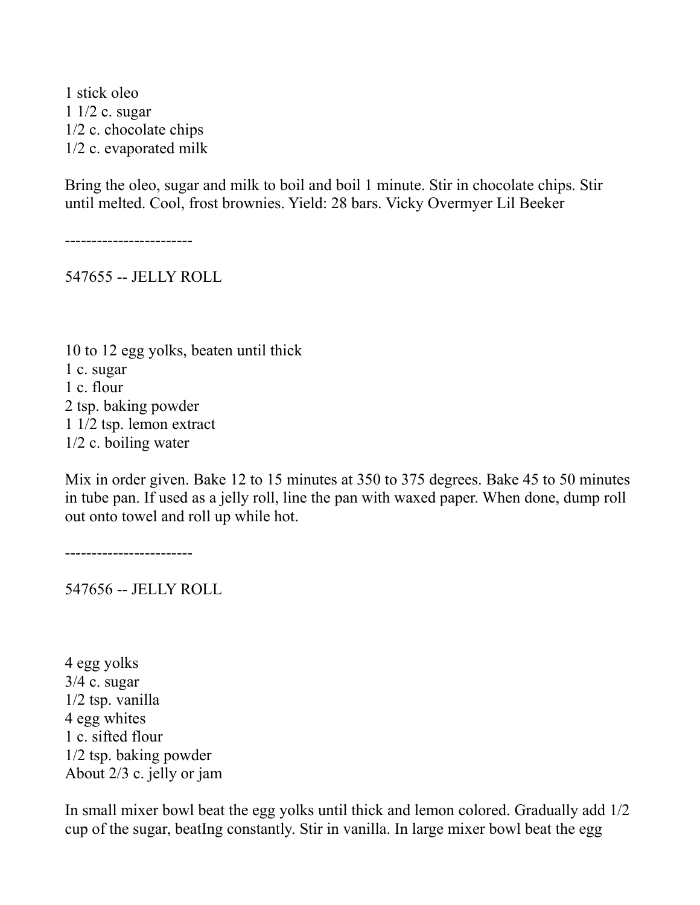1 stick oleo
1 1/2 c. sugar
1/2 c. chocolate chips
1/2 c. evaporated milk

Bring the oleo, sugar and milk to boil and boil 1 minute. Stir in chocolate chips. Stir until melted. Cool, frost brownies. Yield: 28 bars. Vicky Overmyer Lil Beeker

------------------------

## 547655 -- JELLY ROLL

10 to 12 egg yolks, beaten until thick
1 c. sugar
1 c. flour
2 tsp. baking powder
1 1/2 tsp. lemon extract
1/2 c. boiling water

Mix in order given. Bake 12 to 15 minutes at 350 to 375 degrees. Bake 45 to 50 minutes in tube pan. If used as a jelly roll, line the pan with waxed paper. When done, dump roll out onto towel and roll up while hot.

------------------------

## 547656 -- JELLY ROLL

4 egg yolks
3/4 c. sugar
1/2 tsp. vanilla
4 egg whites
1 c. sifted flour
1/2 tsp. baking powder
About 2/3 c. jelly or jam

In small mixer bowl beat the egg yolks until thick and lemon colored. Gradually add 1/2 cup of the sugar, beatIng constantly. Stir in vanilla. In large mixer bowl beat the egg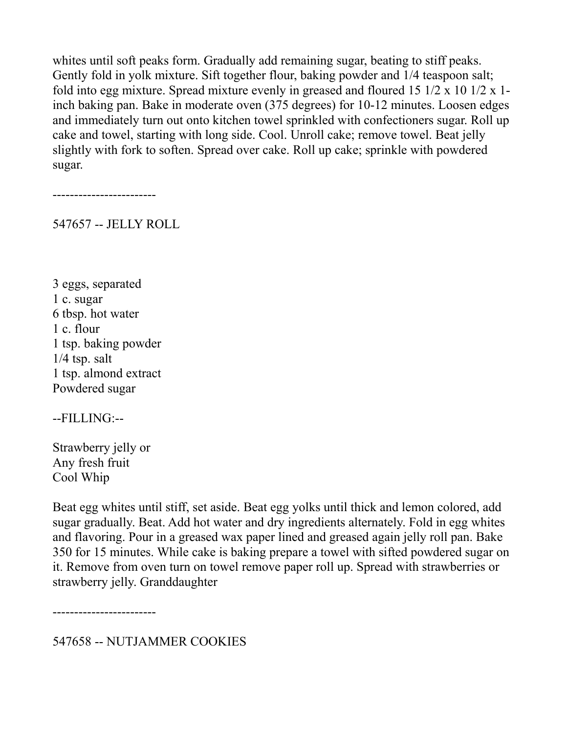whites until soft peaks form. Gradually add remaining sugar, beating to stiff peaks. Gently fold in yolk mixture. Sift together flour, baking powder and 1/4 teaspoon salt; fold into egg mixture. Spread mixture evenly in greased and floured 15 1/2 x 10 1/2 x 1-inch baking pan. Bake in moderate oven (375 degrees) for 10-12 minutes. Loosen edges and immediately turn out onto kitchen towel sprinkled with confectioners sugar. Roll up cake and towel, starting with long side. Cool. Unroll cake; remove towel. Beat jelly slightly with fork to soften. Spread over cake. Roll up cake; sprinkle with powdered sugar.

------------------------

## 547657 -- JELLY ROLL

3 eggs, separated
1 c. sugar
6 tbsp. hot water
1 c. flour
1 tsp. baking powder
1/4 tsp. salt
1 tsp. almond extract
Powdered sugar

--FILLING:--

Strawberry jelly or
Any fresh fruit
Cool Whip

Beat egg whites until stiff, set aside. Beat egg yolks until thick and lemon colored, add sugar gradually. Beat. Add hot water and dry ingredients alternately. Fold in egg whites and flavoring. Pour in a greased wax paper lined and greased again jelly roll pan. Bake 350 for 15 minutes. While cake is baking prepare a towel with sifted powdered sugar on it. Remove from oven turn on towel remove paper roll up. Spread with strawberries or strawberry jelly. Granddaughter

------------------------

## 547658 -- NUTJAMMER COOKIES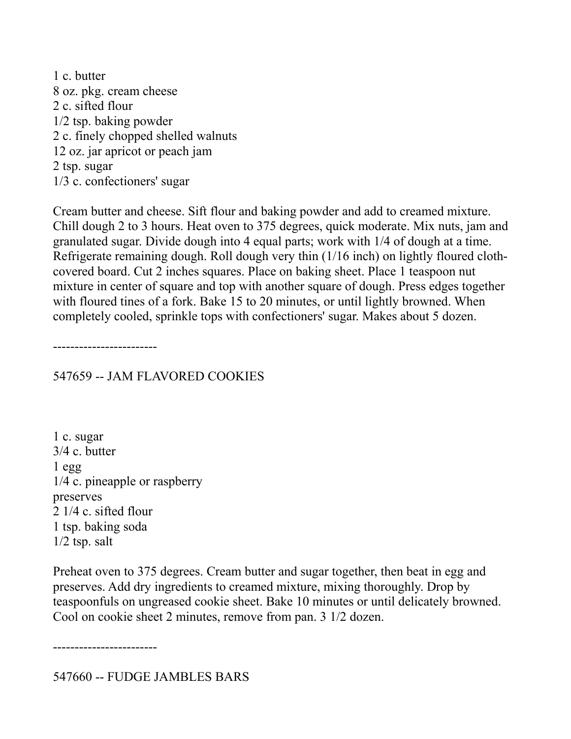1 c. butter
8 oz. pkg. cream cheese
2 c. sifted flour
1/2 tsp. baking powder
2 c. finely chopped shelled walnuts
12 oz. jar apricot or peach jam
2 tsp. sugar
1/3 c. confectioners' sugar

Cream butter and cheese. Sift flour and baking powder and add to creamed mixture. Chill dough 2 to 3 hours. Heat oven to 375 degrees, quick moderate. Mix nuts, jam and granulated sugar. Divide dough into 4 equal parts; work with 1/4 of dough at a time. Refrigerate remaining dough. Roll dough very thin (1/16 inch) on lightly floured cloth-covered board. Cut 2 inches squares. Place on baking sheet. Place 1 teaspoon nut mixture in center of square and top with another square of dough. Press edges together with floured tines of a fork. Bake 15 to 20 minutes, or until lightly browned. When completely cooled, sprinkle tops with confectioners' sugar. Makes about 5 dozen.

------------------------

547659 -- JAM FLAVORED COOKIES

1 c. sugar
3/4 c. butter
1 egg
1/4 c. pineapple or raspberry
preserves
2 1/4 c. sifted flour
1 tsp. baking soda
1/2 tsp. salt

Preheat oven to 375 degrees. Cream butter and sugar together, then beat in egg and preserves. Add dry ingredients to creamed mixture, mixing thoroughly. Drop by teaspoonfuls on ungreased cookie sheet. Bake 10 minutes or until delicately browned. Cool on cookie sheet 2 minutes, remove from pan. 3 1/2 dozen.

------------------------

547660 -- FUDGE JAMBLES BARS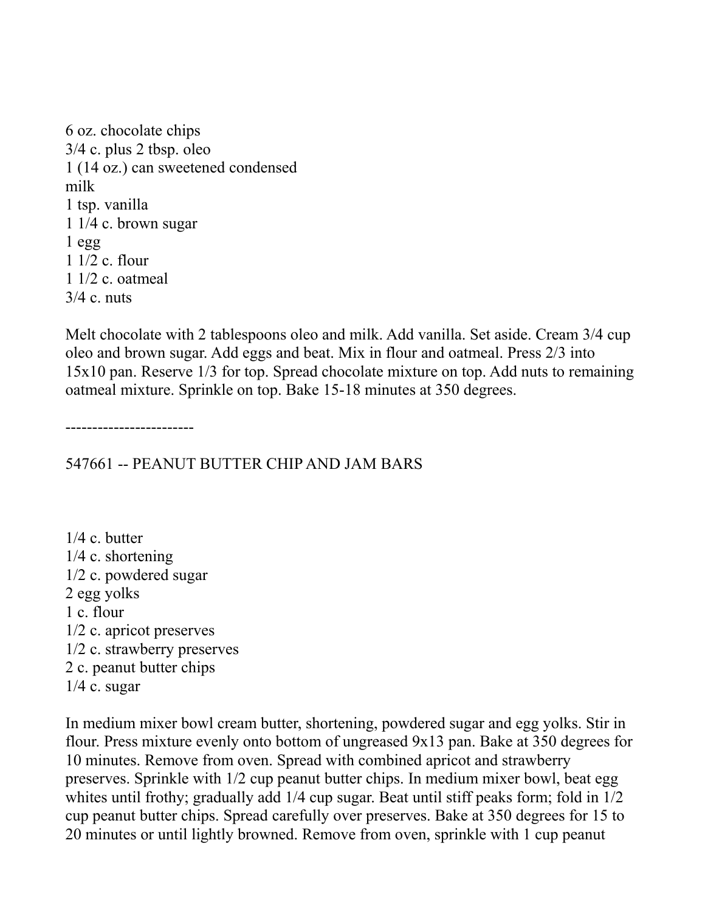6 oz. chocolate chips
3/4 c. plus 2 tbsp. oleo
1 (14 oz.) can sweetened condensed milk
1 tsp. vanilla
1 1/4 c. brown sugar
1 egg
1 1/2 c. flour
1 1/2 c. oatmeal
3/4 c. nuts

Melt chocolate with 2 tablespoons oleo and milk. Add vanilla. Set aside. Cream 3/4 cup oleo and brown sugar. Add eggs and beat. Mix in flour and oatmeal. Press 2/3 into 15x10 pan. Reserve 1/3 for top. Spread chocolate mixture on top. Add nuts to remaining oatmeal mixture. Sprinkle on top. Bake 15-18 minutes at 350 degrees.

------------------------

## 547661 -- PEANUT BUTTER CHIP AND JAM BARS

1/4 c. butter
1/4 c. shortening
1/2 c. powdered sugar
2 egg yolks
1 c. flour
1/2 c. apricot preserves
1/2 c. strawberry preserves
2 c. peanut butter chips
1/4 c. sugar

In medium mixer bowl cream butter, shortening, powdered sugar and egg yolks. Stir in flour. Press mixture evenly onto bottom of ungreased 9x13 pan. Bake at 350 degrees for 10 minutes. Remove from oven. Spread with combined apricot and strawberry preserves. Sprinkle with 1/2 cup peanut butter chips. In medium mixer bowl, beat egg whites until frothy; gradually add 1/4 cup sugar. Beat until stiff peaks form; fold in 1/2 cup peanut butter chips. Spread carefully over preserves. Bake at 350 degrees for 15 to 20 minutes or until lightly browned. Remove from oven, sprinkle with 1 cup peanut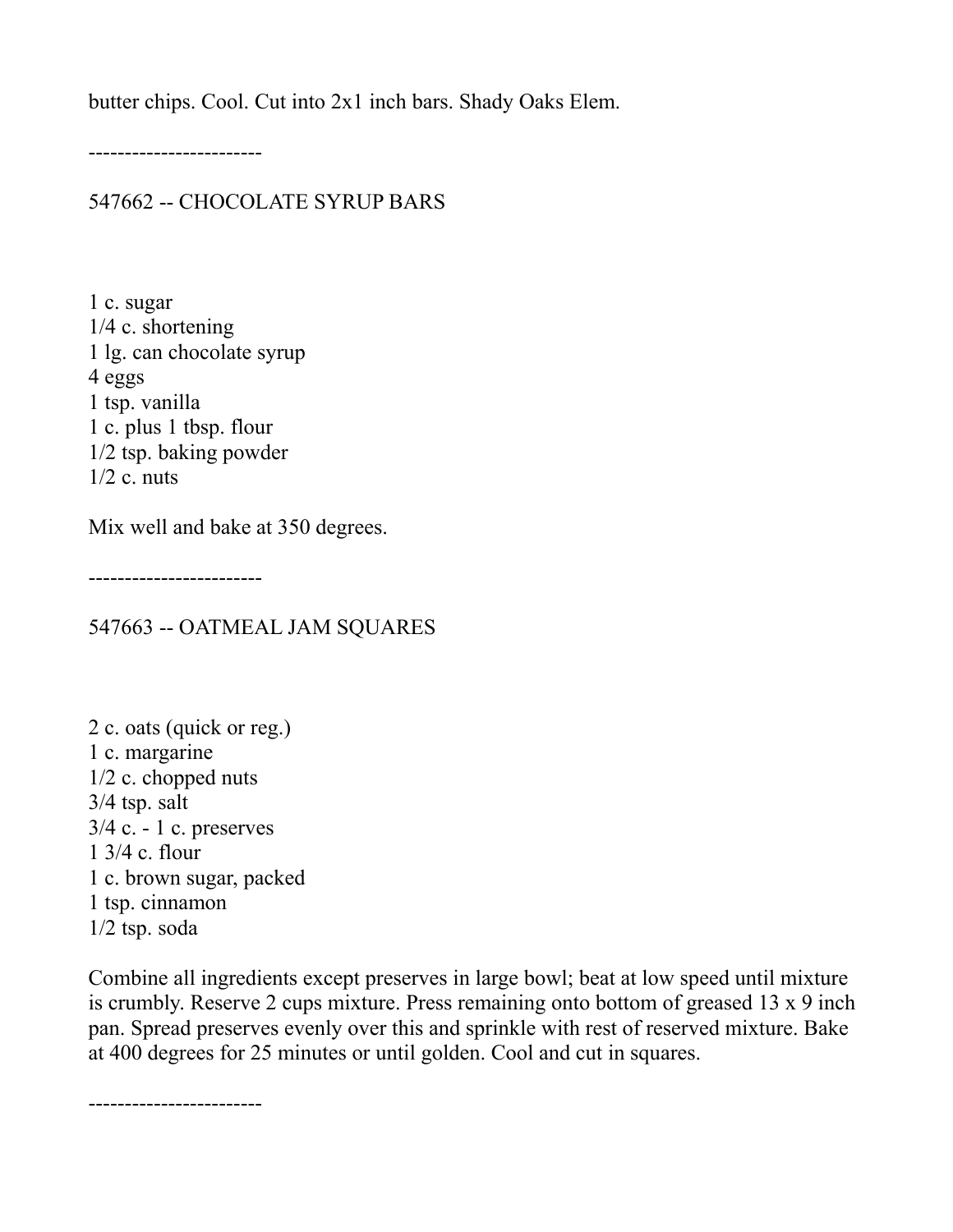butter chips. Cool. Cut into 2x1 inch bars. Shady Oaks Elem.

------------------------

## 547662 -- CHOCOLATE SYRUP BARS

1 c. sugar
1/4 c. shortening
1 lg. can chocolate syrup
4 eggs
1 tsp. vanilla
1 c. plus 1 tbsp. flour
1/2 tsp. baking powder
1/2 c. nuts

Mix well and bake at 350 degrees.

------------------------

## 547663 -- OATMEAL JAM SQUARES

2 c. oats (quick or reg.)
1 c. margarine
1/2 c. chopped nuts
3/4 tsp. salt
3/4 c. - 1 c. preserves
1 3/4 c. flour
1 c. brown sugar, packed
1 tsp. cinnamon
1/2 tsp. soda

Combine all ingredients except preserves in large bowl; beat at low speed until mixture is crumbly. Reserve 2 cups mixture. Press remaining onto bottom of greased 13 x 9 inch pan. Spread preserves evenly over this and sprinkle with rest of reserved mixture. Bake at 400 degrees for 25 minutes or until golden. Cool and cut in squares.

------------------------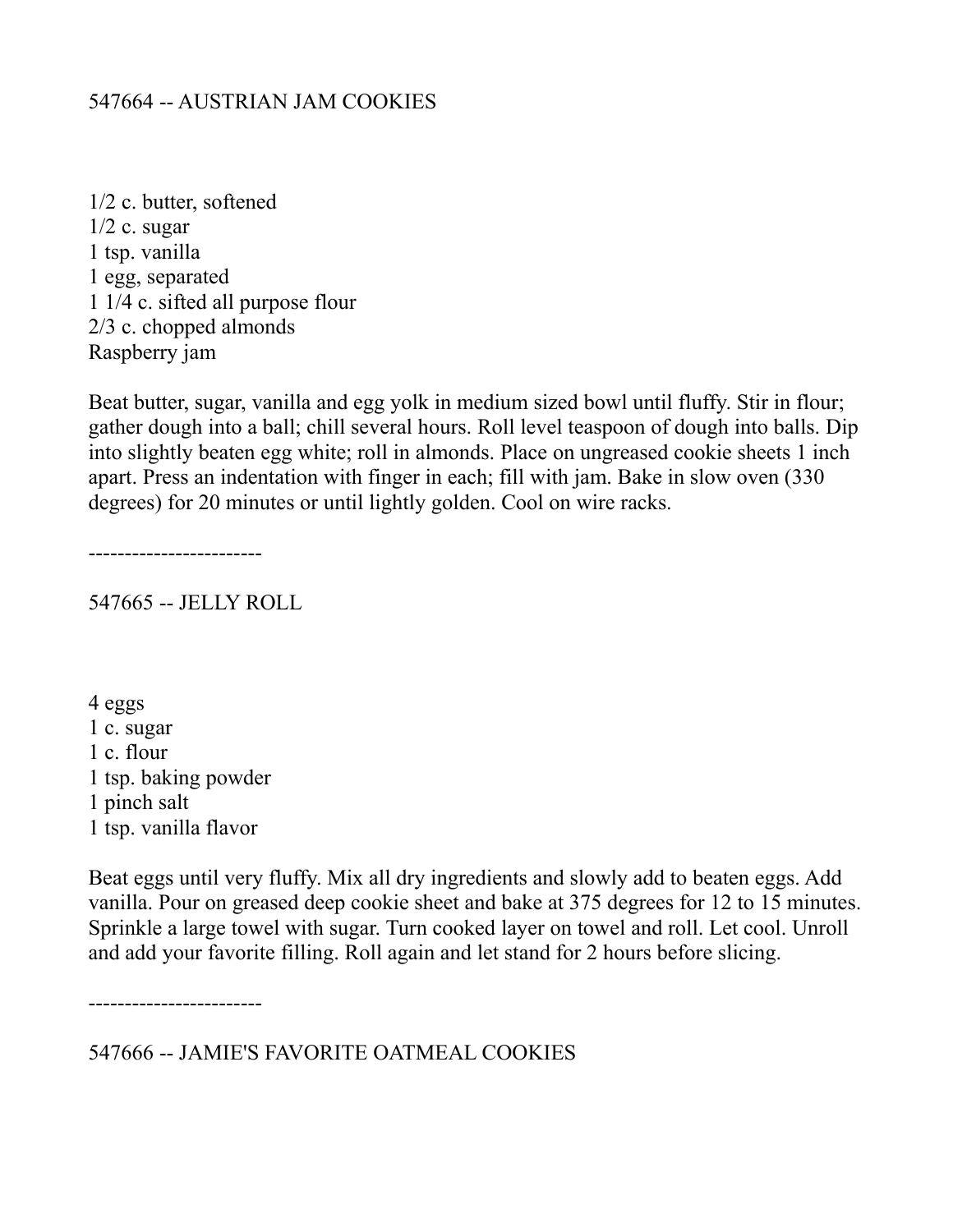## 547664 -- AUSTRIAN JAM COOKIES

1/2 c. butter, softened
1/2 c. sugar
1 tsp. vanilla
1 egg, separated
1 1/4 c. sifted all purpose flour
2/3 c. chopped almonds
Raspberry jam

Beat butter, sugar, vanilla and egg yolk in medium sized bowl until fluffy. Stir in flour; gather dough into a ball; chill several hours. Roll level teaspoon of dough into balls. Dip into slightly beaten egg white; roll in almonds. Place on ungreased cookie sheets 1 inch apart. Press an indentation with finger in each; fill with jam. Bake in slow oven (330 degrees) for 20 minutes or until lightly golden. Cool on wire racks.

------------------------

## 547665 -- JELLY ROLL

4 eggs
1 c. sugar
1 c. flour
1 tsp. baking powder
1 pinch salt
1 tsp. vanilla flavor

Beat eggs until very fluffy. Mix all dry ingredients and slowly add to beaten eggs. Add vanilla. Pour on greased deep cookie sheet and bake at 375 degrees for 12 to 15 minutes. Sprinkle a large towel with sugar. Turn cooked layer on towel and roll. Let cool. Unroll and add your favorite filling. Roll again and let stand for 2 hours before slicing.

------------------------

## 547666 -- JAMIE'S FAVORITE OATMEAL COOKIES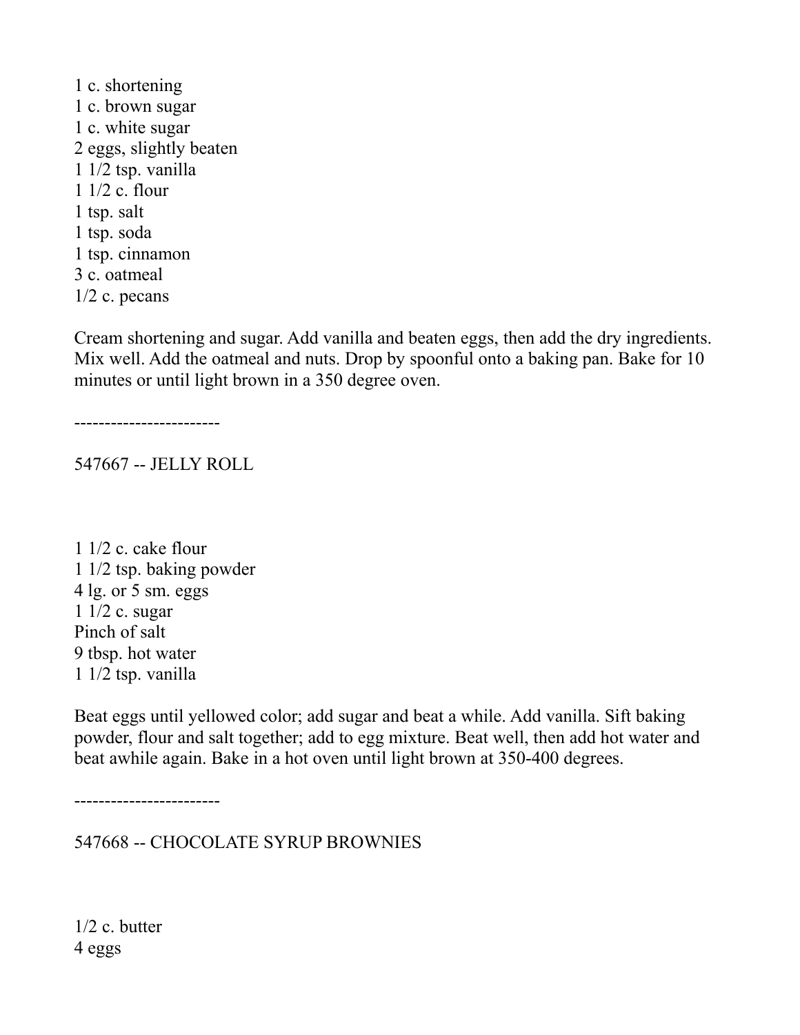1 c. shortening
1 c. brown sugar
1 c. white sugar
2 eggs, slightly beaten
1 1/2 tsp. vanilla
1 1/2 c. flour
1 tsp. salt
1 tsp. soda
1 tsp. cinnamon
3 c. oatmeal
1/2 c. pecans

Cream shortening and sugar. Add vanilla and beaten eggs, then add the dry ingredients. Mix well. Add the oatmeal and nuts. Drop by spoonful onto a baking pan. Bake for 10 minutes or until light brown in a 350 degree oven.

------------------------

## 547667 -- JELLY ROLL

1 1/2 c. cake flour
1 1/2 tsp. baking powder
4 lg. or 5 sm. eggs
1 1/2 c. sugar
Pinch of salt
9 tbsp. hot water
1 1/2 tsp. vanilla

Beat eggs until yellowed color; add sugar and beat a while. Add vanilla. Sift baking powder, flour and salt together; add to egg mixture. Beat well, then add hot water and beat awhile again. Bake in a hot oven until light brown at 350-400 degrees.

------------------------

## 547668 -- CHOCOLATE SYRUP BROWNIES

1/2 c. butter
4 eggs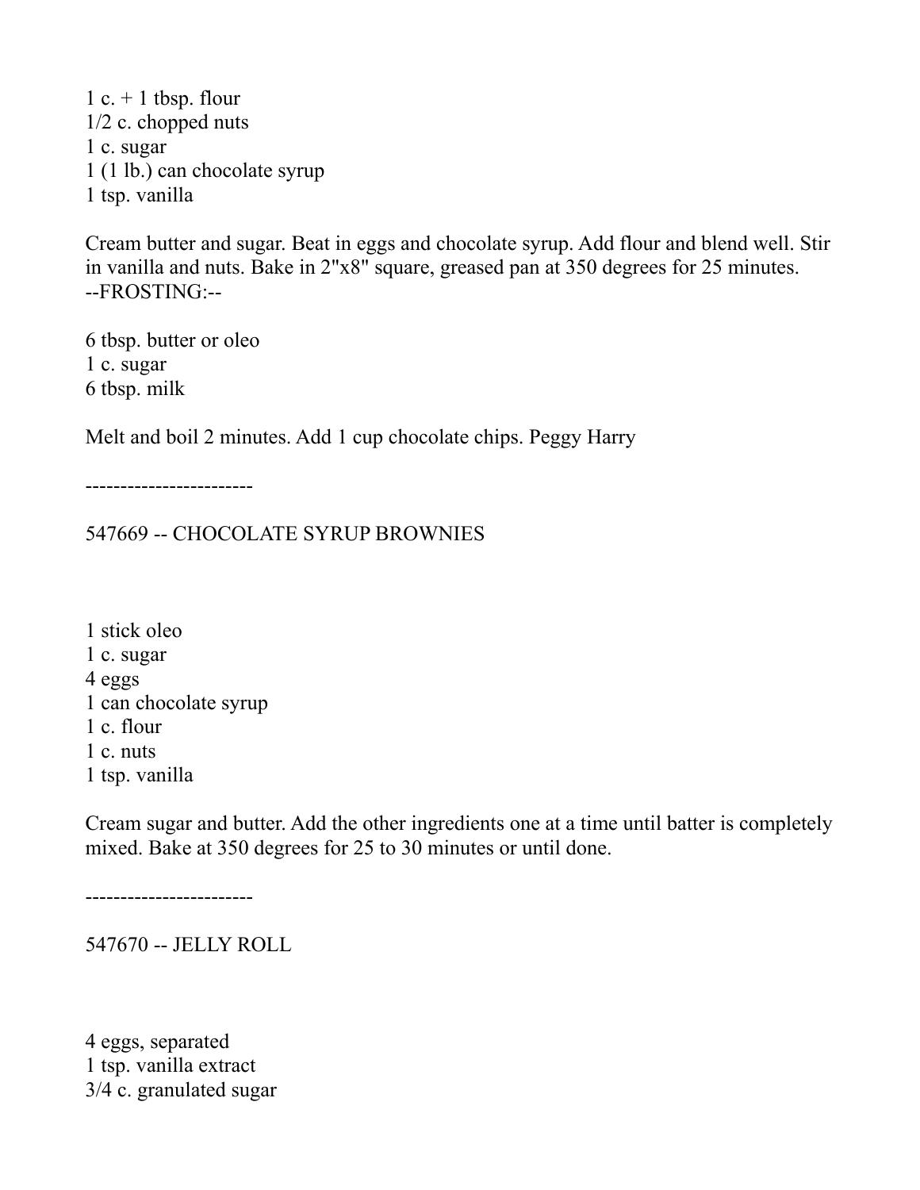1 c. + 1 tbsp. flour
1/2 c. chopped nuts
1 c. sugar
1 (1 lb.) can chocolate syrup
1 tsp. vanilla

Cream butter and sugar. Beat in eggs and chocolate syrup. Add flour and blend well. Stir in vanilla and nuts. Bake in 2"x8" square, greased pan at 350 degrees for 25 minutes.
--FROSTING:--

6 tbsp. butter or oleo
1 c. sugar
6 tbsp. milk

Melt and boil 2 minutes. Add 1 cup chocolate chips. Peggy Harry

-----------------------

547669 -- CHOCOLATE SYRUP BROWNIES

1 stick oleo
1 c. sugar
4 eggs
1 can chocolate syrup
1 c. flour
1 c. nuts
1 tsp. vanilla

Cream sugar and butter. Add the other ingredients one at a time until batter is completely mixed. Bake at 350 degrees for 25 to 30 minutes or until done.

-----------------------

547670 -- JELLY ROLL

4 eggs, separated
1 tsp. vanilla extract
3/4 c. granulated sugar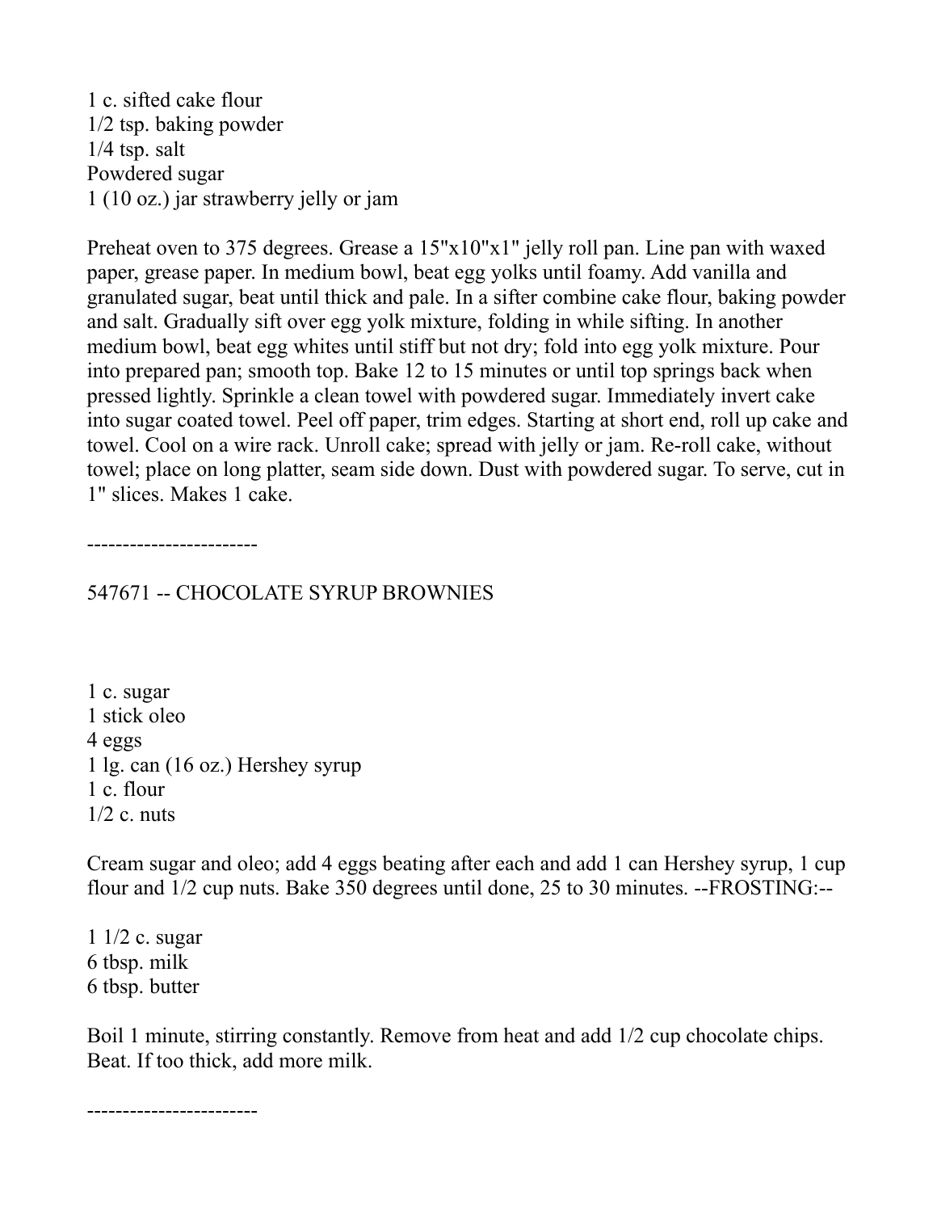1 c. sifted cake flour
1/2 tsp. baking powder
1/4 tsp. salt
Powdered sugar
1 (10 oz.) jar strawberry jelly or jam

Preheat oven to 375 degrees. Grease a 15"x10"x1" jelly roll pan. Line pan with waxed paper, grease paper. In medium bowl, beat egg yolks until foamy. Add vanilla and granulated sugar, beat until thick and pale. In a sifter combine cake flour, baking powder and salt. Gradually sift over egg yolk mixture, folding in while sifting. In another medium bowl, beat egg whites until stiff but not dry; fold into egg yolk mixture. Pour into prepared pan; smooth top. Bake 12 to 15 minutes or until top springs back when pressed lightly. Sprinkle a clean towel with powdered sugar. Immediately invert cake into sugar coated towel. Peel off paper, trim edges. Starting at short end, roll up cake and towel. Cool on a wire rack. Unroll cake; spread with jelly or jam. Re-roll cake, without towel; place on long platter, seam side down. Dust with powdered sugar. To serve, cut in 1" slices. Makes 1 cake.

------------------------

547671 -- CHOCOLATE SYRUP BROWNIES

1 c. sugar
1 stick oleo
4 eggs
1 lg. can (16 oz.) Hershey syrup
1 c. flour
1/2 c. nuts

Cream sugar and oleo; add 4 eggs beating after each and add 1 can Hershey syrup, 1 cup flour and 1/2 cup nuts. Bake 350 degrees until done, 25 to 30 minutes. --FROSTING:--

1 1/2 c. sugar
6 tbsp. milk
6 tbsp. butter

Boil 1 minute, stirring constantly. Remove from heat and add 1/2 cup chocolate chips. Beat. If too thick, add more milk.

------------------------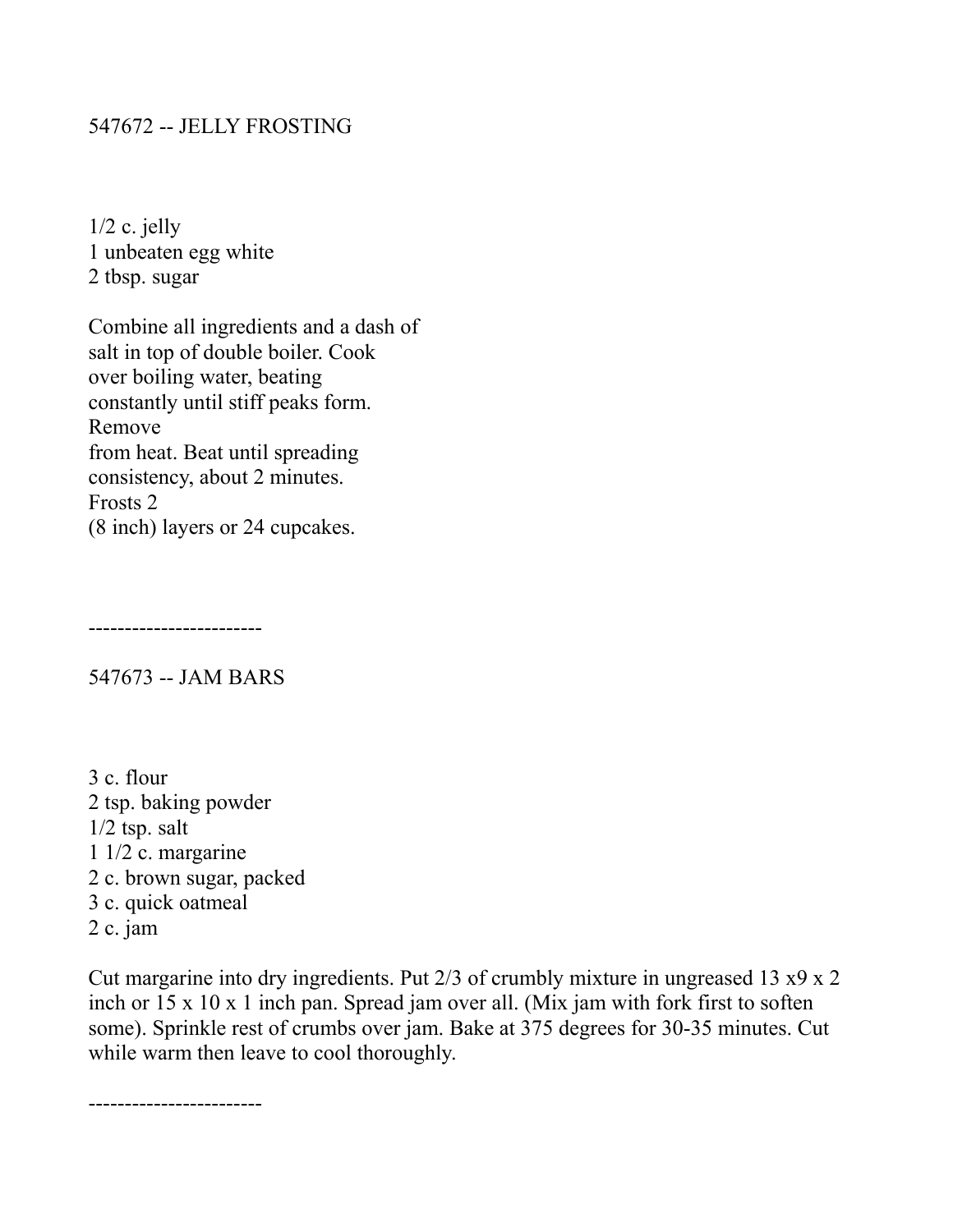## 547672 -- JELLY FROSTING

1/2 c. jelly
1 unbeaten egg white
2 tbsp. sugar

Combine all ingredients and a dash of salt in top of double boiler. Cook over boiling water, beating constantly until stiff peaks form. Remove from heat. Beat until spreading consistency, about 2 minutes. Frosts 2 (8 inch) layers or 24 cupcakes.

------------------------

## 547673 -- JAM BARS

3 c. flour
2 tsp. baking powder
1/2 tsp. salt
1 1/2 c. margarine
2 c. brown sugar, packed
3 c. quick oatmeal
2 c. jam

Cut margarine into dry ingredients. Put 2/3 of crumbly mixture in ungreased 13 x9 x 2 inch or 15 x 10 x 1 inch pan. Spread jam over all. (Mix jam with fork first to soften some). Sprinkle rest of crumbs over jam. Bake at 375 degrees for 30-35 minutes. Cut while warm then leave to cool thoroughly.

------------------------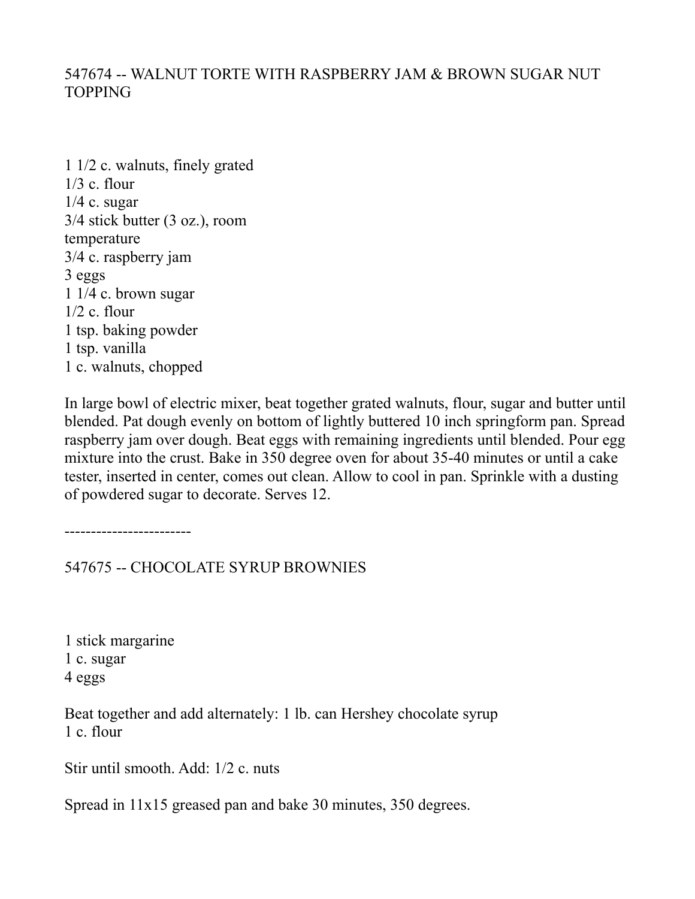## 547674 -- WALNUT TORTE WITH RASPBERRY JAM & BROWN SUGAR NUT TOPPING

1 1/2 c. walnuts, finely grated
1/3 c. flour
1/4 c. sugar
3/4 stick butter (3 oz.), room temperature
3/4 c. raspberry jam
3 eggs
1 1/4 c. brown sugar
1/2 c. flour
1 tsp. baking powder
1 tsp. vanilla
1 c. walnuts, chopped

In large bowl of electric mixer, beat together grated walnuts, flour, sugar and butter until blended. Pat dough evenly on bottom of lightly buttered 10 inch springform pan. Spread raspberry jam over dough. Beat eggs with remaining ingredients until blended. Pour egg mixture into the crust. Bake in 350 degree oven for about 35-40 minutes or until a cake tester, inserted in center, comes out clean. Allow to cool in pan. Sprinkle with a dusting of powdered sugar to decorate. Serves 12.

------------------------

## 547675 -- CHOCOLATE SYRUP BROWNIES

1 stick margarine
1 c. sugar
4 eggs

Beat together and add alternately: 1 lb. can Hershey chocolate syrup
1 c. flour

Stir until smooth. Add: 1/2 c. nuts

Spread in 11x15 greased pan and bake 30 minutes, 350 degrees.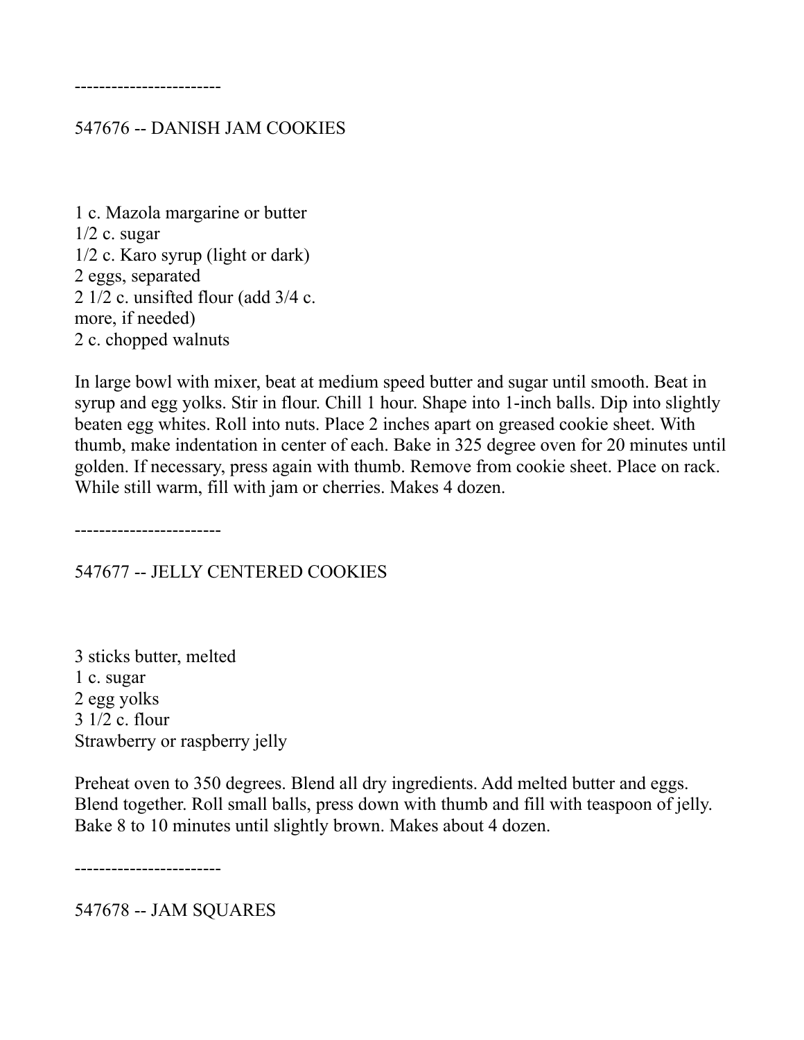------------------------

## 547676 -- DANISH JAM COOKIES

1 c. Mazola margarine or butter  
1/2 c. sugar  
1/2 c. Karo syrup (light or dark)  
2 eggs, separated  
2 1/2 c. unsifted flour (add 3/4 c. more, if needed)  
2 c. chopped walnuts

In large bowl with mixer, beat at medium speed butter and sugar until smooth. Beat in syrup and egg yolks. Stir in flour. Chill 1 hour. Shape into 1-inch balls. Dip into slightly beaten egg whites. Roll into nuts. Place 2 inches apart on greased cookie sheet. With thumb, make indentation in center of each. Bake in 325 degree oven for 20 minutes until golden. If necessary, press again with thumb. Remove from cookie sheet. Place on rack. While still warm, fill with jam or cherries. Makes 4 dozen.

------------------------

## 547677 -- JELLY CENTERED COOKIES

3 sticks butter, melted  
1 c. sugar  
2 egg yolks  
3 1/2 c. flour  
Strawberry or raspberry jelly

Preheat oven to 350 degrees. Blend all dry ingredients. Add melted butter and eggs. Blend together. Roll small balls, press down with thumb and fill with teaspoon of jelly. Bake 8 to 10 minutes until slightly brown. Makes about 4 dozen.

------------------------

## 547678 -- JAM SQUARES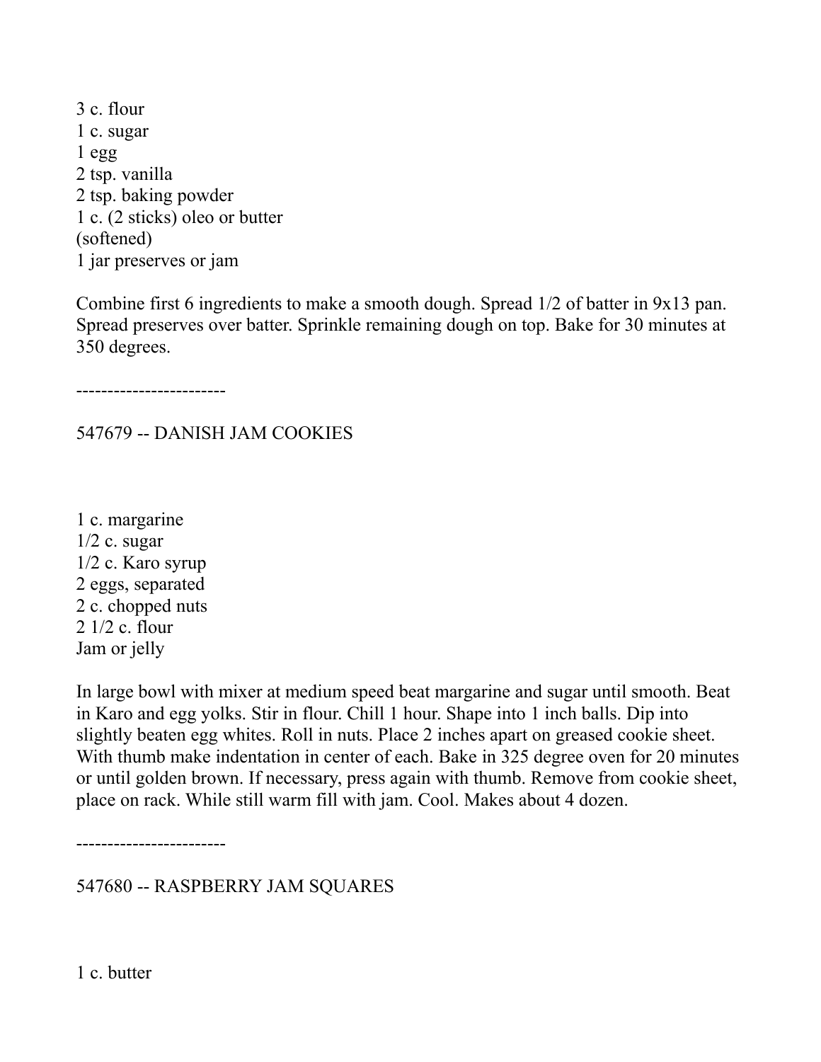3 c. flour
1 c. sugar
1 egg
2 tsp. vanilla
2 tsp. baking powder
1 c. (2 sticks) oleo or butter
(softened)
1 jar preserves or jam

Combine first 6 ingredients to make a smooth dough. Spread 1/2 of batter in 9x13 pan. Spread preserves over batter. Sprinkle remaining dough on top. Bake for 30 minutes at 350 degrees.

------------------------

## 547679 -- DANISH JAM COOKIES

1 c. margarine
1/2 c. sugar
1/2 c. Karo syrup
2 eggs, separated
2 c. chopped nuts
2 1/2 c. flour
Jam or jelly

In large bowl with mixer at medium speed beat margarine and sugar until smooth. Beat in Karo and egg yolks. Stir in flour. Chill 1 hour. Shape into 1 inch balls. Dip into slightly beaten egg whites. Roll in nuts. Place 2 inches apart on greased cookie sheet. With thumb make indentation in center of each. Bake in 325 degree oven for 20 minutes or until golden brown. If necessary, press again with thumb. Remove from cookie sheet, place on rack. While still warm fill with jam. Cool. Makes about 4 dozen.

------------------------

## 547680 -- RASPBERRY JAM SQUARES

1 c. butter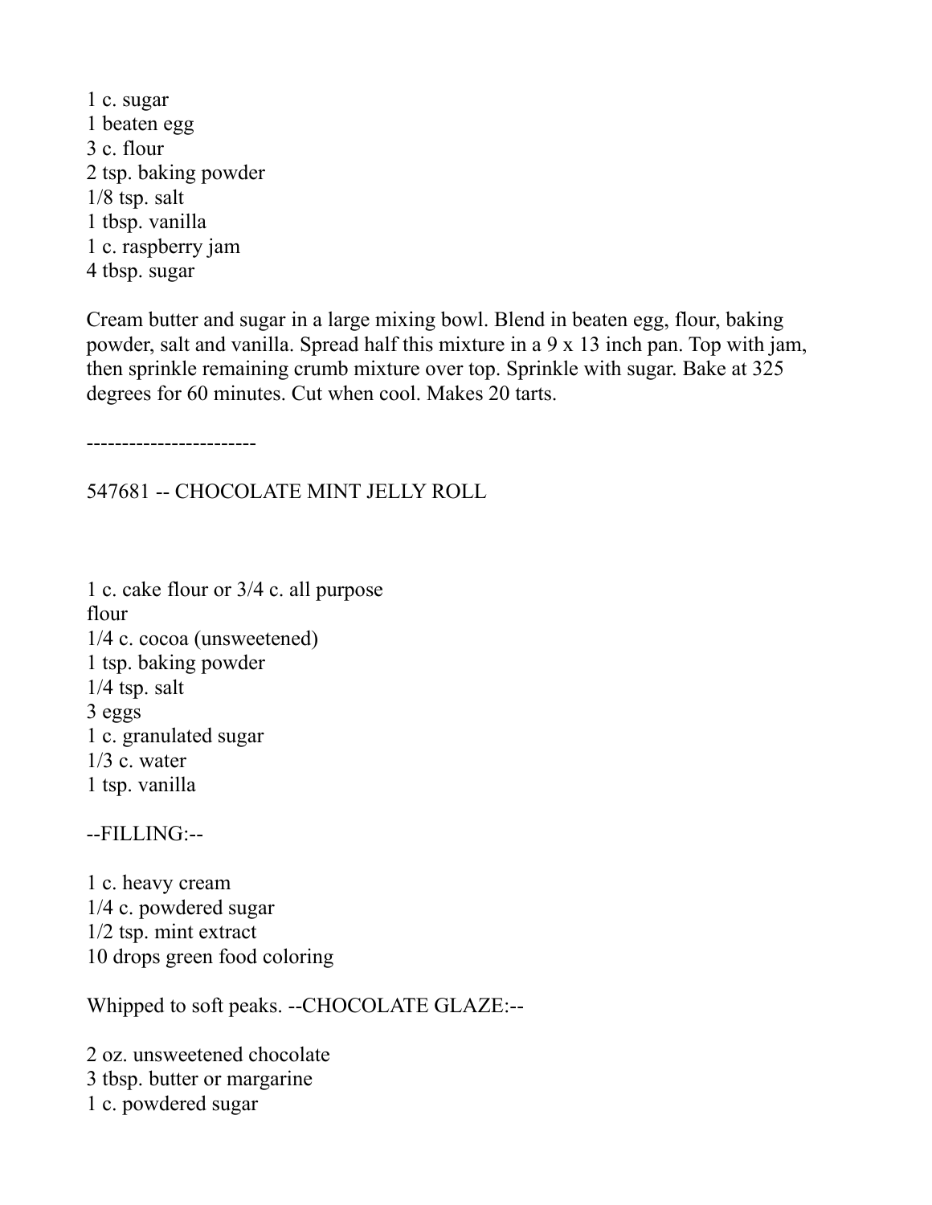1 c. sugar
1 beaten egg
3 c. flour
2 tsp. baking powder
1/8 tsp. salt
1 tbsp. vanilla
1 c. raspberry jam
4 tbsp. sugar

Cream butter and sugar in a large mixing bowl. Blend in beaten egg, flour, baking powder, salt and vanilla. Spread half this mixture in a 9 x 13 inch pan. Top with jam, then sprinkle remaining crumb mixture over top. Sprinkle with sugar. Bake at 325 degrees for 60 minutes. Cut when cool. Makes 20 tarts.

------------------------

547681 -- CHOCOLATE MINT JELLY ROLL

1 c. cake flour or 3/4 c. all purpose flour
1/4 c. cocoa (unsweetened)
1 tsp. baking powder
1/4 tsp. salt
3 eggs
1 c. granulated sugar
1/3 c. water
1 tsp. vanilla

--FILLING:--

1 c. heavy cream
1/4 c. powdered sugar
1/2 tsp. mint extract
10 drops green food coloring

Whipped to soft peaks. --CHOCOLATE GLAZE:--

2 oz. unsweetened chocolate
3 tbsp. butter or margarine
1 c. powdered sugar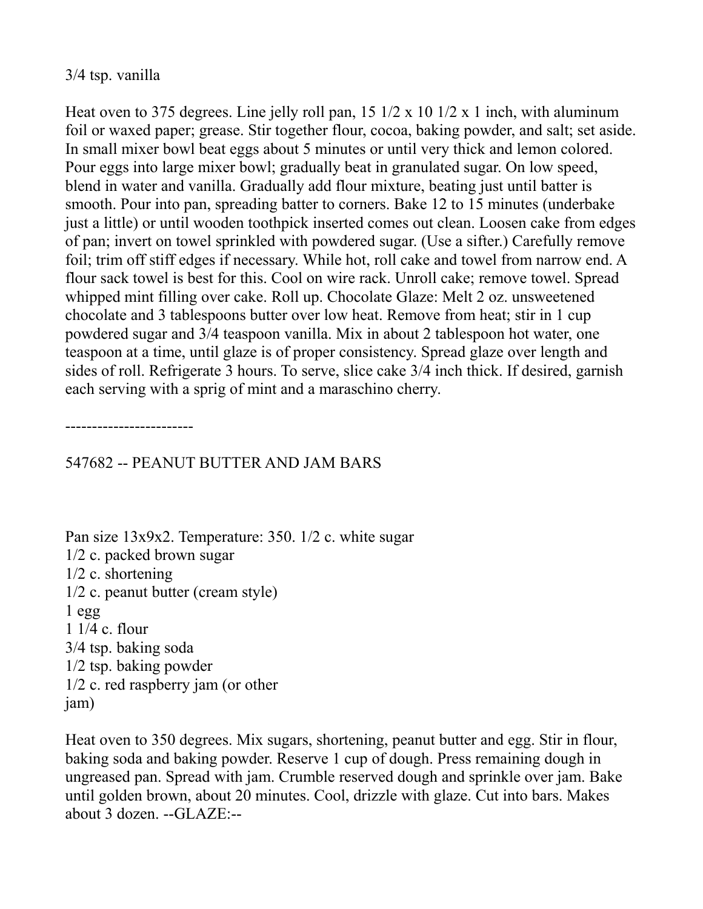3/4 tsp. vanilla

Heat oven to 375 degrees. Line jelly roll pan, 15 1/2 x 10 1/2 x 1 inch, with aluminum foil or waxed paper; grease. Stir together flour, cocoa, baking powder, and salt; set aside. In small mixer bowl beat eggs about 5 minutes or until very thick and lemon colored. Pour eggs into large mixer bowl; gradually beat in granulated sugar. On low speed, blend in water and vanilla. Gradually add flour mixture, beating just until batter is smooth. Pour into pan, spreading batter to corners. Bake 12 to 15 minutes (underbake just a little) or until wooden toothpick inserted comes out clean. Loosen cake from edges of pan; invert on towel sprinkled with powdered sugar. (Use a sifter.) Carefully remove foil; trim off stiff edges if necessary. While hot, roll cake and towel from narrow end. A flour sack towel is best for this. Cool on wire rack. Unroll cake; remove towel. Spread whipped mint filling over cake. Roll up. Chocolate Glaze: Melt 2 oz. unsweetened chocolate and 3 tablespoons butter over low heat. Remove from heat; stir in 1 cup powdered sugar and 3/4 teaspoon vanilla. Mix in about 2 tablespoon hot water, one teaspoon at a time, until glaze is of proper consistency. Spread glaze over length and sides of roll. Refrigerate 3 hours. To serve, slice cake 3/4 inch thick. If desired, garnish each serving with a sprig of mint and a maraschino cherry.

------------------------

## 547682 -- PEANUT BUTTER AND JAM BARS

Pan size 13x9x2. Temperature: 350. 1/2 c. white sugar
1/2 c. packed brown sugar
1/2 c. shortening
1/2 c. peanut butter (cream style)
1 egg
1 1/4 c. flour
3/4 tsp. baking soda
1/2 tsp. baking powder
1/2 c. red raspberry jam (or other jam)

Heat oven to 350 degrees. Mix sugars, shortening, peanut butter and egg. Stir in flour, baking soda and baking powder. Reserve 1 cup of dough. Press remaining dough in ungreased pan. Spread with jam. Crumble reserved dough and sprinkle over jam. Bake until golden brown, about 20 minutes. Cool, drizzle with glaze. Cut into bars. Makes about 3 dozen. --GLAZE:--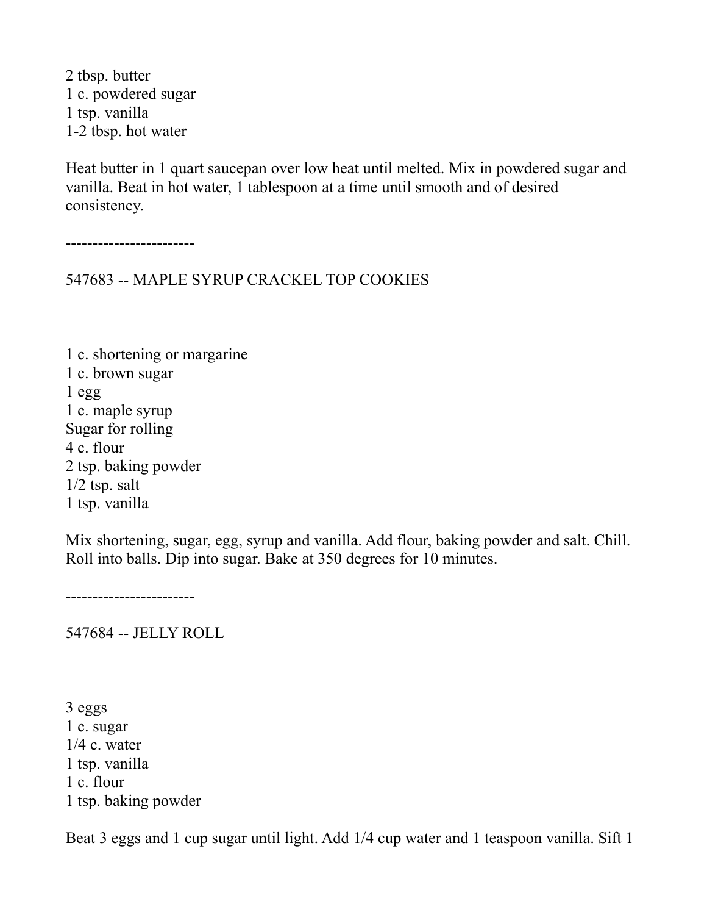2 tbsp. butter
1 c. powdered sugar
1 tsp. vanilla
1-2 tbsp. hot water

Heat butter in 1 quart saucepan over low heat until melted. Mix in powdered sugar and vanilla. Beat in hot water, 1 tablespoon at a time until smooth and of desired consistency.

------------------------

## 547683 -- MAPLE SYRUP CRACKEL TOP COOKIES

1 c. shortening or margarine
1 c. brown sugar
1 egg
1 c. maple syrup
Sugar for rolling
4 c. flour
2 tsp. baking powder
1/2 tsp. salt
1 tsp. vanilla

Mix shortening, sugar, egg, syrup and vanilla. Add flour, baking powder and salt. Chill. Roll into balls. Dip into sugar. Bake at 350 degrees for 10 minutes.

------------------------

## 547684 -- JELLY ROLL

3 eggs
1 c. sugar
1/4 c. water
1 tsp. vanilla
1 c. flour
1 tsp. baking powder

Beat 3 eggs and 1 cup sugar until light. Add 1/4 cup water and 1 teaspoon vanilla. Sift 1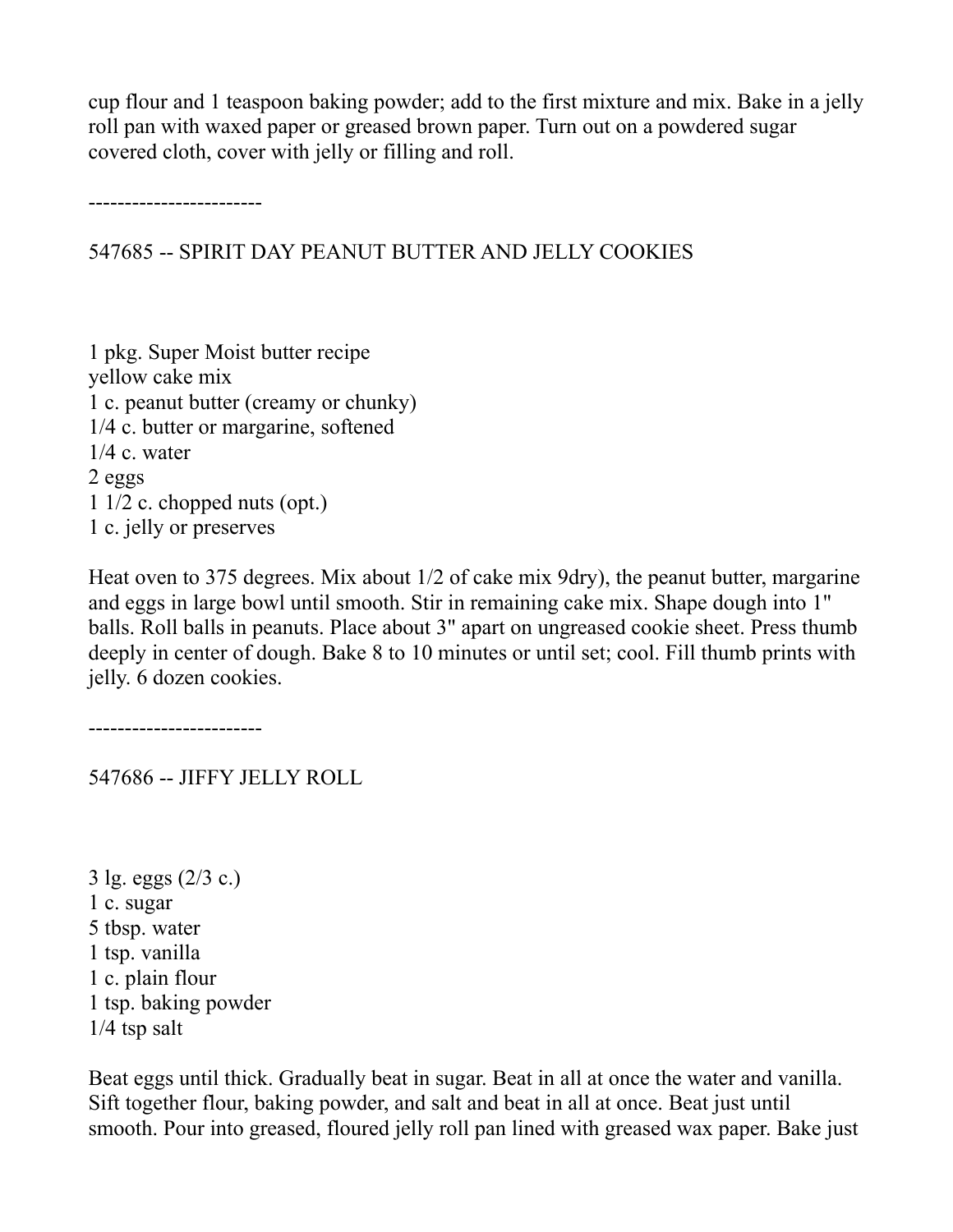cup flour and 1 teaspoon baking powder; add to the first mixture and mix. Bake in a jelly roll pan with waxed paper or greased brown paper. Turn out on a powdered sugar covered cloth, cover with jelly or filling and roll.

------------------------

## 547685 -- SPIRIT DAY PEANUT BUTTER AND JELLY COOKIES

1 pkg. Super Moist butter recipe  
yellow cake mix  
1 c. peanut butter (creamy or chunky)  
1/4 c. butter or margarine, softened  
1/4 c. water  
2 eggs  
1 1/2 c. chopped nuts (opt.)  
1 c. jelly or preserves

Heat oven to 375 degrees. Mix about 1/2 of cake mix 9dry), the peanut butter, margarine and eggs in large bowl until smooth. Stir in remaining cake mix. Shape dough into 1" balls. Roll balls in peanuts. Place about 3" apart on ungreased cookie sheet. Press thumb deeply in center of dough. Bake 8 to 10 minutes or until set; cool. Fill thumb prints with jelly. 6 dozen cookies.

------------------------

## 547686 -- JIFFY JELLY ROLL

3 lg. eggs (2/3 c.)  
1 c. sugar  
5 tbsp. water  
1 tsp. vanilla  
1 c. plain flour  
1 tsp. baking powder  
1/4 tsp salt

Beat eggs until thick. Gradually beat in sugar. Beat in all at once the water and vanilla. Sift together flour, baking powder, and salt and beat in all at once. Beat just until smooth. Pour into greased, floured jelly roll pan lined with greased wax paper. Bake just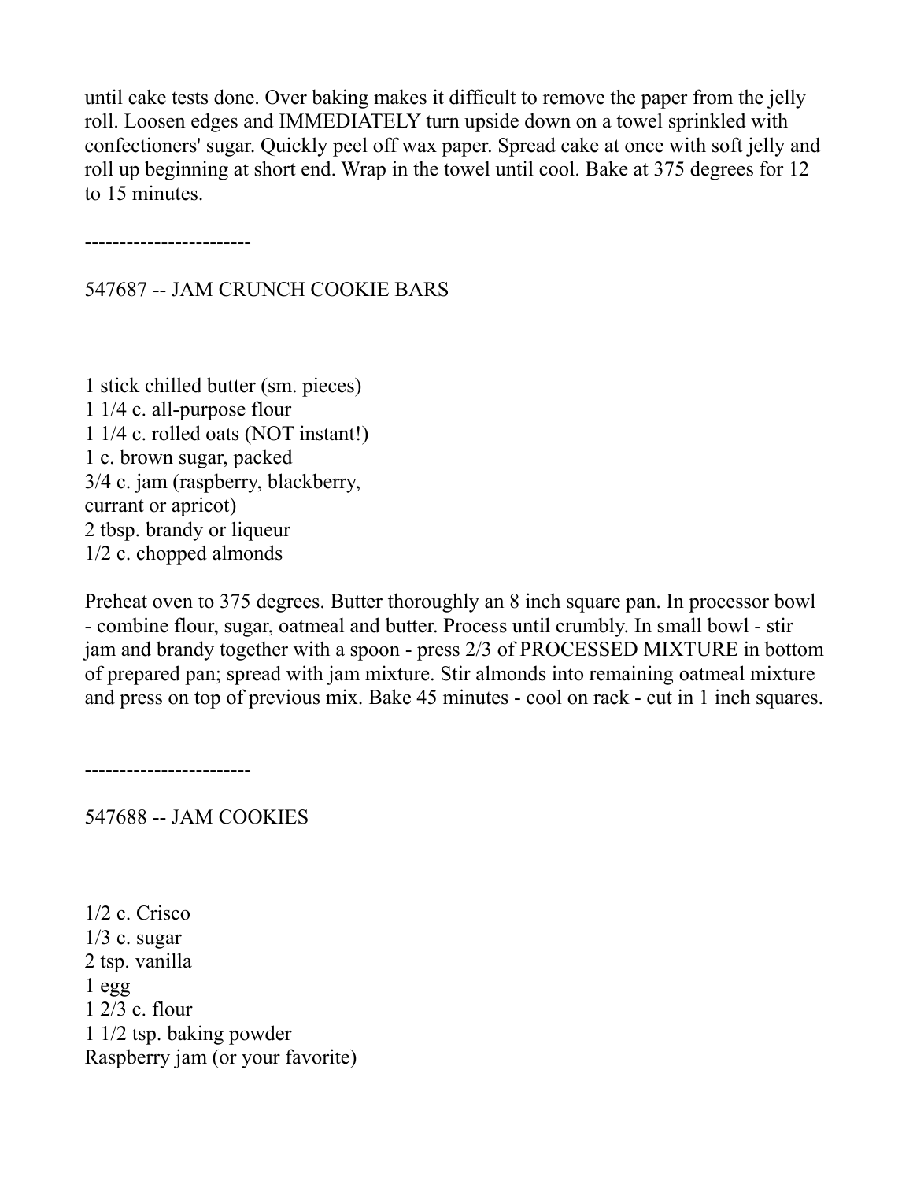until cake tests done. Over baking makes it difficult to remove the paper from the jelly roll. Loosen edges and IMMEDIATELY turn upside down on a towel sprinkled with confectioners' sugar. Quickly peel off wax paper. Spread cake at once with soft jelly and roll up beginning at short end. Wrap in the towel until cool. Bake at 375 degrees for 12 to 15 minutes.

------------------------

## 547687 -- JAM CRUNCH COOKIE BARS

1 stick chilled butter (sm. pieces)
1 1/4 c. all-purpose flour
1 1/4 c. rolled oats (NOT instant!)
1 c. brown sugar, packed
3/4 c. jam (raspberry, blackberry, currant or apricot)
2 tbsp. brandy or liqueur
1/2 c. chopped almonds

Preheat oven to 375 degrees. Butter thoroughly an 8 inch square pan. In processor bowl - combine flour, sugar, oatmeal and butter. Process until crumbly. In small bowl - stir jam and brandy together with a spoon - press 2/3 of PROCESSED MIXTURE in bottom of prepared pan; spread with jam mixture. Stir almonds into remaining oatmeal mixture and press on top of previous mix. Bake 45 minutes - cool on rack - cut in 1 inch squares.

------------------------

## 547688 -- JAM COOKIES

1/2 c. Crisco
1/3 c. sugar
2 tsp. vanilla
1 egg
1 2/3 c. flour
1 1/2 tsp. baking powder
Raspberry jam (or your favorite)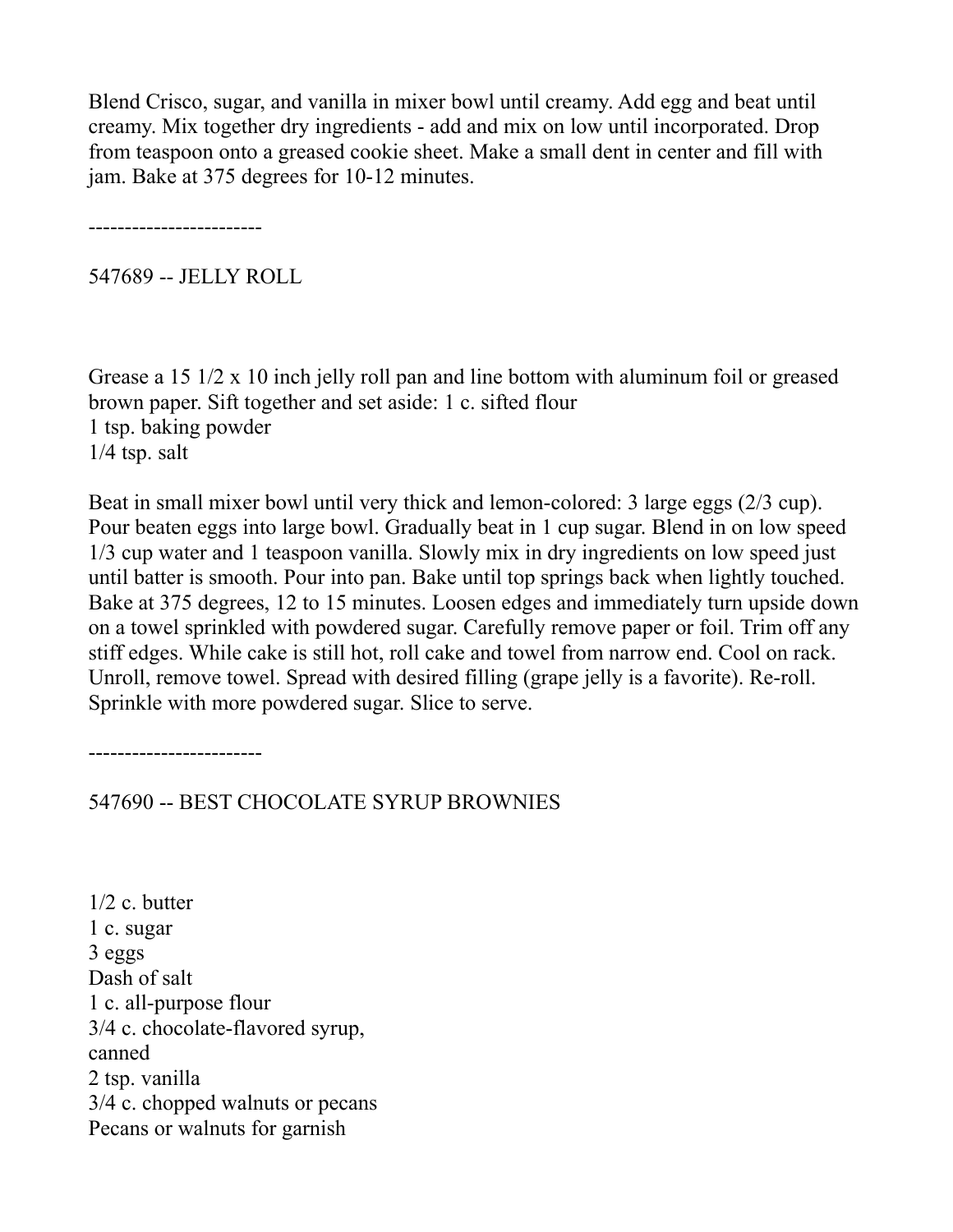Blend Crisco, sugar, and vanilla in mixer bowl until creamy. Add egg and beat until creamy. Mix together dry ingredients - add and mix on low until incorporated. Drop from teaspoon onto a greased cookie sheet. Make a small dent in center and fill with jam. Bake at 375 degrees for 10-12 minutes.

------------------------

## 547689 -- JELLY ROLL

Grease a 15 1/2 x 10 inch jelly roll pan and line bottom with aluminum foil or greased brown paper. Sift together and set aside: 1 c. sifted flour
1 tsp. baking powder
1/4 tsp. salt

Beat in small mixer bowl until very thick and lemon-colored: 3 large eggs (2/3 cup). Pour beaten eggs into large bowl. Gradually beat in 1 cup sugar. Blend in on low speed 1/3 cup water and 1 teaspoon vanilla. Slowly mix in dry ingredients on low speed just until batter is smooth. Pour into pan. Bake until top springs back when lightly touched. Bake at 375 degrees, 12 to 15 minutes. Loosen edges and immediately turn upside down on a towel sprinkled with powdered sugar. Carefully remove paper or foil. Trim off any stiff edges. While cake is still hot, roll cake and towel from narrow end. Cool on rack. Unroll, remove towel. Spread with desired filling (grape jelly is a favorite). Re-roll. Sprinkle with more powdered sugar. Slice to serve.

------------------------

## 547690 -- BEST CHOCOLATE SYRUP BROWNIES

1/2 c. butter
1 c. sugar
3 eggs
Dash of salt
1 c. all-purpose flour
3/4 c. chocolate-flavored syrup, canned
2 tsp. vanilla
3/4 c. chopped walnuts or pecans
Pecans or walnuts for garnish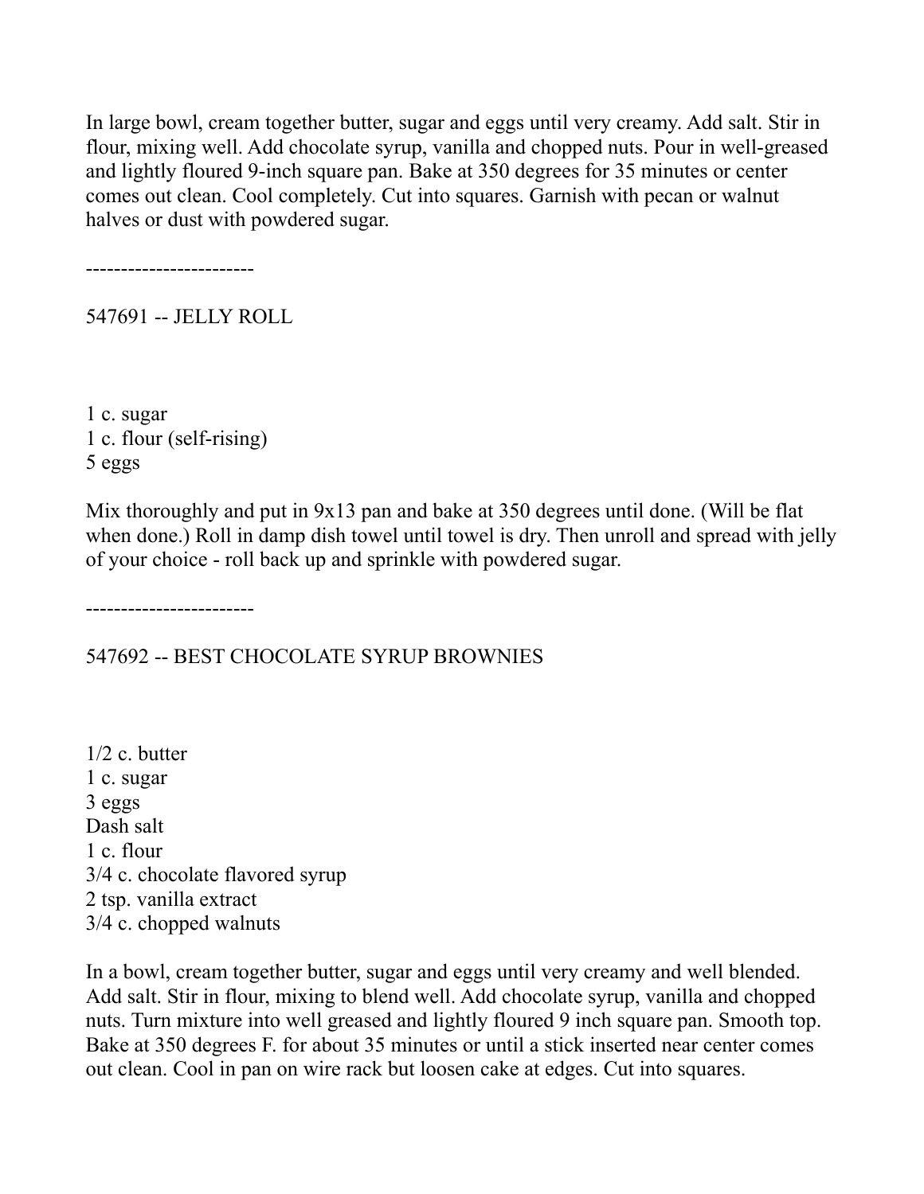In large bowl, cream together butter, sugar and eggs until very creamy. Add salt. Stir in flour, mixing well. Add chocolate syrup, vanilla and chopped nuts. Pour in well-greased and lightly floured 9-inch square pan. Bake at 350 degrees for 35 minutes or center comes out clean. Cool completely. Cut into squares. Garnish with pecan or walnut halves or dust with powdered sugar.

------------------------

## 547691 -- JELLY ROLL

1 c. sugar
1 c. flour (self-rising)
5 eggs

Mix thoroughly and put in 9x13 pan and bake at 350 degrees until done. (Will be flat when done.) Roll in damp dish towel until towel is dry. Then unroll and spread with jelly of your choice - roll back up and sprinkle with powdered sugar.

------------------------

## 547692 -- BEST CHOCOLATE SYRUP BROWNIES

1/2 c. butter
1 c. sugar
3 eggs
Dash salt
1 c. flour
3/4 c. chocolate flavored syrup
2 tsp. vanilla extract
3/4 c. chopped walnuts

In a bowl, cream together butter, sugar and eggs until very creamy and well blended. Add salt. Stir in flour, mixing to blend well. Add chocolate syrup, vanilla and chopped nuts. Turn mixture into well greased and lightly floured 9 inch square pan. Smooth top. Bake at 350 degrees F. for about 35 minutes or until a stick inserted near center comes out clean. Cool in pan on wire rack but loosen cake at edges. Cut into squares.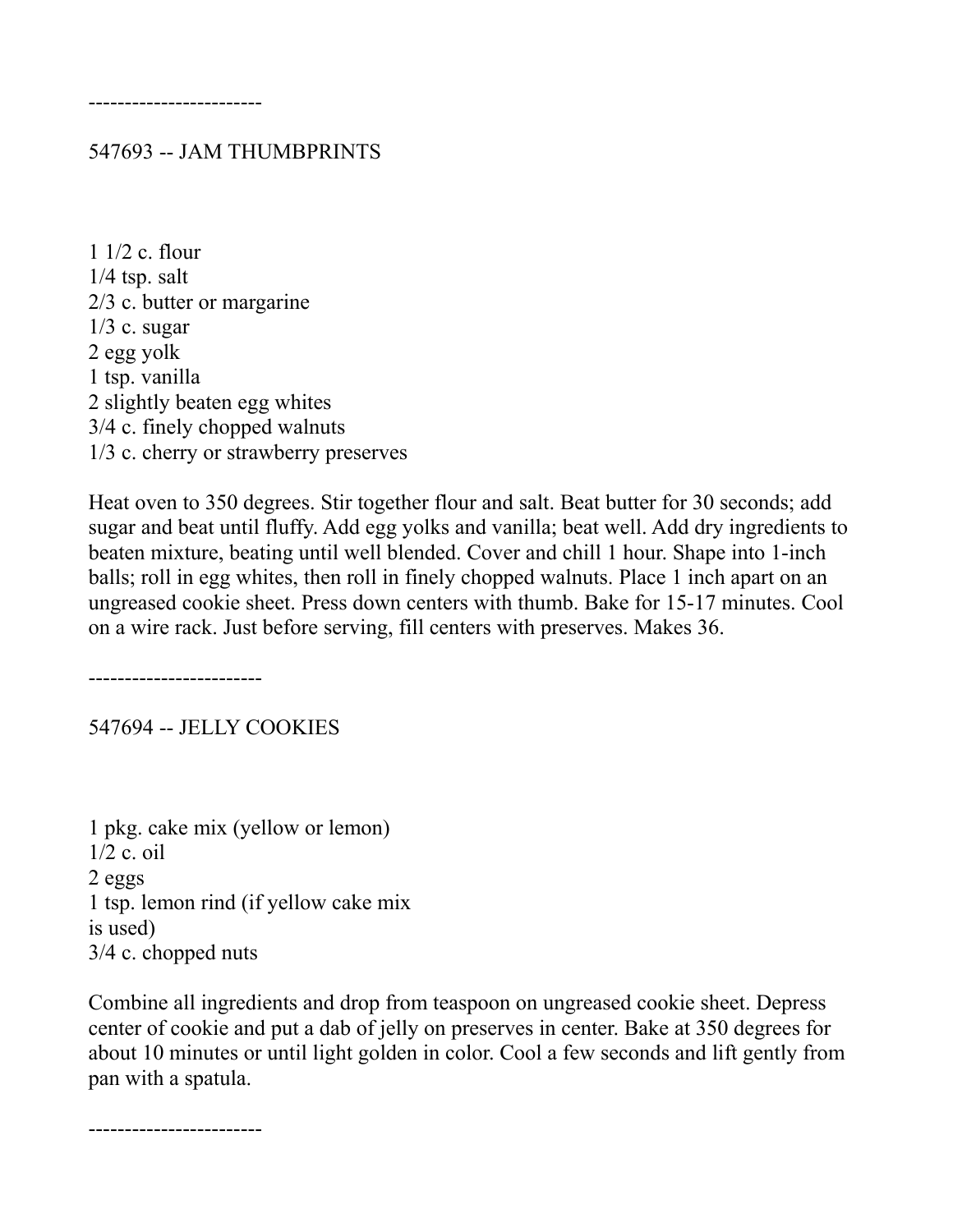------------------------

## 547693 -- JAM THUMBPRINTS

1 1/2 c. flour
1/4 tsp. salt
2/3 c. butter or margarine
1/3 c. sugar
2 egg yolk
1 tsp. vanilla
2 slightly beaten egg whites
3/4 c. finely chopped walnuts
1/3 c. cherry or strawberry preserves

Heat oven to 350 degrees. Stir together flour and salt. Beat butter for 30 seconds; add sugar and beat until fluffy. Add egg yolks and vanilla; beat well. Add dry ingredients to beaten mixture, beating until well blended. Cover and chill 1 hour. Shape into 1-inch balls; roll in egg whites, then roll in finely chopped walnuts. Place 1 inch apart on an ungreased cookie sheet. Press down centers with thumb. Bake for 15-17 minutes. Cool on a wire rack. Just before serving, fill centers with preserves. Makes 36.

------------------------

## 547694 -- JELLY COOKIES

1 pkg. cake mix (yellow or lemon)
1/2 c. oil
2 eggs
1 tsp. lemon rind (if yellow cake mix
is used)
3/4 c. chopped nuts

Combine all ingredients and drop from teaspoon on ungreased cookie sheet. Depress center of cookie and put a dab of jelly on preserves in center. Bake at 350 degrees for about 10 minutes or until light golden in color. Cool a few seconds and lift gently from pan with a spatula.

------------------------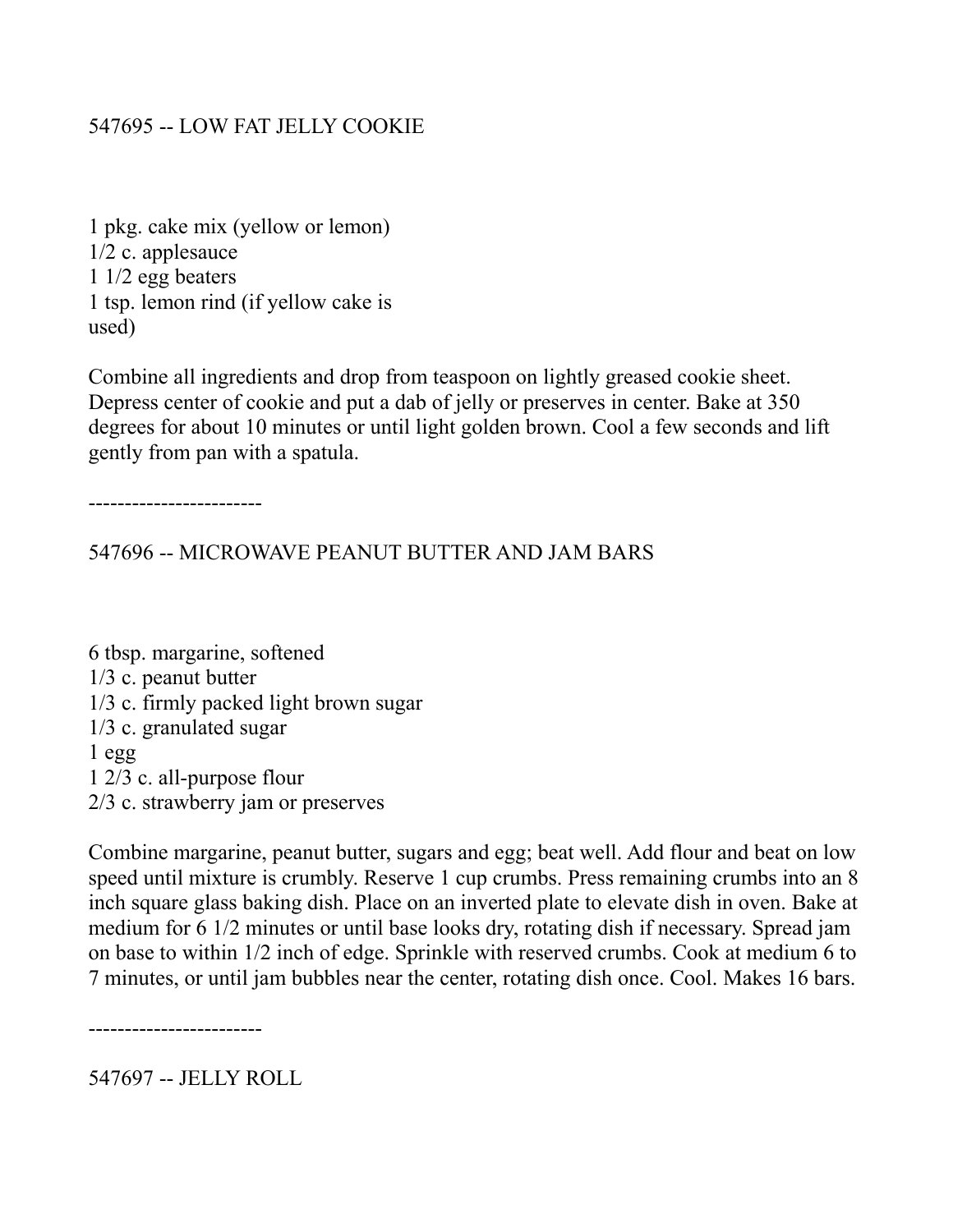## 547695 -- LOW FAT JELLY COOKIE

1 pkg. cake mix (yellow or lemon)
1/2 c. applesauce
1 1/2 egg beaters
1 tsp. lemon rind (if yellow cake is used)

Combine all ingredients and drop from teaspoon on lightly greased cookie sheet. Depress center of cookie and put a dab of jelly or preserves in center. Bake at 350 degrees for about 10 minutes or until light golden brown. Cool a few seconds and lift gently from pan with a spatula.

------------------------

## 547696 -- MICROWAVE PEANUT BUTTER AND JAM BARS

6 tbsp. margarine, softened
1/3 c. peanut butter
1/3 c. firmly packed light brown sugar
1/3 c. granulated sugar
1 egg
1 2/3 c. all-purpose flour
2/3 c. strawberry jam or preserves

Combine margarine, peanut butter, sugars and egg; beat well. Add flour and beat on low speed until mixture is crumbly. Reserve 1 cup crumbs. Press remaining crumbs into an 8 inch square glass baking dish. Place on an inverted plate to elevate dish in oven. Bake at medium for 6 1/2 minutes or until base looks dry, rotating dish if necessary. Spread jam on base to within 1/2 inch of edge. Sprinkle with reserved crumbs. Cook at medium 6 to 7 minutes, or until jam bubbles near the center, rotating dish once. Cool. Makes 16 bars.

------------------------

## 547697 -- JELLY ROLL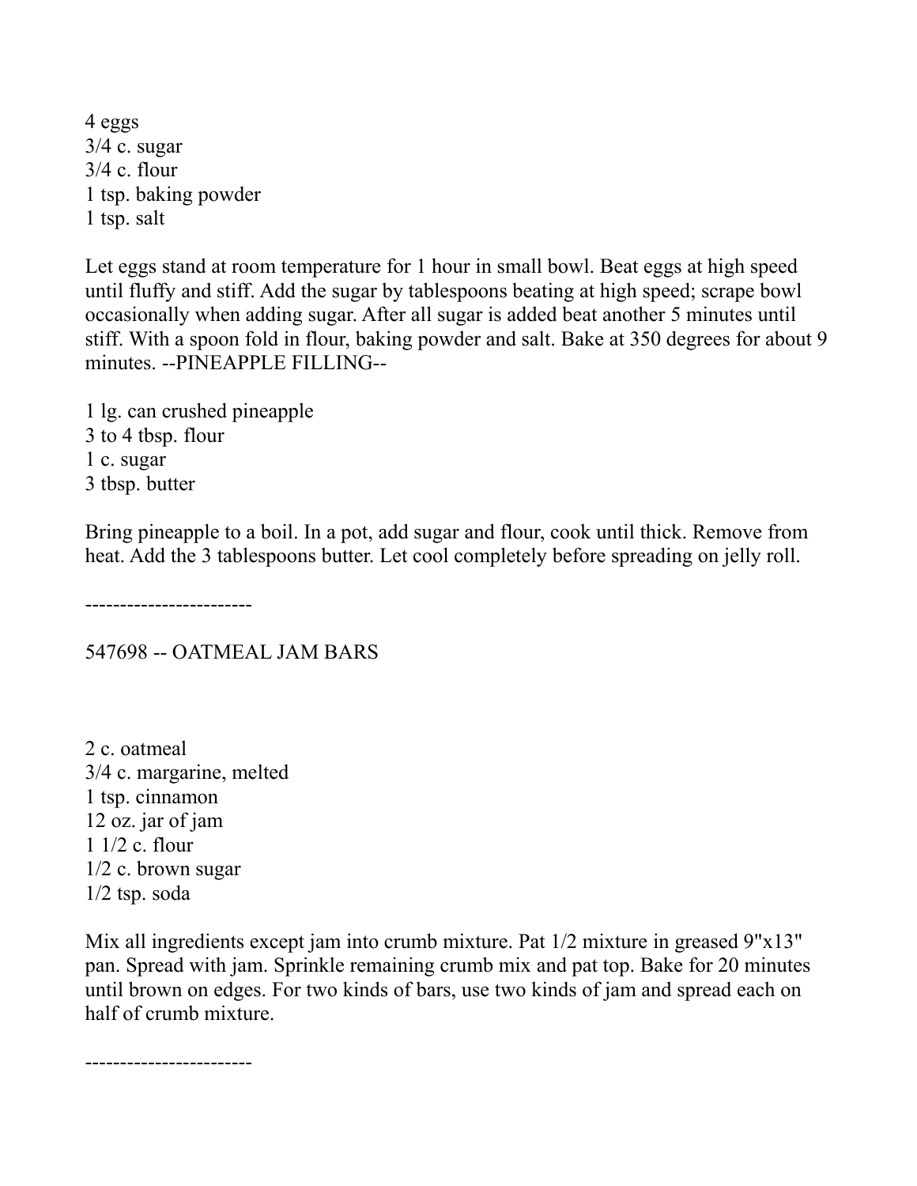4 eggs
3/4 c. sugar
3/4 c. flour
1 tsp. baking powder
1 tsp. salt

Let eggs stand at room temperature for 1 hour in small bowl. Beat eggs at high speed until fluffy and stiff. Add the sugar by tablespoons beating at high speed; scrape bowl occasionally when adding sugar. After all sugar is added beat another 5 minutes until stiff. With a spoon fold in flour, baking powder and salt. Bake at 350 degrees for about 9 minutes. --PINEAPPLE FILLING--

1 lg. can crushed pineapple
3 to 4 tbsp. flour
1 c. sugar
3 tbsp. butter

Bring pineapple to a boil. In a pot, add sugar and flour, cook until thick. Remove from heat. Add the 3 tablespoons butter. Let cool completely before spreading on jelly roll.

------------------------

547698 -- OATMEAL JAM BARS

2 c. oatmeal
3/4 c. margarine, melted
1 tsp. cinnamon
12 oz. jar of jam
1 1/2 c. flour
1/2 c. brown sugar
1/2 tsp. soda

Mix all ingredients except jam into crumb mixture. Pat 1/2 mixture in greased 9"x13" pan. Spread with jam. Sprinkle remaining crumb mix and pat top. Bake for 20 minutes until brown on edges. For two kinds of bars, use two kinds of jam and spread each on half of crumb mixture.

------------------------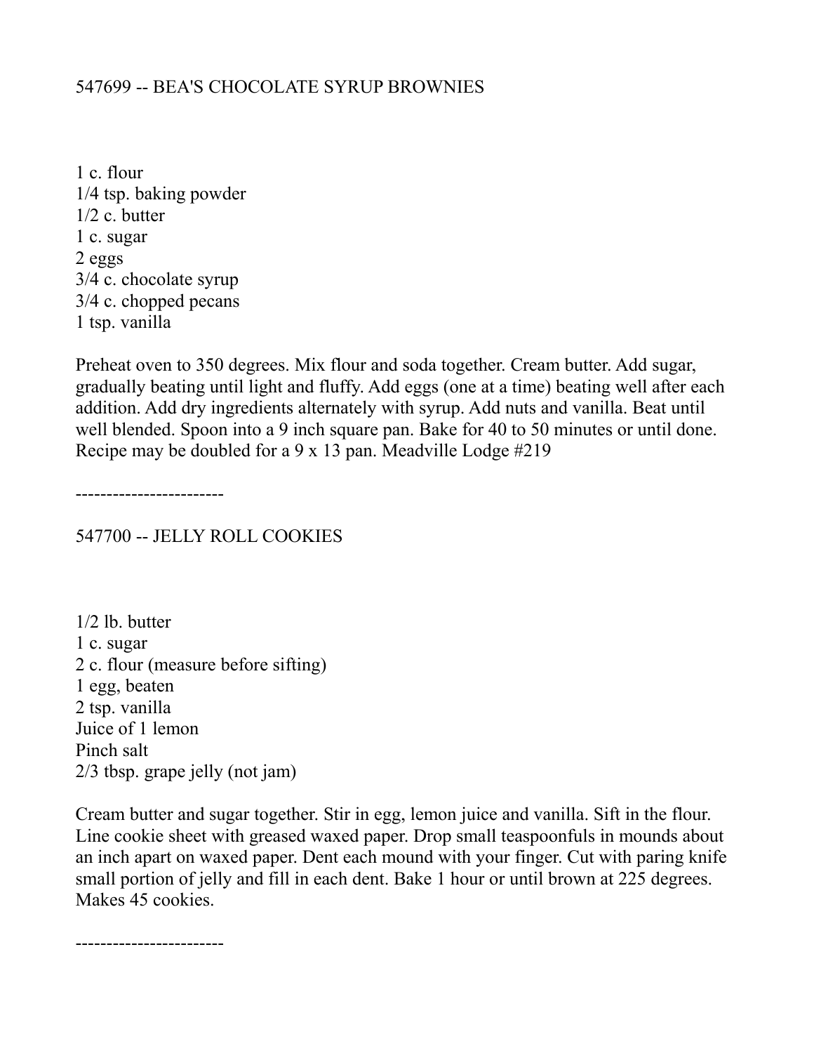## 547699 -- BEA'S CHOCOLATE SYRUP BROWNIES

1 c. flour
1/4 tsp. baking powder
1/2 c. butter
1 c. sugar
2 eggs
3/4 c. chocolate syrup
3/4 c. chopped pecans
1 tsp. vanilla

Preheat oven to 350 degrees. Mix flour and soda together. Cream butter. Add sugar, gradually beating until light and fluffy. Add eggs (one at a time) beating well after each addition. Add dry ingredients alternately with syrup. Add nuts and vanilla. Beat until well blended. Spoon into a 9 inch square pan. Bake for 40 to 50 minutes or until done. Recipe may be doubled for a 9 x 13 pan. Meadville Lodge #219

------------------------

## 547700 -- JELLY ROLL COOKIES

1/2 lb. butter
1 c. sugar
2 c. flour (measure before sifting)
1 egg, beaten
2 tsp. vanilla
Juice of 1 lemon
Pinch salt
2/3 tbsp. grape jelly (not jam)

Cream butter and sugar together. Stir in egg, lemon juice and vanilla. Sift in the flour. Line cookie sheet with greased waxed paper. Drop small teaspoonfuls in mounds about an inch apart on waxed paper. Dent each mound with your finger. Cut with paring knife small portion of jelly and fill in each dent. Bake 1 hour or until brown at 225 degrees. Makes 45 cookies.

------------------------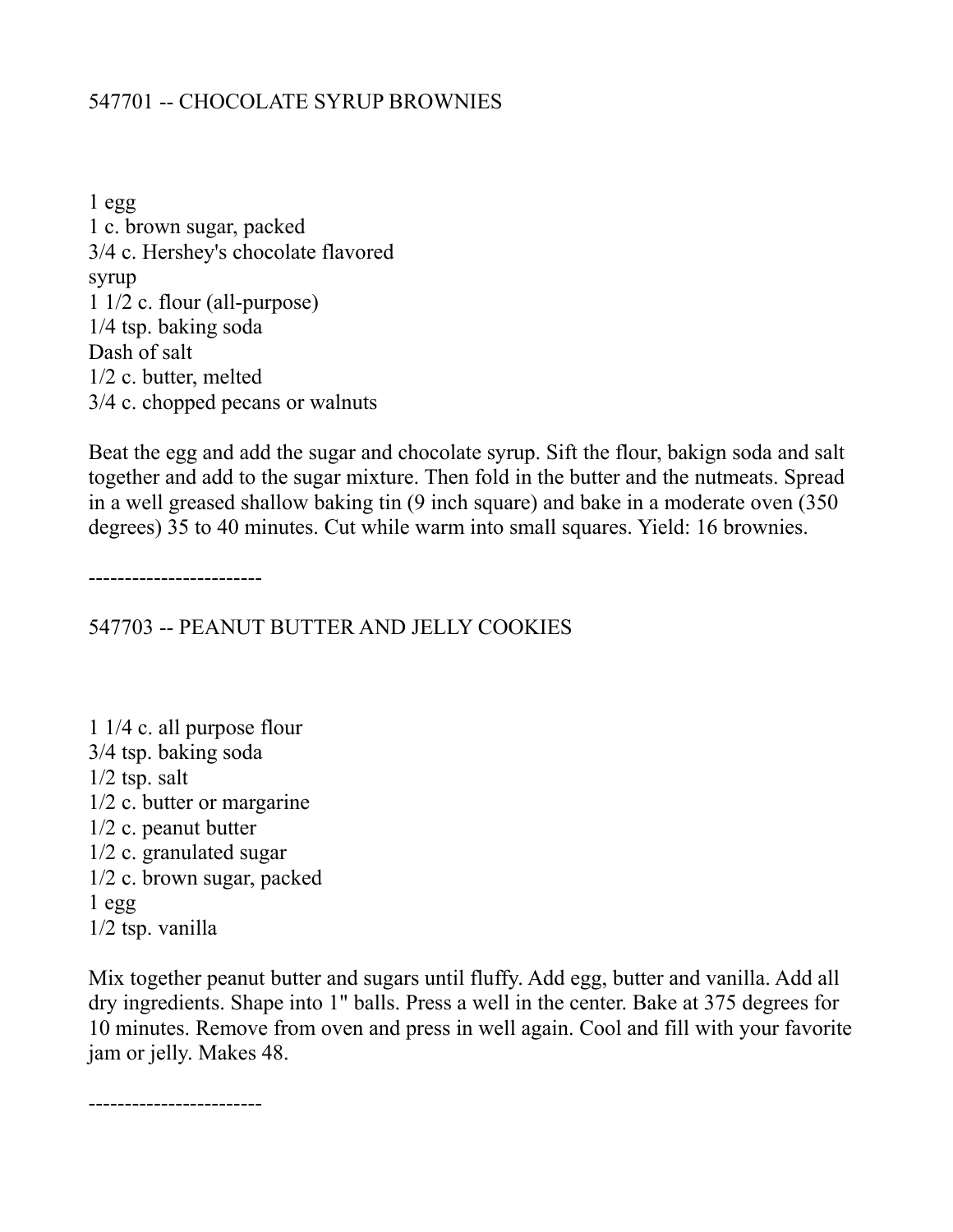## 547701 -- CHOCOLATE SYRUP BROWNIES

1 egg
1 c. brown sugar, packed
3/4 c. Hershey's chocolate flavored
syrup
1 1/2 c. flour (all-purpose)
1/4 tsp. baking soda
Dash of salt
1/2 c. butter, melted
3/4 c. chopped pecans or walnuts

Beat the egg and add the sugar and chocolate syrup. Sift the flour, bakign soda and salt together and add to the sugar mixture. Then fold in the butter and the nutmeats. Spread in a well greased shallow baking tin (9 inch square) and bake in a moderate oven (350 degrees) 35 to 40 minutes. Cut while warm into small squares. Yield: 16 brownies.

------------------------

## 547703 -- PEANUT BUTTER AND JELLY COOKIES

1 1/4 c. all purpose flour
3/4 tsp. baking soda
1/2 tsp. salt
1/2 c. butter or margarine
1/2 c. peanut butter
1/2 c. granulated sugar
1/2 c. brown sugar, packed
1 egg
1/2 tsp. vanilla

Mix together peanut butter and sugars until fluffy. Add egg, butter and vanilla. Add all dry ingredients. Shape into 1" balls. Press a well in the center. Bake at 375 degrees for 10 minutes. Remove from oven and press in well again. Cool and fill with your favorite jam or jelly. Makes 48.

------------------------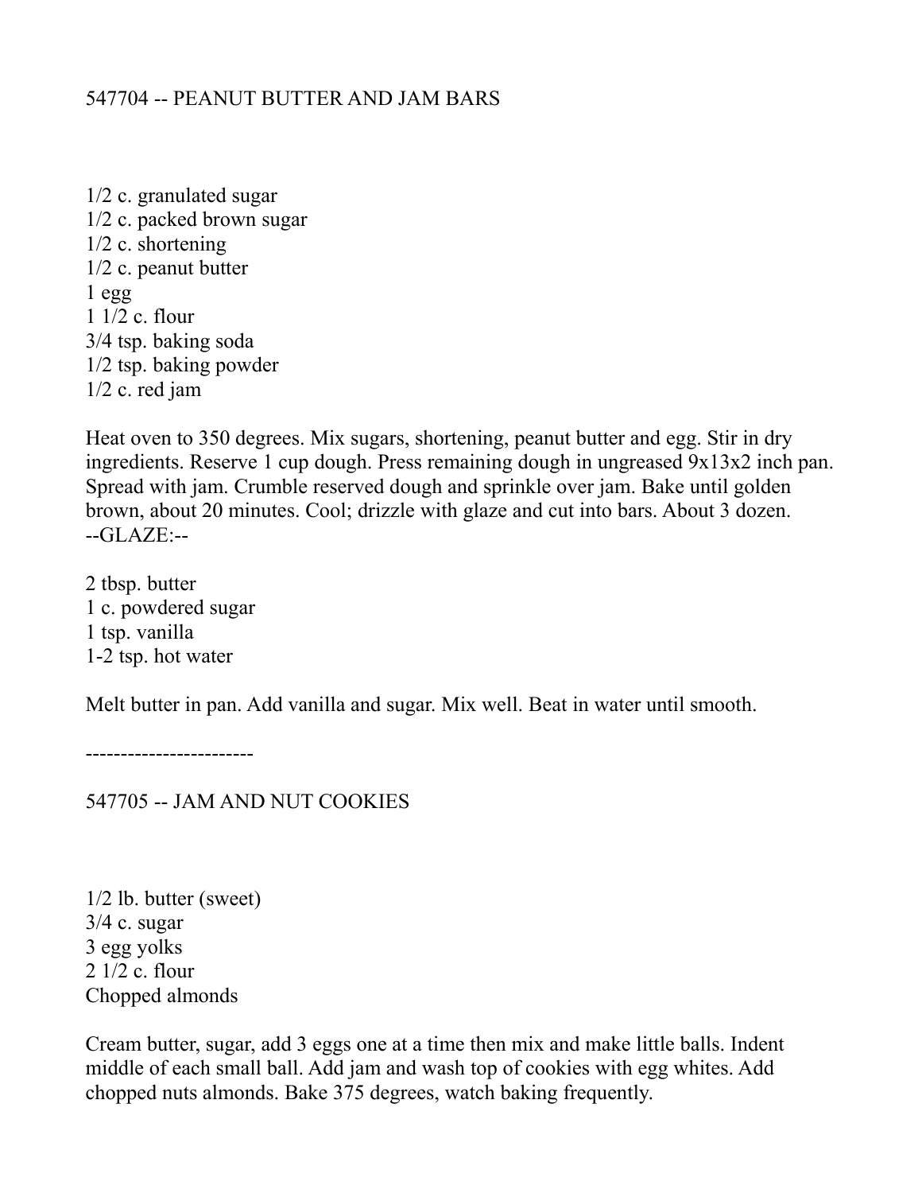## 547704 -- PEANUT BUTTER AND JAM BARS

1/2 c. granulated sugar
1/2 c. packed brown sugar
1/2 c. shortening
1/2 c. peanut butter
1 egg
1 1/2 c. flour
3/4 tsp. baking soda
1/2 tsp. baking powder
1/2 c. red jam

Heat oven to 350 degrees. Mix sugars, shortening, peanut butter and egg. Stir in dry ingredients. Reserve 1 cup dough. Press remaining dough in ungreased 9x13x2 inch pan. Spread with jam. Crumble reserved dough and sprinkle over jam. Bake until golden brown, about 20 minutes. Cool; drizzle with glaze and cut into bars. About 3 dozen.
--GLAZE:--

2 tbsp. butter
1 c. powdered sugar
1 tsp. vanilla
1-2 tsp. hot water

Melt butter in pan. Add vanilla and sugar. Mix well. Beat in water until smooth.

------------------------

## 547705 -- JAM AND NUT COOKIES

1/2 lb. butter (sweet)
3/4 c. sugar
3 egg yolks
2 1/2 c. flour
Chopped almonds

Cream butter, sugar, add 3 eggs one at a time then mix and make little balls. Indent middle of each small ball. Add jam and wash top of cookies with egg whites. Add chopped nuts almonds. Bake 375 degrees, watch baking frequently.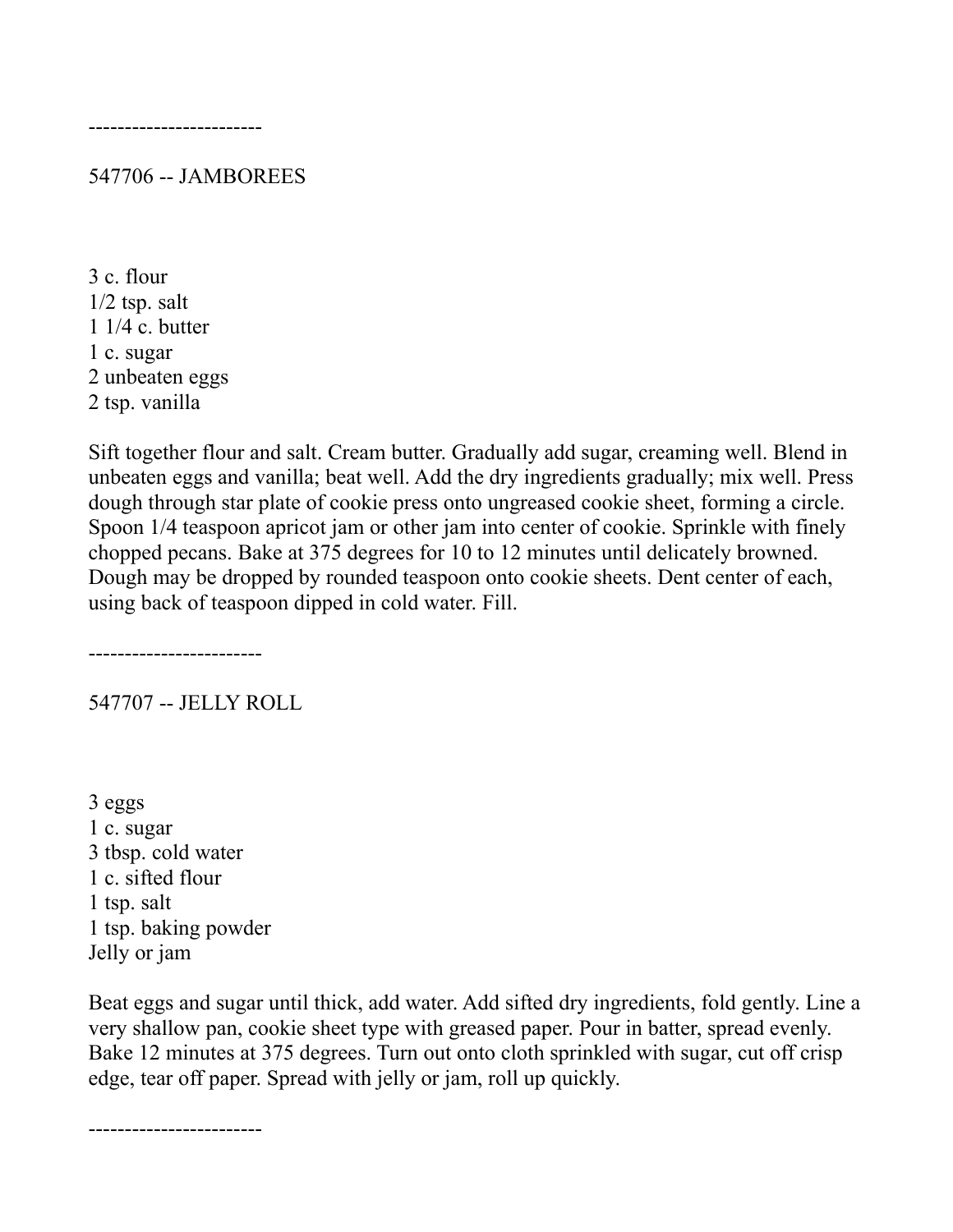------------------------

547706 -- JAMBOREES

3 c. flour
1/2 tsp. salt
1 1/4 c. butter
1 c. sugar
2 unbeaten eggs
2 tsp. vanilla

Sift together flour and salt. Cream butter. Gradually add sugar, creaming well. Blend in unbeaten eggs and vanilla; beat well. Add the dry ingredients gradually; mix well. Press dough through star plate of cookie press onto ungreased cookie sheet, forming a circle. Spoon 1/4 teaspoon apricot jam or other jam into center of cookie. Sprinkle with finely chopped pecans. Bake at 375 degrees for 10 to 12 minutes until delicately browned. Dough may be dropped by rounded teaspoon onto cookie sheets. Dent center of each, using back of teaspoon dipped in cold water. Fill.

------------------------

547707 -- JELLY ROLL

3 eggs
1 c. sugar
3 tbsp. cold water
1 c. sifted flour
1 tsp. salt
1 tsp. baking powder
Jelly or jam

Beat eggs and sugar until thick, add water. Add sifted dry ingredients, fold gently. Line a very shallow pan, cookie sheet type with greased paper. Pour in batter, spread evenly. Bake 12 minutes at 375 degrees. Turn out onto cloth sprinkled with sugar, cut off crisp edge, tear off paper. Spread with jelly or jam, roll up quickly.

------------------------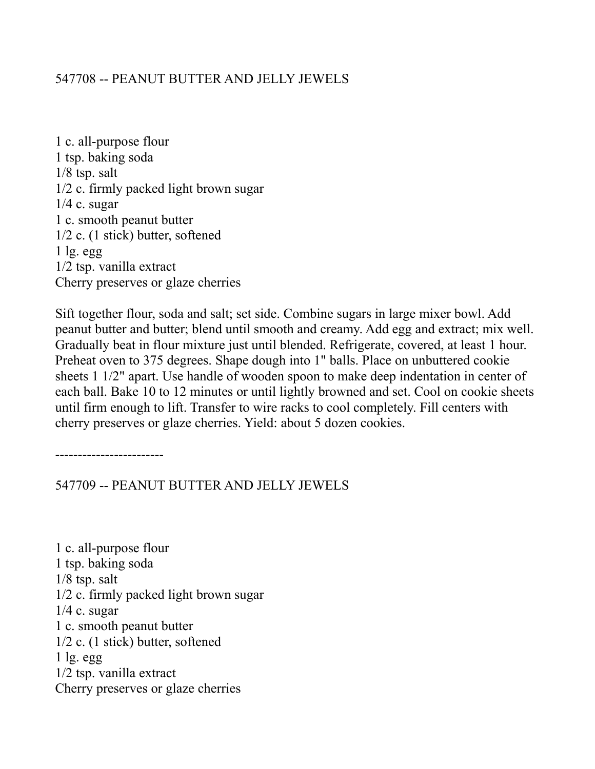## 547708 -- PEANUT BUTTER AND JELLY JEWELS

1 c. all-purpose flour
1 tsp. baking soda
1/8 tsp. salt
1/2 c. firmly packed light brown sugar
1/4 c. sugar
1 c. smooth peanut butter
1/2 c. (1 stick) butter, softened
1 lg. egg
1/2 tsp. vanilla extract
Cherry preserves or glaze cherries

Sift together flour, soda and salt; set side. Combine sugars in large mixer bowl. Add peanut butter and butter; blend until smooth and creamy. Add egg and extract; mix well. Gradually beat in flour mixture just until blended. Refrigerate, covered, at least 1 hour. Preheat oven to 375 degrees. Shape dough into 1" balls. Place on unbuttered cookie sheets 1 1/2" apart. Use handle of wooden spoon to make deep indentation in center of each ball. Bake 10 to 12 minutes or until lightly browned and set. Cool on cookie sheets until firm enough to lift. Transfer to wire racks to cool completely. Fill centers with cherry preserves or glaze cherries. Yield: about 5 dozen cookies.

------------------------

## 547709 -- PEANUT BUTTER AND JELLY JEWELS

1 c. all-purpose flour
1 tsp. baking soda
1/8 tsp. salt
1/2 c. firmly packed light brown sugar
1/4 c. sugar
1 c. smooth peanut butter
1/2 c. (1 stick) butter, softened
1 lg. egg
1/2 tsp. vanilla extract
Cherry preserves or glaze cherries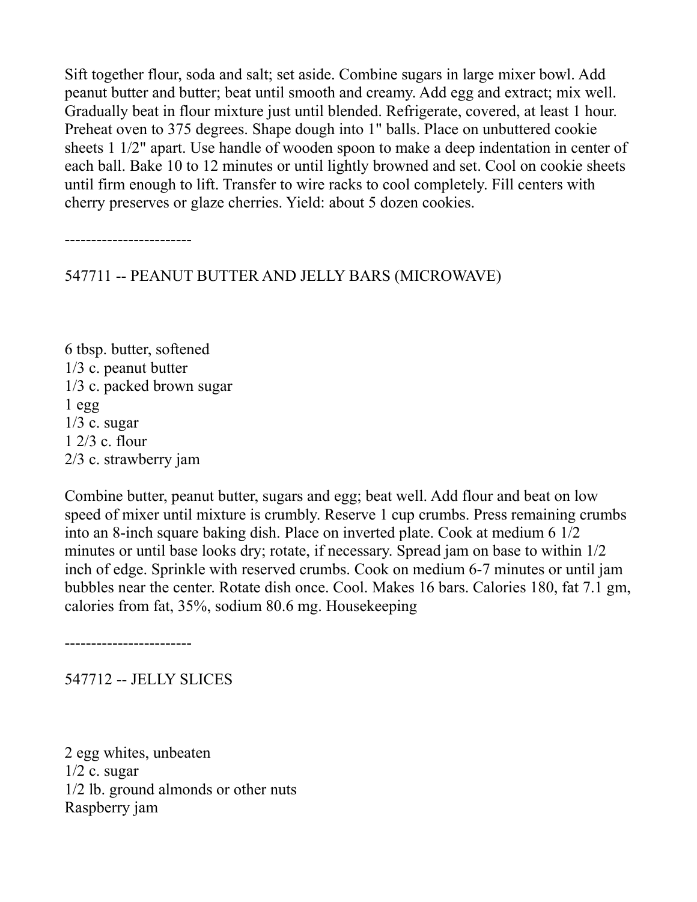Sift together flour, soda and salt; set aside. Combine sugars in large mixer bowl. Add peanut butter and butter; beat until smooth and creamy. Add egg and extract; mix well. Gradually beat in flour mixture just until blended. Refrigerate, covered, at least 1 hour. Preheat oven to 375 degrees. Shape dough into 1" balls. Place on unbuttered cookie sheets 1 1/2" apart. Use handle of wooden spoon to make a deep indentation in center of each ball. Bake 10 to 12 minutes or until lightly browned and set. Cool on cookie sheets until firm enough to lift. Transfer to wire racks to cool completely. Fill centers with cherry preserves or glaze cherries. Yield: about 5 dozen cookies.

------------------------

## 547711 -- PEANUT BUTTER AND JELLY BARS (MICROWAVE)

6 tbsp. butter, softened
1/3 c. peanut butter
1/3 c. packed brown sugar
1 egg
1/3 c. sugar
1 2/3 c. flour
2/3 c. strawberry jam

Combine butter, peanut butter, sugars and egg; beat well. Add flour and beat on low speed of mixer until mixture is crumbly. Reserve 1 cup crumbs. Press remaining crumbs into an 8-inch square baking dish. Place on inverted plate. Cook at medium 6 1/2 minutes or until base looks dry; rotate, if necessary. Spread jam on base to within 1/2 inch of edge. Sprinkle with reserved crumbs. Cook on medium 6-7 minutes or until jam bubbles near the center. Rotate dish once. Cool. Makes 16 bars. Calories 180, fat 7.1 gm, calories from fat, 35%, sodium 80.6 mg. Housekeeping

------------------------

## 547712 -- JELLY SLICES

2 egg whites, unbeaten
1/2 c. sugar
1/2 lb. ground almonds or other nuts
Raspberry jam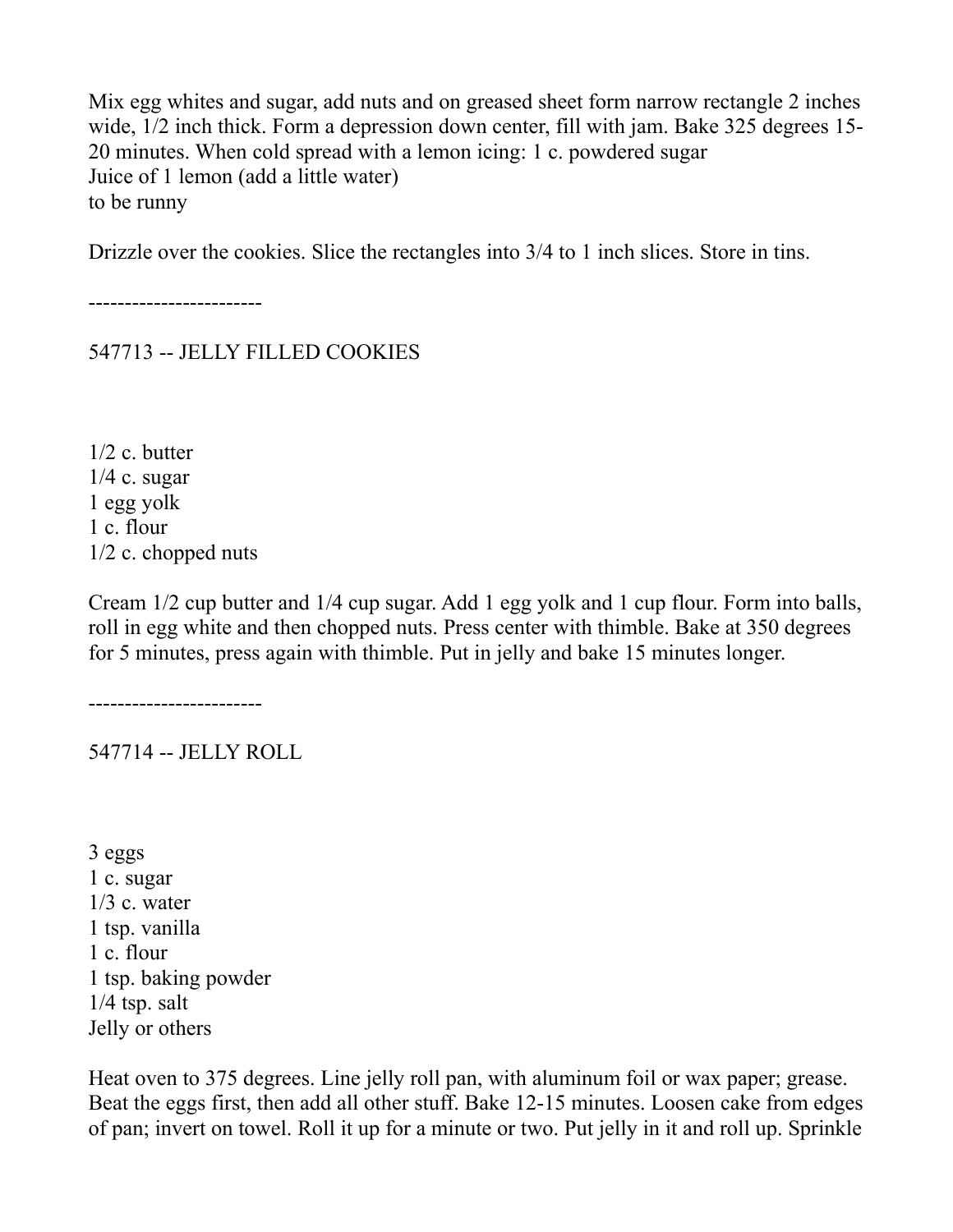Mix egg whites and sugar, add nuts and on greased sheet form narrow rectangle 2 inches wide, 1/2 inch thick. Form a depression down center, fill with jam. Bake 325 degrees 15-20 minutes. When cold spread with a lemon icing: 1 c. powdered sugar
Juice of 1 lemon (add a little water)
to be runny

Drizzle over the cookies. Slice the rectangles into 3/4 to 1 inch slices. Store in tins.

------------------------

## 547713 -- JELLY FILLED COOKIES

1/2 c. butter
1/4 c. sugar
1 egg yolk
1 c. flour
1/2 c. chopped nuts

Cream 1/2 cup butter and 1/4 cup sugar. Add 1 egg yolk and 1 cup flour. Form into balls, roll in egg white and then chopped nuts. Press center with thimble. Bake at 350 degrees for 5 minutes, press again with thimble. Put in jelly and bake 15 minutes longer.

------------------------

## 547714 -- JELLY ROLL

3 eggs
1 c. sugar
1/3 c. water
1 tsp. vanilla
1 c. flour
1 tsp. baking powder
1/4 tsp. salt
Jelly or others

Heat oven to 375 degrees. Line jelly roll pan, with aluminum foil or wax paper; grease. Beat the eggs first, then add all other stuff. Bake 12-15 minutes. Loosen cake from edges of pan; invert on towel. Roll it up for a minute or two. Put jelly in it and roll up. Sprinkle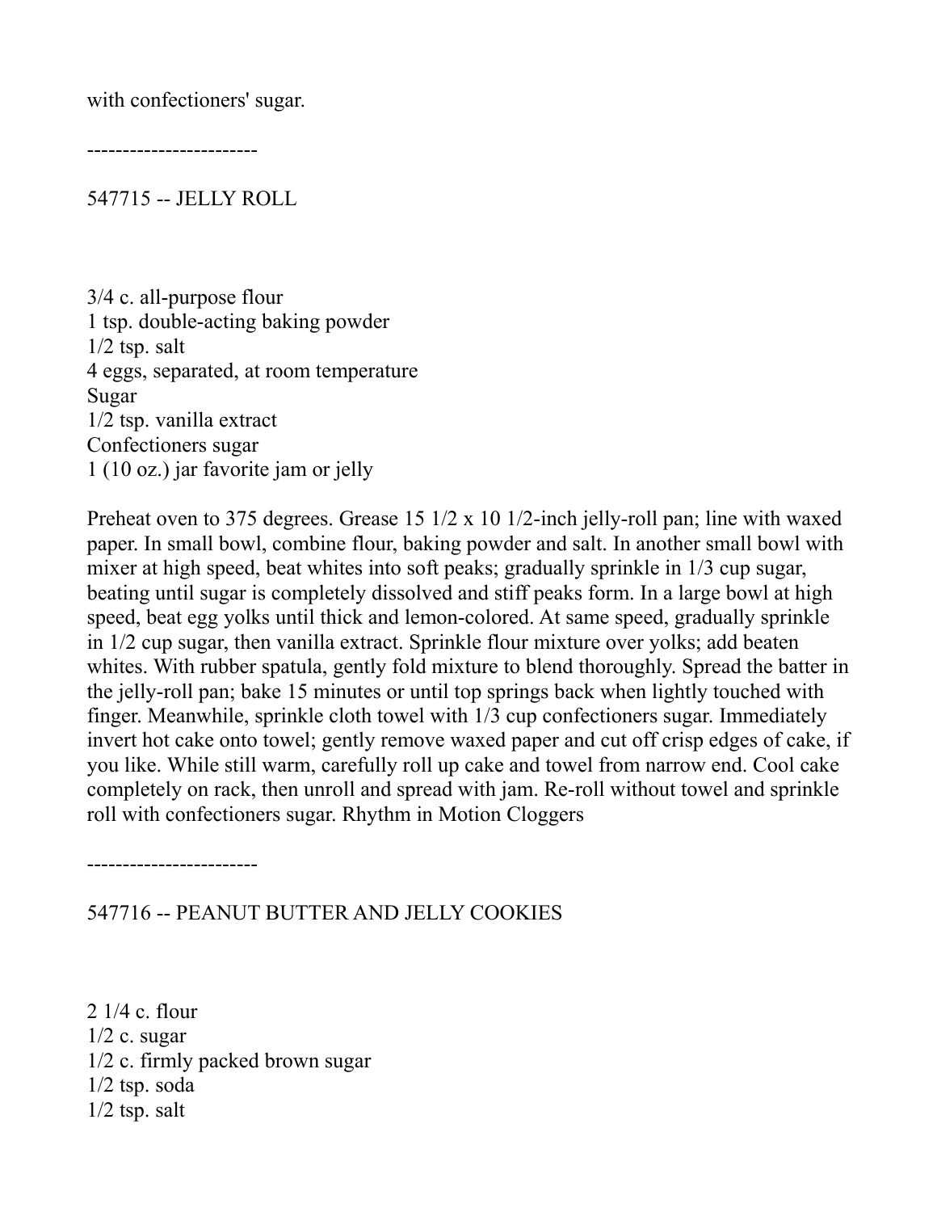with confectioners' sugar.

------------------------

547715 -- JELLY ROLL

3/4 c. all-purpose flour
1 tsp. double-acting baking powder
1/2 tsp. salt
4 eggs, separated, at room temperature
Sugar
1/2 tsp. vanilla extract
Confectioners sugar
1 (10 oz.) jar favorite jam or jelly

Preheat oven to 375 degrees. Grease 15 1/2 x 10 1/2-inch jelly-roll pan; line with waxed paper. In small bowl, combine flour, baking powder and salt. In another small bowl with mixer at high speed, beat whites into soft peaks; gradually sprinkle in 1/3 cup sugar, beating until sugar is completely dissolved and stiff peaks form. In a large bowl at high speed, beat egg yolks until thick and lemon-colored. At same speed, gradually sprinkle in 1/2 cup sugar, then vanilla extract. Sprinkle flour mixture over yolks; add beaten whites. With rubber spatula, gently fold mixture to blend thoroughly. Spread the batter in the jelly-roll pan; bake 15 minutes or until top springs back when lightly touched with finger. Meanwhile, sprinkle cloth towel with 1/3 cup confectioners sugar. Immediately invert hot cake onto towel; gently remove waxed paper and cut off crisp edges of cake, if you like. While still warm, carefully roll up cake and towel from narrow end. Cool cake completely on rack, then unroll and spread with jam. Re-roll without towel and sprinkle roll with confectioners sugar. Rhythm in Motion Cloggers

------------------------

547716 -- PEANUT BUTTER AND JELLY COOKIES

2 1/4 c. flour
1/2 c. sugar
1/2 c. firmly packed brown sugar
1/2 tsp. soda
1/2 tsp. salt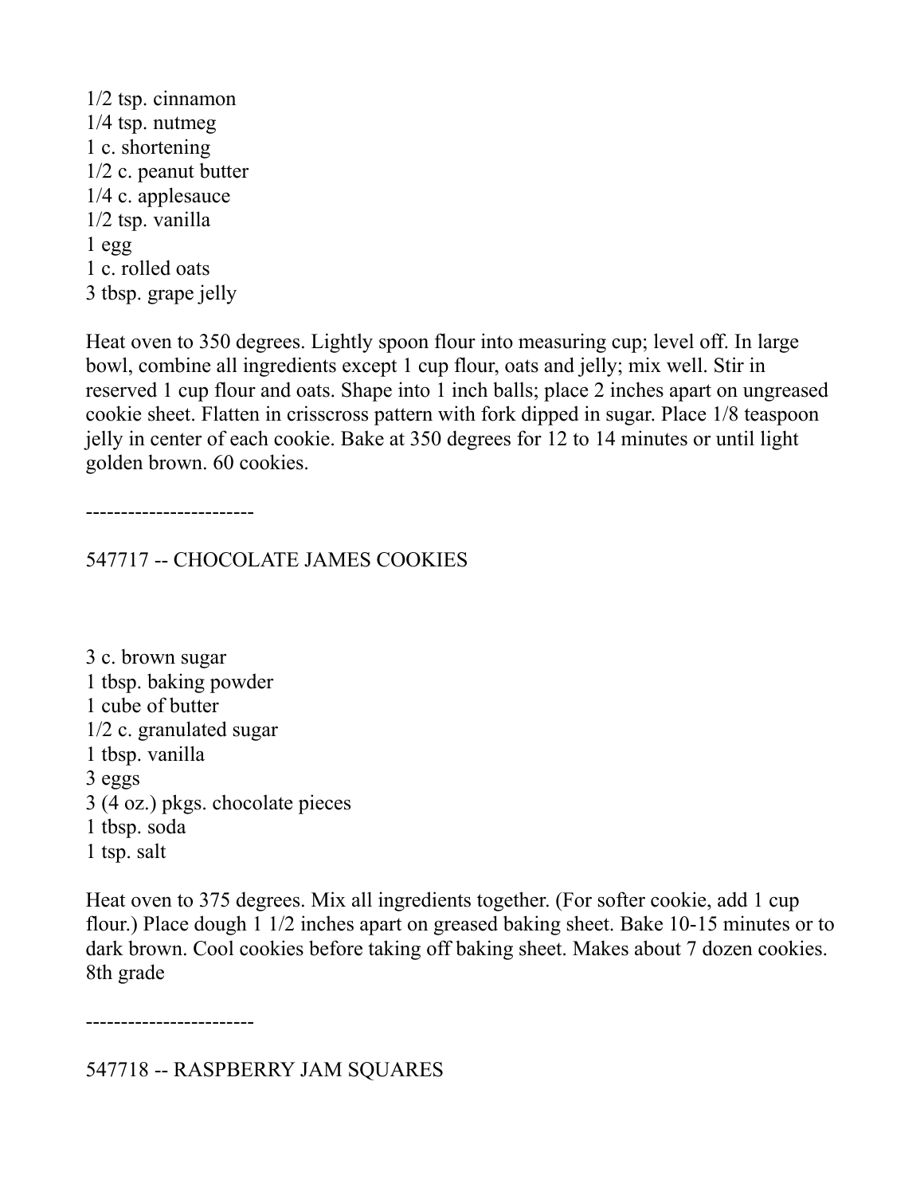1/2 tsp. cinnamon
1/4 tsp. nutmeg
1 c. shortening
1/2 c. peanut butter
1/4 c. applesauce
1/2 tsp. vanilla
1 egg
1 c. rolled oats
3 tbsp. grape jelly

Heat oven to 350 degrees. Lightly spoon flour into measuring cup; level off. In large bowl, combine all ingredients except 1 cup flour, oats and jelly; mix well. Stir in reserved 1 cup flour and oats. Shape into 1 inch balls; place 2 inches apart on ungreased cookie sheet. Flatten in crisscross pattern with fork dipped in sugar. Place 1/8 teaspoon jelly in center of each cookie. Bake at 350 degrees for 12 to 14 minutes or until light golden brown. 60 cookies.

------------------------

## 547717 -- CHOCOLATE JAMES COOKIES

3 c. brown sugar
1 tbsp. baking powder
1 cube of butter
1/2 c. granulated sugar
1 tbsp. vanilla
3 eggs
3 (4 oz.) pkgs. chocolate pieces
1 tbsp. soda
1 tsp. salt

Heat oven to 375 degrees. Mix all ingredients together. (For softer cookie, add 1 cup flour.) Place dough 1 1/2 inches apart on greased baking sheet. Bake 10-15 minutes or to dark brown. Cool cookies before taking off baking sheet. Makes about 7 dozen cookies. 8th grade

------------------------

## 547718 -- RASPBERRY JAM SQUARES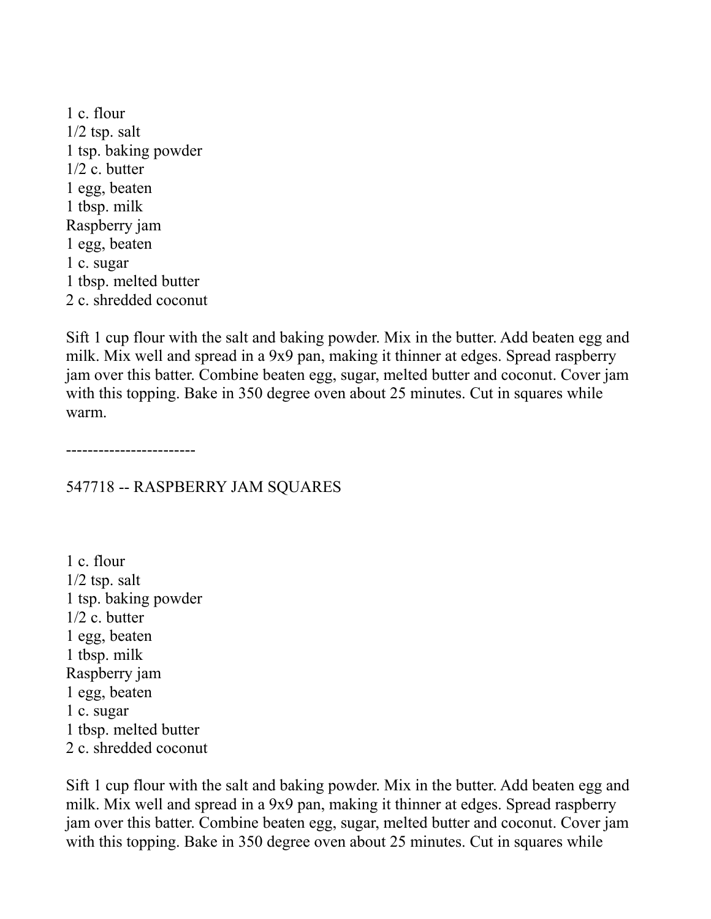1 c. flour
1/2 tsp. salt
1 tsp. baking powder
1/2 c. butter
1 egg, beaten
1 tbsp. milk
Raspberry jam
1 egg, beaten
1 c. sugar
1 tbsp. melted butter
2 c. shredded coconut

Sift 1 cup flour with the salt and baking powder. Mix in the butter. Add beaten egg and milk. Mix well and spread in a 9x9 pan, making it thinner at edges. Spread raspberry jam over this batter. Combine beaten egg, sugar, melted butter and coconut. Cover jam with this topping. Bake in 350 degree oven about 25 minutes. Cut in squares while warm.

------------------------

547718 -- RASPBERRY JAM SQUARES

1 c. flour
1/2 tsp. salt
1 tsp. baking powder
1/2 c. butter
1 egg, beaten
1 tbsp. milk
Raspberry jam
1 egg, beaten
1 c. sugar
1 tbsp. melted butter
2 c. shredded coconut

Sift 1 cup flour with the salt and baking powder. Mix in the butter. Add beaten egg and milk. Mix well and spread in a 9x9 pan, making it thinner at edges. Spread raspberry jam over this batter. Combine beaten egg, sugar, melted butter and coconut. Cover jam with this topping. Bake in 350 degree oven about 25 minutes. Cut in squares while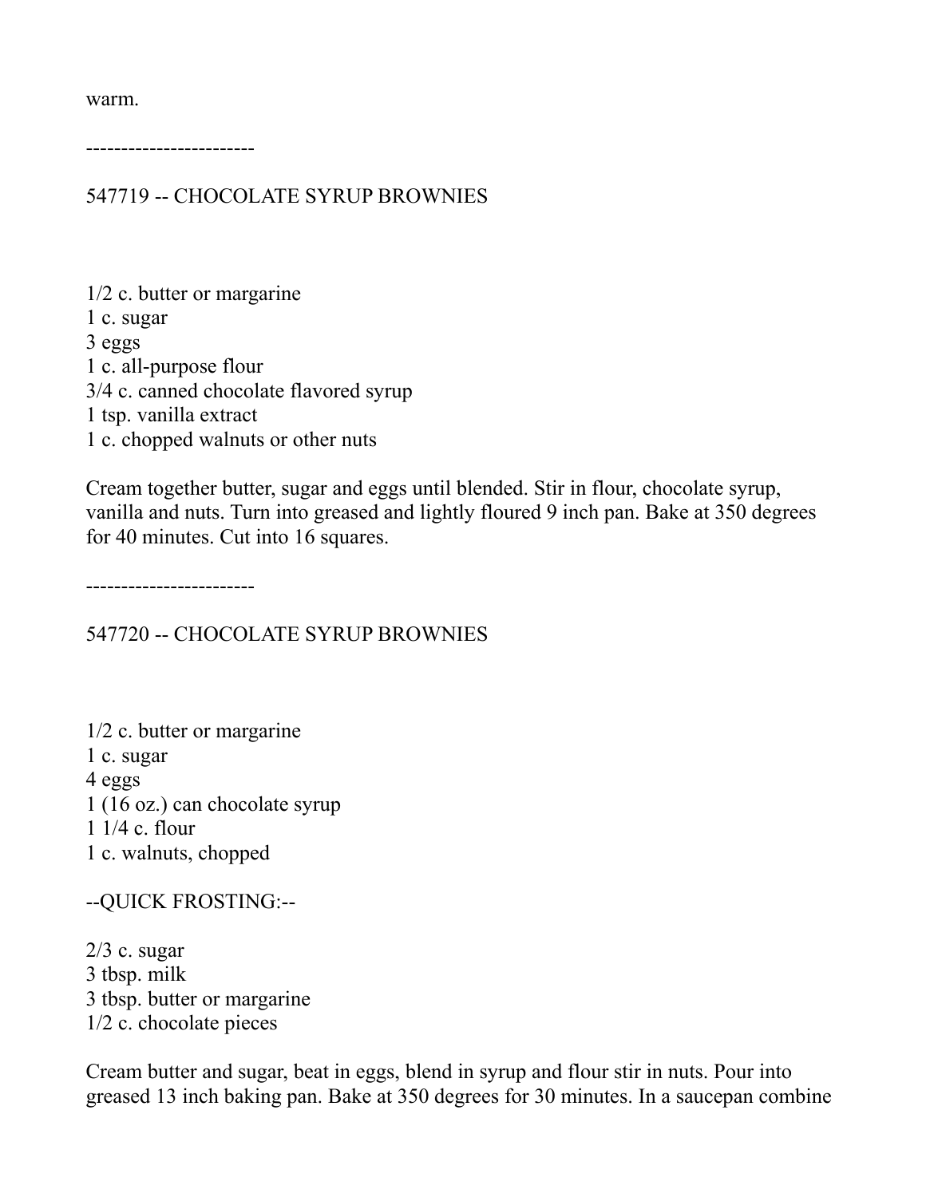warm.

------------------------

## 547719 -- CHOCOLATE SYRUP BROWNIES

1/2 c. butter or margarine
1 c. sugar
3 eggs
1 c. all-purpose flour
3/4 c. canned chocolate flavored syrup
1 tsp. vanilla extract
1 c. chopped walnuts or other nuts

Cream together butter, sugar and eggs until blended. Stir in flour, chocolate syrup, vanilla and nuts. Turn into greased and lightly floured 9 inch pan. Bake at 350 degrees for 40 minutes. Cut into 16 squares.

------------------------

## 547720 -- CHOCOLATE SYRUP BROWNIES

1/2 c. butter or margarine
1 c. sugar
4 eggs
1 (16 oz.) can chocolate syrup
1 1/4 c. flour
1 c. walnuts, chopped

--QUICK FROSTING:--

2/3 c. sugar
3 tbsp. milk
3 tbsp. butter or margarine
1/2 c. chocolate pieces

Cream butter and sugar, beat in eggs, blend in syrup and flour stir in nuts. Pour into greased 13 inch baking pan. Bake at 350 degrees for 30 minutes. In a saucepan combine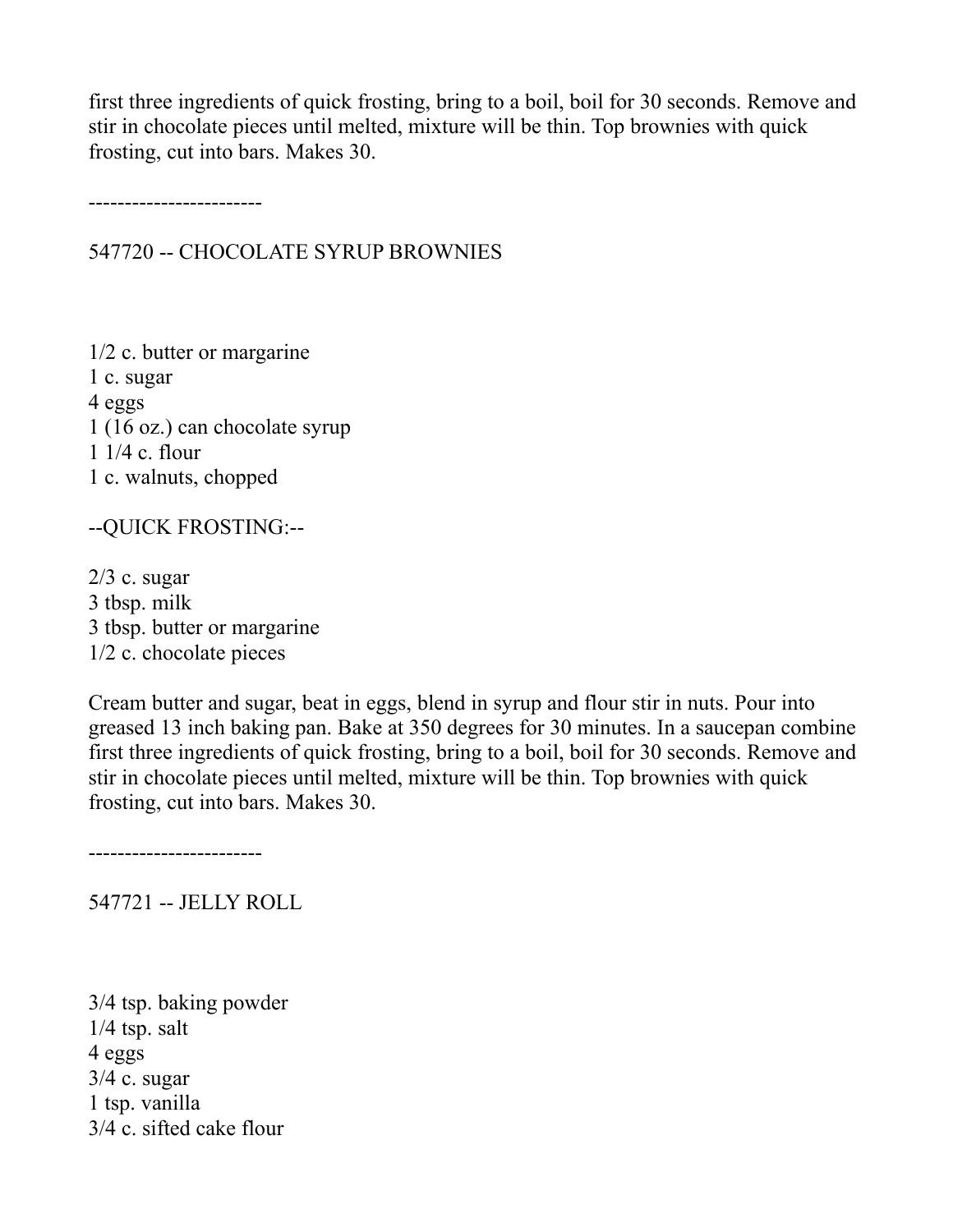first three ingredients of quick frosting, bring to a boil, boil for 30 seconds. Remove and stir in chocolate pieces until melted, mixture will be thin. Top brownies with quick frosting, cut into bars. Makes 30.

------------------------

## 547720 -- CHOCOLATE SYRUP BROWNIES

1/2 c. butter or margarine
1 c. sugar
4 eggs
1 (16 oz.) can chocolate syrup
1 1/4 c. flour
1 c. walnuts, chopped

--QUICK FROSTING:--

2/3 c. sugar
3 tbsp. milk
3 tbsp. butter or margarine
1/2 c. chocolate pieces

Cream butter and sugar, beat in eggs, blend in syrup and flour stir in nuts. Pour into greased 13 inch baking pan. Bake at 350 degrees for 30 minutes. In a saucepan combine first three ingredients of quick frosting, bring to a boil, boil for 30 seconds. Remove and stir in chocolate pieces until melted, mixture will be thin. Top brownies with quick frosting, cut into bars. Makes 30.

------------------------

## 547721 -- JELLY ROLL

3/4 tsp. baking powder
1/4 tsp. salt
4 eggs
3/4 c. sugar
1 tsp. vanilla
3/4 c. sifted cake flour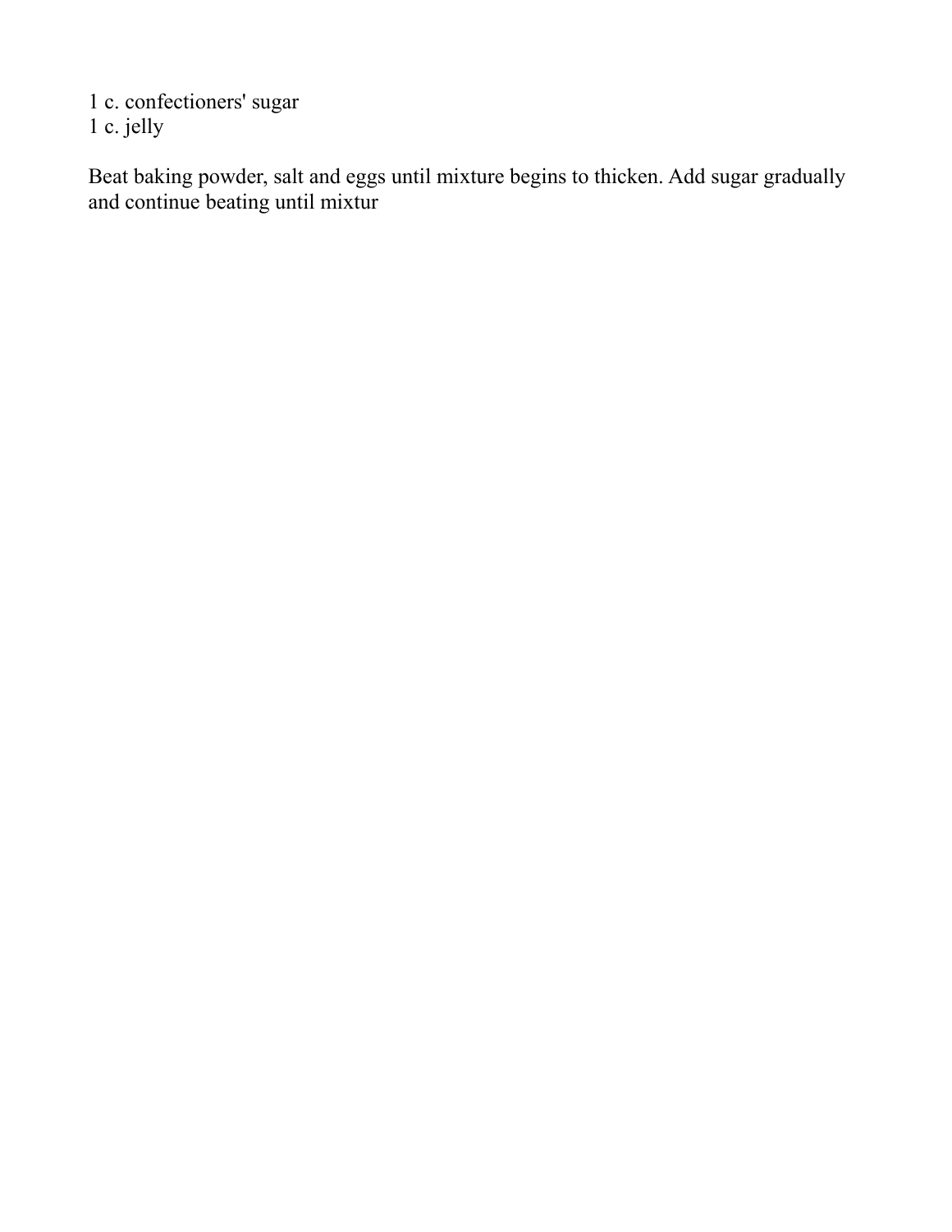1 c. confectioners' sugar
1 c. jelly

Beat baking powder, salt and eggs until mixture begins to thicken. Add sugar gradually and continue beating until mixtur